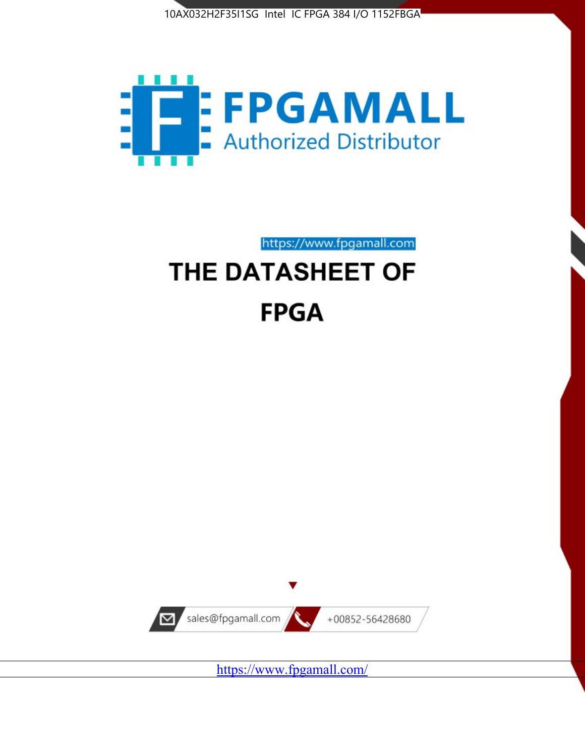10AX032H2F35I1SG Intel IC FPGA 384 I/O 1152FBGA

FPGAMALL

Authorized Distributor

https://www.fpgamall.com

# THE DATASHEET OF FPGA

sales@fpgamall.com

+00852-56428680

https://www.fpgamall.com/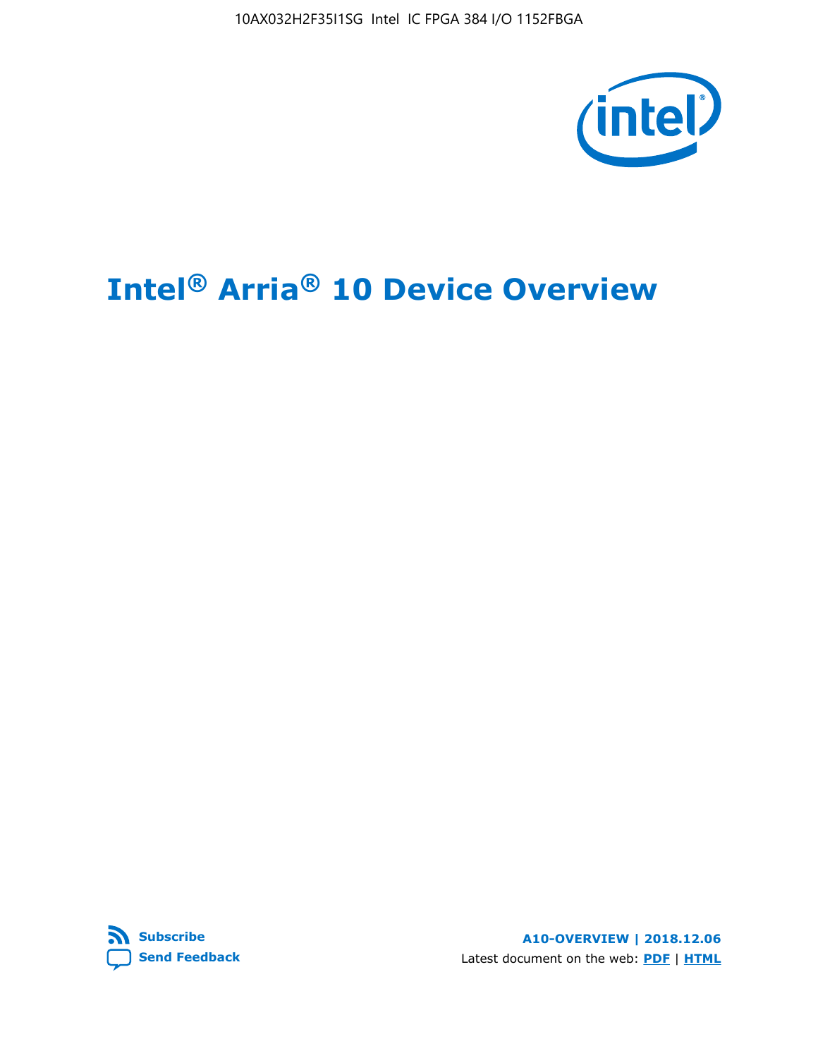# Intel® Arria® 10 Device Overview

**Subscribe**

**Send Feedback**

**A10-OVERVIEW | 2018.12.06**

Latest document on the web: **PDF** | **HTML**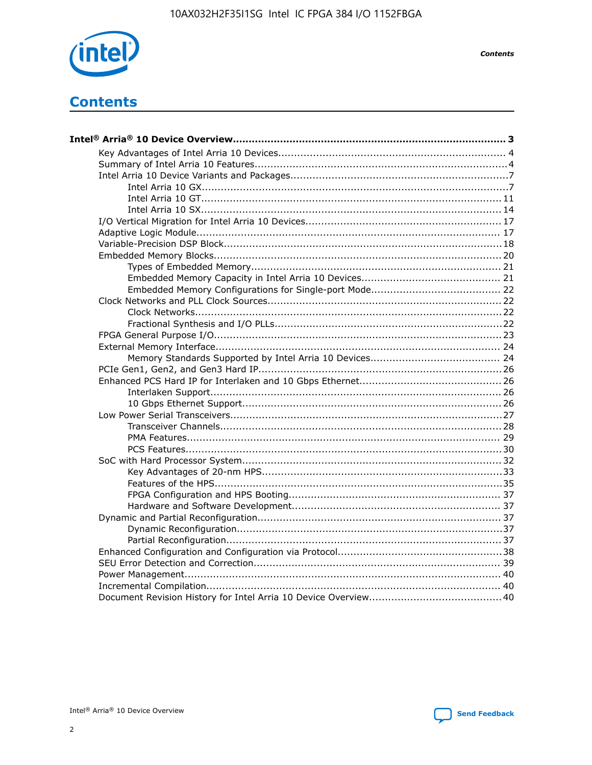# Contents

**Intel® Arria® 10 Device Overview....................................................................................... 3**

- Key Advantages of Intel Arria 10 Devices........................................................................ 4
- Summary of Intel Arria 10 Features................................................................................4
- Intel Arria 10 Device Variants and Packages.....................................................................7
  - Intel Arria 10 GX................................................................................................7
  - Intel Arria 10 GT.............................................................................................. 11
  - Intel Arria 10 SX.............................................................................................. 14
- I/O Vertical Migration for Intel Arria 10 Devices.............................................................. 17
- Adaptive Logic Module................................................................................................ 17
- Variable-Precision DSP Block........................................................................................18
- Embedded Memory Blocks........................................................................................... 20
  - Types of Embedded Memory............................................................................... 21
  - Embedded Memory Capacity in Intel Arria 10 Devices............................................ 21
  - Embedded Memory Configurations for Single-port Mode......................................... 22
- Clock Networks and PLL Clock Sources.......................................................................... 22
  - Clock Networks................................................................................................. 22
  - Fractional Synthesis and I/O PLLs........................................................................22
- FPGA General Purpose I/O........................................................................................... 23
- External Memory Interface.......................................................................................... 24
  - Memory Standards Supported by Intel Arria 10 Devices......................................... 24
- PCIe Gen1, Gen2, and Gen3 Hard IP.............................................................................26
- Enhanced PCS Hard IP for Interlaken and 10 Gbps Ethernet.............................................26
  - Interlaken Support............................................................................................ 26
  - 10 Gbps Ethernet Support.................................................................................. 26
- Low Power Serial Transceivers......................................................................................27
  - Transceiver Channels......................................................................................... 28
  - PMA Features................................................................................................... 29
  - PCS Features....................................................................................................30
- SoC with Hard Processor System.................................................................................. 32
  - Key Advantages of 20-nm HPS............................................................................33
  - Features of the HPS...........................................................................................35
  - FPGA Configuration and HPS Booting................................................................... 37
  - Hardware and Software Development.................................................................. 37
- Dynamic and Partial Reconfiguration............................................................................. 37
  - Dynamic Reconfiguration....................................................................................37
  - Partial Reconfiguration.......................................................................................37
- Enhanced Configuration and Configuration via Protocol....................................................38
- SEU Error Detection and Correction.............................................................................. 39
- Power Management.................................................................................................... 40
- Incremental Compilation............................................................................................. 40
- Document Revision History for Intel Arria 10 Device Overview..........................................40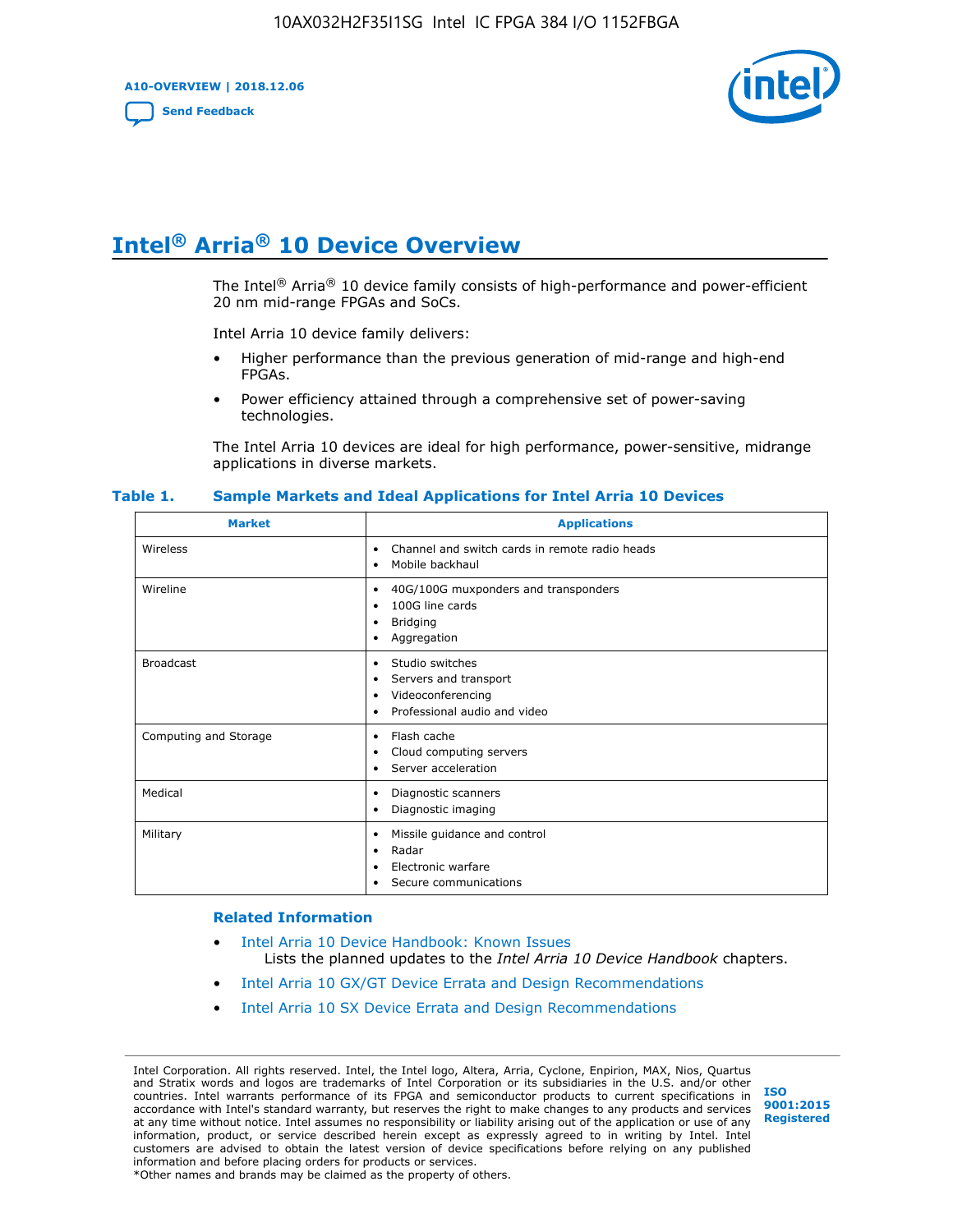# Intel® Arria® 10 Device Overview

The Intel® Arria® 10 device family consists of high-performance and power-efficient 20 nm mid-range FPGAs and SoCs.

Intel Arria 10 device family delivers:

- Higher performance than the previous generation of mid-range and high-end FPGAs.
- Power efficiency attained through a comprehensive set of power-saving technologies.

The Intel Arria 10 devices are ideal for high performance, power-sensitive, midrange applications in diverse markets.

**Table 1. Sample Markets and Ideal Applications for Intel Arria 10 Devices**

| Market | Applications |
|---|---|
| Wireless | • Channel and switch cards in remote radio heads<br>• Mobile backhaul |
| Wireline | • 40G/100G muxponders and transponders<br>• 100G line cards<br>• Bridging<br>• Aggregation |
| Broadcast | • Studio switches<br>• Servers and transport<br>• Videoconferencing<br>• Professional audio and video |
| Computing and Storage | • Flash cache<br>• Cloud computing servers<br>• Server acceleration |
| Medical | • Diagnostic scanners<br>• Diagnostic imaging |
| Military | • Missile guidance and control<br>• Radar<br>• Electronic warfare<br>• Secure communications |

### Related Information

- Intel Arria 10 Device Handbook: Known Issues
  Lists the planned updates to the *Intel Arria 10 Device Handbook* chapters.
- Intel Arria 10 GX/GT Device Errata and Design Recommendations
- Intel Arria 10 SX Device Errata and Design Recommendations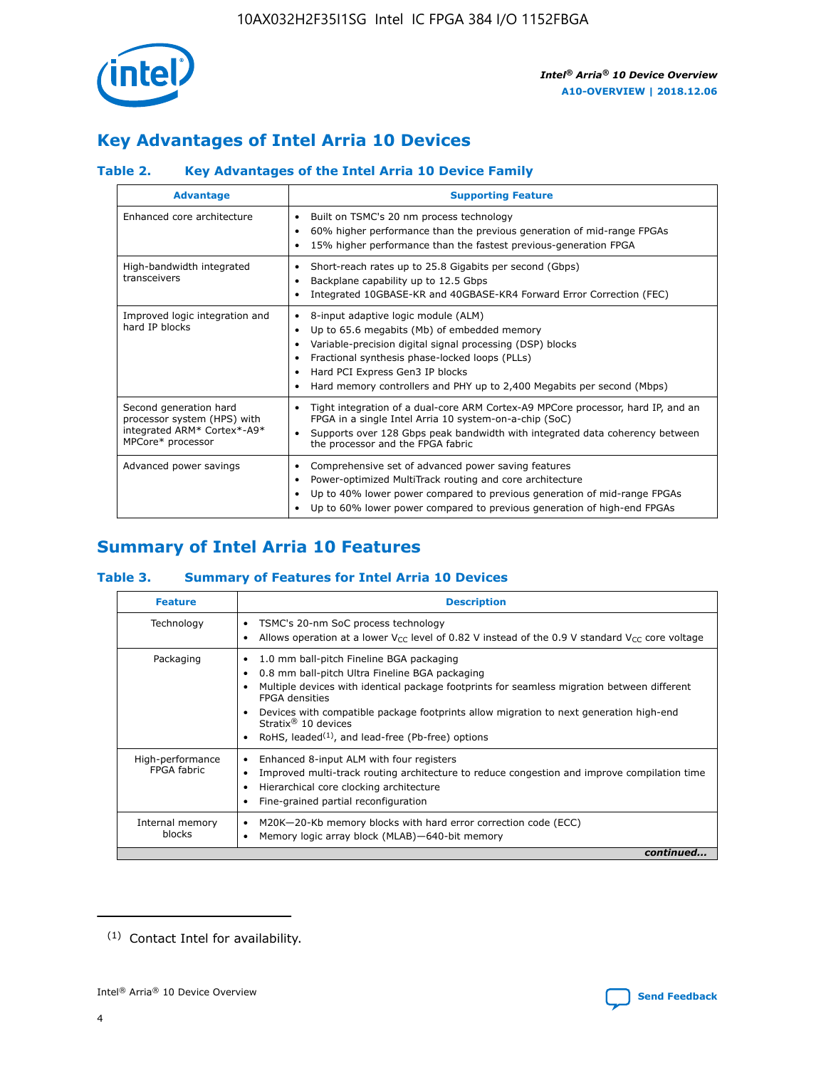# Key Advantages of Intel Arria 10 Devices

### Table 2. Key Advantages of the Intel Arria 10 Device Family

| Advantage | Supporting Feature |
|---|---|
| Enhanced core architecture | • Built on TSMC's 20 nm process technology<br>• 60% higher performance than the previous generation of mid-range FPGAs<br>• 15% higher performance than the fastest previous-generation FPGA |
| High-bandwidth integrated transceivers | • Short-reach rates up to 25.8 Gigabits per second (Gbps)<br>• Backplane capability up to 12.5 Gbps<br>• Integrated 10GBASE-KR and 40GBASE-KR4 Forward Error Correction (FEC) |
| Improved logic integration and hard IP blocks | • 8-input adaptive logic module (ALM)<br>• Up to 65.6 megabits (Mb) of embedded memory<br>• Variable-precision digital signal processing (DSP) blocks<br>• Fractional synthesis phase-locked loops (PLLs)<br>• Hard PCI Express Gen3 IP blocks<br>• Hard memory controllers and PHY up to 2,400 Megabits per second (Mbps) |
| Second generation hard processor system (HPS) with integrated ARM* Cortex*-A9* MPCore* processor | • Tight integration of a dual-core ARM Cortex-A9 MPCore processor, hard IP, and an FPGA in a single Intel Arria 10 system-on-a-chip (SoC)<br>• Supports over 128 Gbps peak bandwidth with integrated data coherency between the processor and the FPGA fabric |
| Advanced power savings | • Comprehensive set of advanced power saving features<br>• Power-optimized MultiTrack routing and core architecture<br>• Up to 40% lower power compared to previous generation of mid-range FPGAs<br>• Up to 60% lower power compared to previous generation of high-end FPGAs |

# Summary of Intel Arria 10 Features

### Table 3. Summary of Features for Intel Arria 10 Devices

| Feature | Description |
|---|---|
| Technology | • TSMC's 20-nm SoC process technology<br>• Allows operation at a lower $V_{CC}$ level of 0.82 V instead of the 0.9 V standard $V_{CC}$ core voltage |
| Packaging | • 1.0 mm ball-pitch Fineline BGA packaging<br>• 0.8 mm ball-pitch Ultra Fineline BGA packaging<br>• Multiple devices with identical package footprints for seamless migration between different FPGA densities<br>• Devices with compatible package footprints allow migration to next generation high-end Stratix® 10 devices<br>• RoHS, leaded[(1)], and lead-free (Pb-free) options |
| High-performance FPGA fabric | • Enhanced 8-input ALM with four registers<br>• Improved multi-track routing architecture to reduce congestion and improve compilation time<br>• Hierarchical core clocking architecture<br>• Fine-grained partial reconfiguration |
| Internal memory blocks | • M20K—20-Kb memory blocks with hard error correction code (ECC)<br>• Memory logic array block (MLAB)—640-bit memory |

*continued...*

(1) Contact Intel for availability.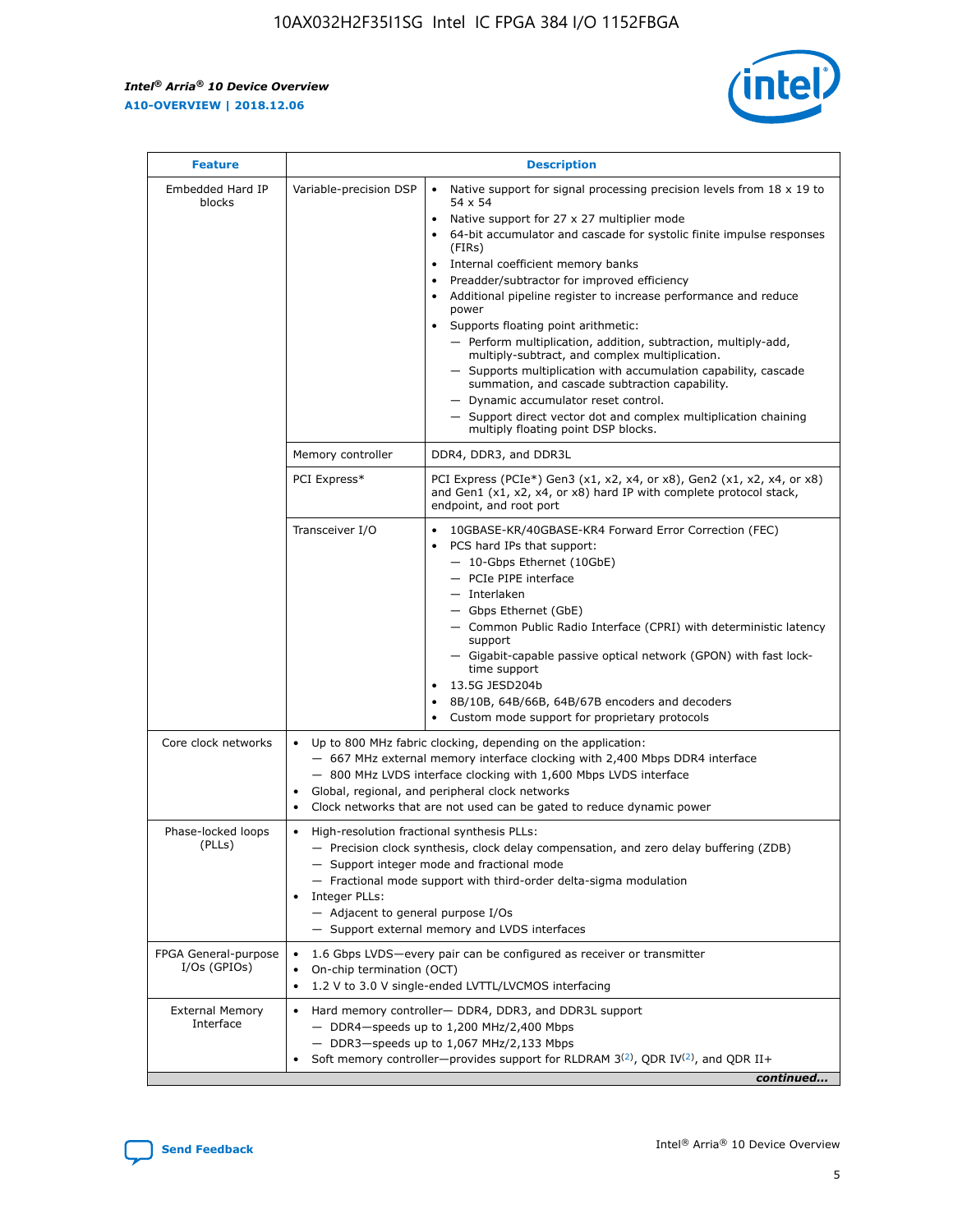| Feature | Description | |
|---|---|---|
| Embedded Hard IP blocks | Variable-precision DSP | • Native support for signal processing precision levels from 18 x 19 to 54 x 54<br>• Native support for 27 x 27 multiplier mode<br>• 64-bit accumulator and cascade for systolic finite impulse responses (FIRs)<br>• Internal coefficient memory banks<br>• Preadder/subtractor for improved efficiency<br>• Additional pipeline register to increase performance and reduce power<br>• Supports floating point arithmetic:<br>— Perform multiplication, addition, subtraction, multiply-add, multiply-subtract, and complex multiplication.<br>— Supports multiplication with accumulation capability, cascade summation, and cascade subtraction capability.<br>— Dynamic accumulator reset control.<br>— Support direct vector dot and complex multiplication chaining multiply floating point DSP blocks. |
| | Memory controller | DDR4, DDR3, and DDR3L |
| | PCI Express* | PCI Express (PCIe*) Gen3 (x1, x2, x4, or x8), Gen2 (x1, x2, x4, or x8) and Gen1 (x1, x2, x4, or x8) hard IP with complete protocol stack, endpoint, and root port |
| | Transceiver I/O | • 10GBASE-KR/40GBASE-KR4 Forward Error Correction (FEC)<br>• PCS hard IPs that support:<br>— 10-Gbps Ethernet (10GbE)<br>— PCIe PIPE interface<br>— Interlaken<br>— Gbps Ethernet (GbE)<br>— Common Public Radio Interface (CPRI) with deterministic latency support<br>— Gigabit-capable passive optical network (GPON) with fast lock-time support<br>• 13.5G JESD204b<br>• 8B/10B, 64B/66B, 64B/67B encoders and decoders<br>• Custom mode support for proprietary protocols |
| Core clock networks | • Up to 800 MHz fabric clocking, depending on the application:<br>— 667 MHz external memory interface clocking with 2,400 Mbps DDR4 interface<br>— 800 MHz LVDS interface clocking with 1,600 Mbps LVDS interface<br>• Global, regional, and peripheral clock networks<br>• Clock networks that are not used can be gated to reduce dynamic power | |
| Phase-locked loops (PLLs) | • High-resolution fractional synthesis PLLs:<br>— Precision clock synthesis, clock delay compensation, and zero delay buffering (ZDB)<br>— Support integer mode and fractional mode<br>— Fractional mode support with third-order delta-sigma modulation<br>• Integer PLLs:<br>— Adjacent to general purpose I/Os<br>— Support external memory and LVDS interfaces | |
| FPGA General-purpose I/Os (GPIOs) | • 1.6 Gbps LVDS—every pair can be configured as receiver or transmitter<br>• On-chip termination (OCT)<br>• 1.2 V to 3.0 V single-ended LVTTL/LVCMOS interfacing | |
| External Memory Interface | • Hard memory controller— DDR4, DDR3, and DDR3L support<br>— DDR4—speeds up to 1,200 MHz/2,400 Mbps<br>— DDR3—speeds up to 1,067 MHz/2,133 Mbps<br>• Soft memory controller—provides support for RLDRAM 3[(2)], QDR IV[(2)], and QDR II+ | |

*continued...*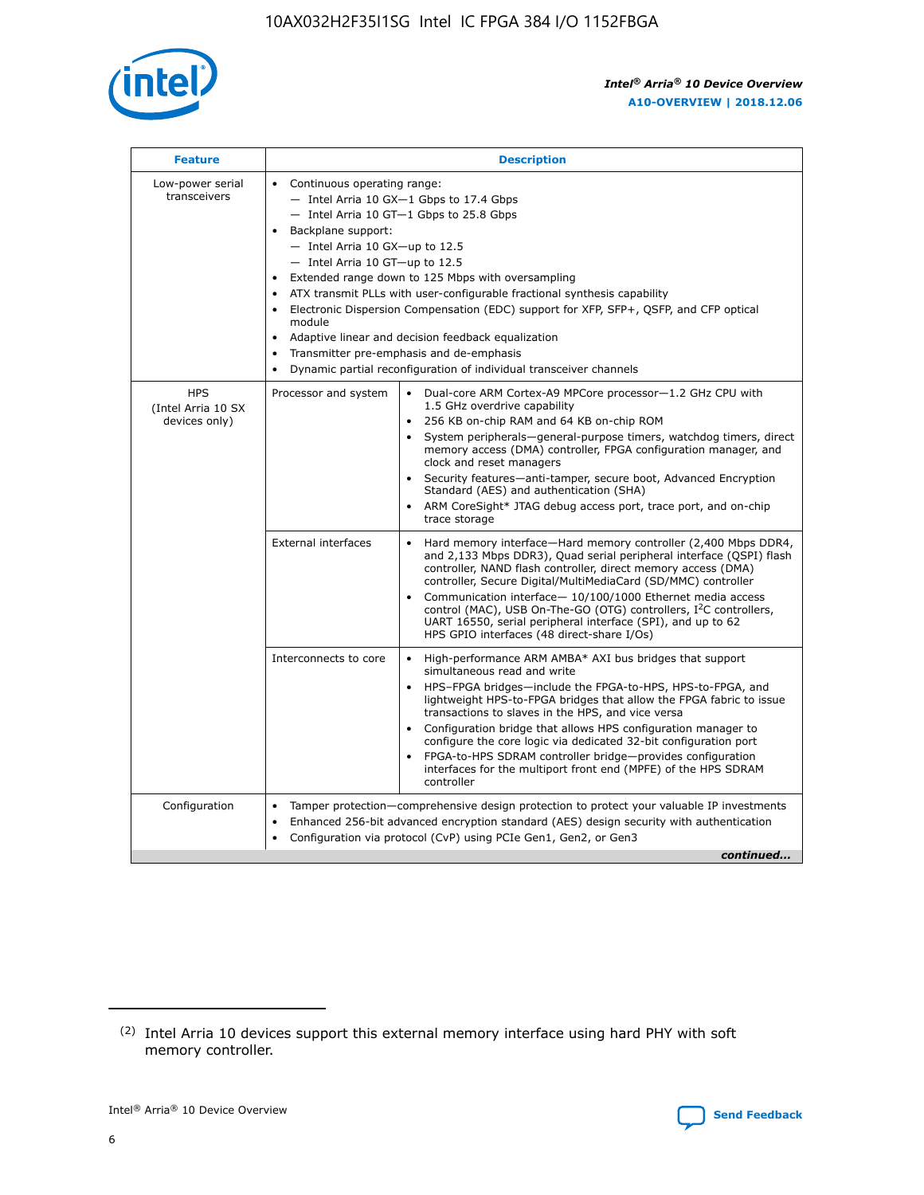| Feature | Description | |
|---|---|---|
| Low-power serial transceivers | • Continuous operating range:<br>— Intel Arria 10 GX—1 Gbps to 17.4 Gbps<br>— Intel Arria 10 GT—1 Gbps to 25.8 Gbps<br>• Backplane support:<br>— Intel Arria 10 GX—up to 12.5<br>— Intel Arria 10 GT—up to 12.5<br>• Extended range down to 125 Mbps with oversampling<br>• ATX transmit PLLs with user-configurable fractional synthesis capability<br>• Electronic Dispersion Compensation (EDC) support for XFP, SFP+, QSFP, and CFP optical module<br>• Adaptive linear and decision feedback equalization<br>• Transmitter pre-emphasis and de-emphasis<br>• Dynamic partial reconfiguration of individual transceiver channels | |
| HPS (Intel Arria 10 SX devices only) | Processor and system | • Dual-core ARM Cortex-A9 MPCore processor—1.2 GHz CPU with 1.5 GHz overdrive capability<br>• 256 KB on-chip RAM and 64 KB on-chip ROM<br>• System peripherals—general-purpose timers, watchdog timers, direct memory access (DMA) controller, FPGA configuration manager, and clock and reset managers<br>• Security features—anti-tamper, secure boot, Advanced Encryption Standard (AES) and authentication (SHA)<br>• ARM CoreSight* JTAG debug access port, trace port, and on-chip trace storage |
| | External interfaces | • Hard memory interface—Hard memory controller (2,400 Mbps DDR4, and 2,133 Mbps DDR3), Quad serial peripheral interface (QSPI) flash controller, NAND flash controller, direct memory access (DMA) controller, Secure Digital/MultiMediaCard (SD/MMC) controller<br>• Communication interface— 10/100/1000 Ethernet media access control (MAC), USB On-The-GO (OTG) controllers, I²C controllers, UART 16550, serial peripheral interface (SPI), and up to 62 HPS GPIO interfaces (48 direct-share I/Os) |
| | Interconnects to core | • High-performance ARM AMBA* AXI bus bridges that support simultaneous read and write<br>• HPS–FPGA bridges—include the FPGA-to-HPS, HPS-to-FPGA, and lightweight HPS-to-FPGA bridges that allow the FPGA fabric to issue transactions to slaves in the HPS, and vice versa<br>• Configuration bridge that allows HPS configuration manager to configure the core logic via dedicated 32-bit configuration port<br>• FPGA-to-HPS SDRAM controller bridge—provides configuration interfaces for the multiport front end (MPFE) of the HPS SDRAM controller |
| Configuration | • Tamper protection—comprehensive design protection to protect your valuable IP investments<br>• Enhanced 256-bit advanced encryption standard (AES) design security with authentication<br>• Configuration via protocol (CvP) using PCIe Gen1, Gen2, or Gen3 | |

*continued...*

(2) Intel Arria 10 devices support this external memory interface using hard PHY with soft memory controller.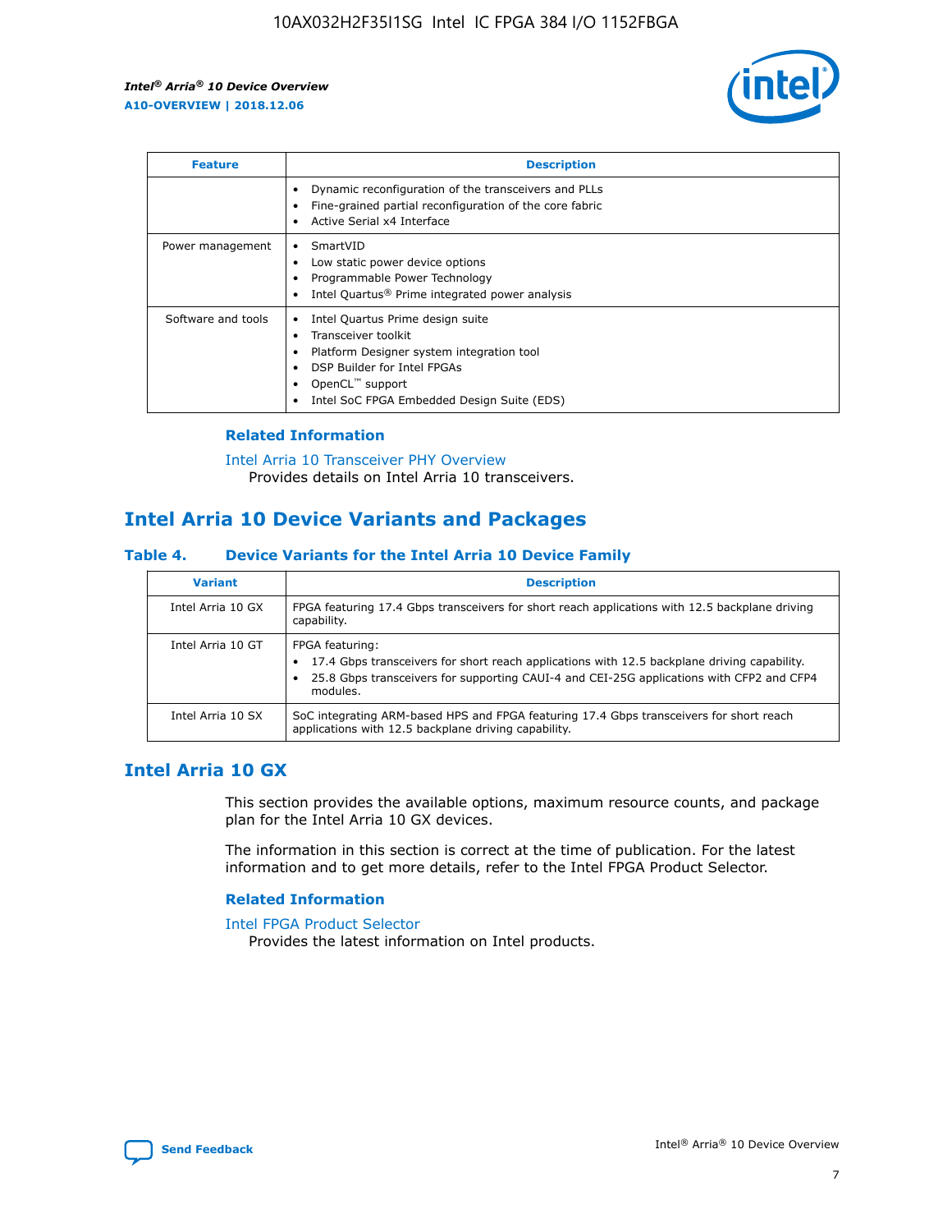| Feature | Description |
| --- | --- |
| | • Dynamic reconfiguration of the transceivers and PLLs<br>• Fine-grained partial reconfiguration of the core fabric<br>• Active Serial x4 Interface |
| Power management | • SmartVID<br>• Low static power device options<br>• Programmable Power Technology<br>• Intel Quartus® Prime integrated power analysis |
| Software and tools | • Intel Quartus Prime design suite<br>• Transceiver toolkit<br>• Platform Designer system integration tool<br>• DSP Builder for Intel FPGAs<br>• OpenCL™ support<br>• Intel SoC FPGA Embedded Design Suite (EDS) |

### Related Information

Intel Arria 10 Transceiver PHY Overview
Provides details on Intel Arria 10 transceivers.

## Intel Arria 10 Device Variants and Packages

#### Table 4. Device Variants for the Intel Arria 10 Device Family

| Variant | Description |
| --- | --- |
| Intel Arria 10 GX | FPGA featuring 17.4 Gbps transceivers for short reach applications with 12.5 backplane driving capability. |
| Intel Arria 10 GT | FPGA featuring:<br>• 17.4 Gbps transceivers for short reach applications with 12.5 backplane driving capability.<br>• 25.8 Gbps transceivers for supporting CAUI-4 and CEI-25G applications with CFP2 and CFP4 modules. |
| Intel Arria 10 SX | SoC integrating ARM-based HPS and FPGA featuring 17.4 Gbps transceivers for short reach applications with 12.5 backplane driving capability. |

## Intel Arria 10 GX

This section provides the available options, maximum resource counts, and package plan for the Intel Arria 10 GX devices.

The information in this section is correct at the time of publication. For the latest information and to get more details, refer to the Intel FPGA Product Selector.

### Related Information

Intel FPGA Product Selector
Provides the latest information on Intel products.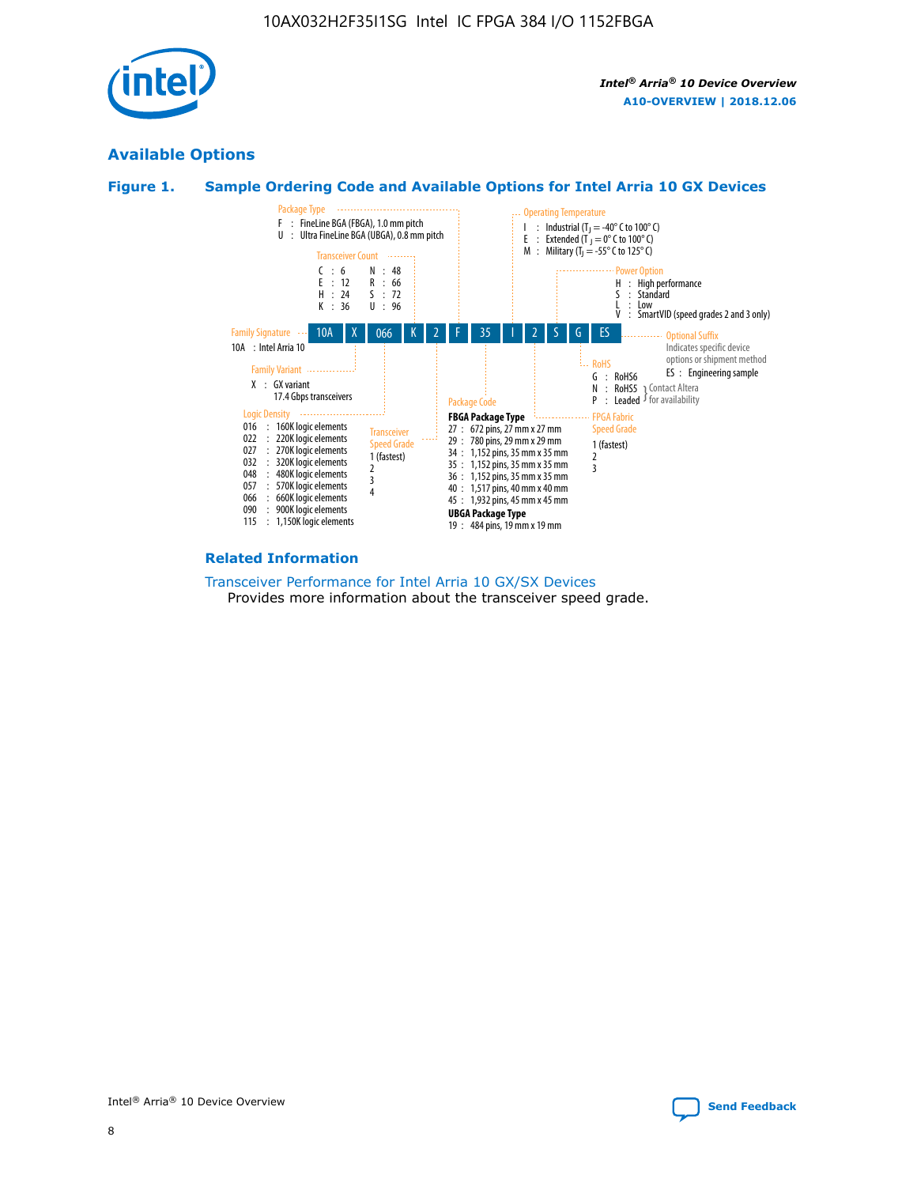## Available Options

### Figure 1. Sample Ordering Code and Available Options for Intel Arria 10 GX Devices

10A X 066 K 2 F 35 I 2 S G ES

Family Signature
10A : Intel Arria 10

Family Variant
X : GX variant
17.4 Gbps transceivers

Logic Density
016 : 160K logic elements
022 : 220K logic elements
027 : 270K logic elements
032 : 320K logic elements
048 : 480K logic elements
057 : 570K logic elements
066 : 660K logic elements
090 : 900K logic elements
115 : 1,150K logic elements

Package Type
F : FineLine BGA (FBGA), 1.0 mm pitch
U : Ultra FineLine BGA (UBGA), 0.8 mm pitch

Transceiver Count
C : 6
E : 12
H : 24
K : 36
N : 48
R : 66
S : 72
U : 96

Transceiver Speed Grade
1 (fastest)
2
3
4

Package Code
**FBGA Package Type**
27 : 672 pins, 27 mm x 27 mm
29 : 780 pins, 29 mm x 29 mm
34 : 1,152 pins, 35 mm x 35 mm
35 : 1,152 pins, 35 mm x 35 mm
36 : 1,152 pins, 35 mm x 35 mm
40 : 1,517 pins, 40 mm x 40 mm
45 : 1,932 pins, 45 mm x 45 mm
**UBGA Package Type**
19 : 484 pins, 19 mm x 19 mm

Operating Temperature
I : Industrial ($T_J$ = -40° C to 100° C)
E : Extended ($T_J$ = 0° C to 100° C)
M : Military ($T_J$ = -55° C to 125° C)

Power Option
H : High performance
S : Standard
L : Low
V : SmartVID (speed grades 2 and 3 only)

FPGA Fabric Speed Grade
1 (fastest)
2
3

RoHS
G : RoHS6
N : RoHS5
P : Leaded
Contact Altera for availability (N, P)

Optional Suffix
Indicates specific device options or shipment method
ES : Engineering sample

### Related Information

Transceiver Performance for Intel Arria 10 GX/SX Devices
Provides more information about the transceiver speed grade.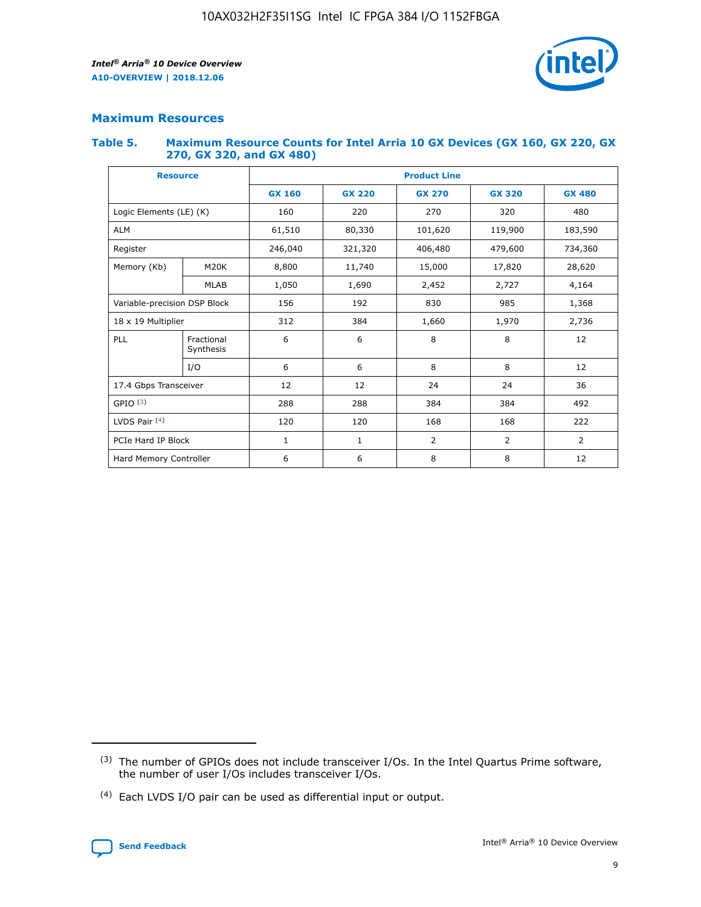## Maximum Resources

### Table 5. Maximum Resource Counts for Intel Arria 10 GX Devices (GX 160, GX 220, GX 270, GX 320, and GX 480)

| Resource | | Product Line | | | | |
|---|---|---|---|---|---|---|
| | | GX 160 | GX 220 | GX 270 | GX 320 | GX 480 |
| Logic Elements (LE) (K) | | 160 | 220 | 270 | 320 | 480 |
| ALM | | 61,510 | 80,330 | 101,620 | 119,900 | 183,590 |
| Register | | 246,040 | 321,320 | 406,480 | 479,600 | 734,360 |
| Memory (Kb) | M20K | 8,800 | 11,740 | 15,000 | 17,820 | 28,620 |
| | MLAB | 1,050 | 1,690 | 2,452 | 2,727 | 4,164 |
| Variable-precision DSP Block | | 156 | 192 | 830 | 985 | 1,368 |
| 18 x 19 Multiplier | | 312 | 384 | 1,660 | 1,970 | 2,736 |
| PLL | Fractional Synthesis | 6 | 6 | 8 | 8 | 12 |
| | I/O | 6 | 6 | 8 | 8 | 12 |
| 17.4 Gbps Transceiver | | 12 | 12 | 24 | 24 | 36 |
| GPIO [3] | | 288 | 288 | 384 | 384 | 492 |
| LVDS Pair [4] | | 120 | 120 | 168 | 168 | 222 |
| PCIe Hard IP Block | | 1 | 1 | 2 | 2 | 2 |
| Hard Memory Controller | | 6 | 6 | 8 | 8 | 12 |

[3] The number of GPIOs does not include transceiver I/Os. In the Intel Quartus Prime software, the number of user I/Os includes transceiver I/Os.

[4] Each LVDS I/O pair can be used as differential input or output.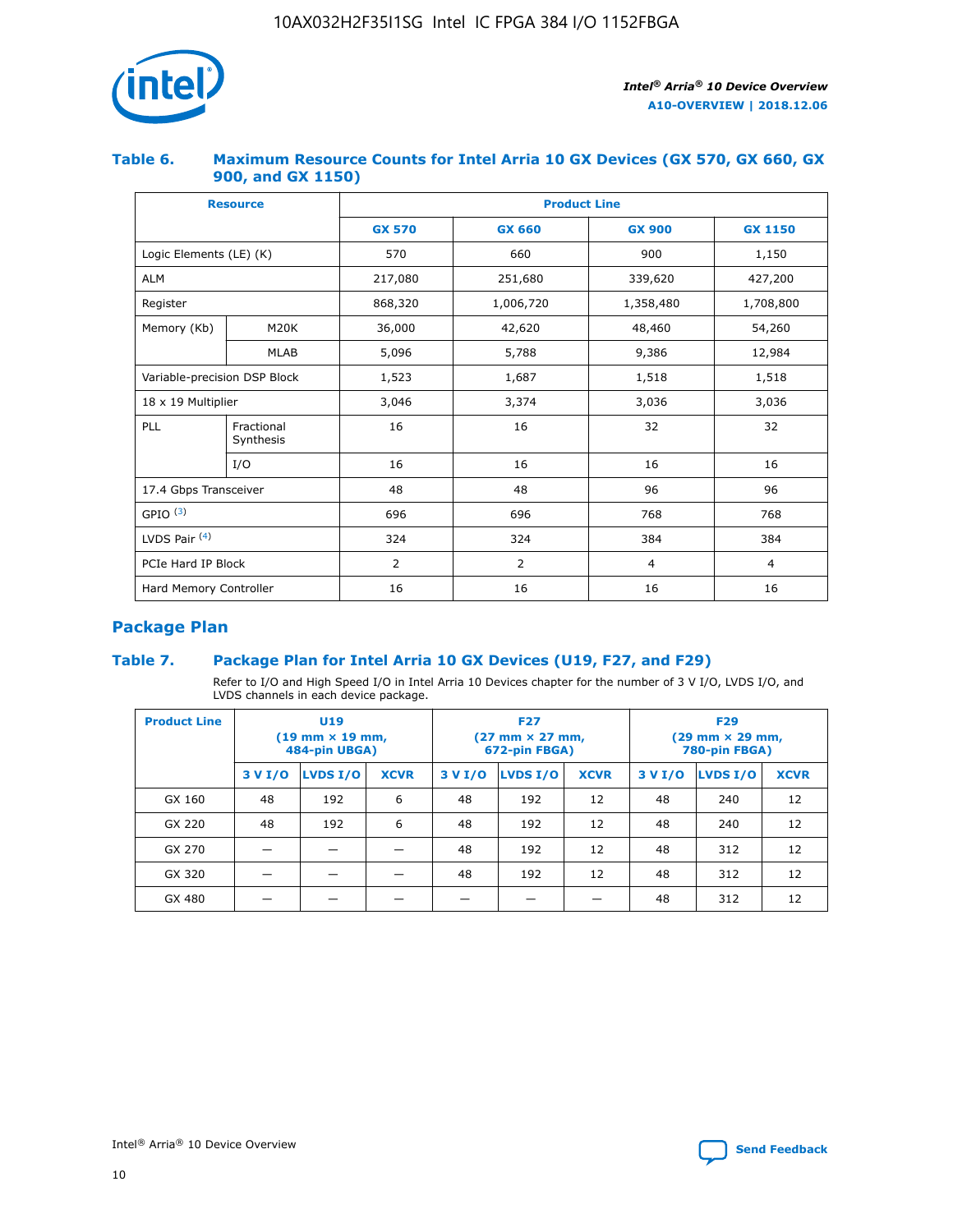## Table 6. Maximum Resource Counts for Intel Arria 10 GX Devices (GX 570, GX 660, GX 900, and GX 1150)

| Resource | | Product Line | | | |
|---|---|---|---|---|---|
| | | GX 570 | GX 660 | GX 900 | GX 1150 |
| Logic Elements (LE) (K) | | 570 | 660 | 900 | 1,150 |
| ALM | | 217,080 | 251,680 | 339,620 | 427,200 |
| Register | | 868,320 | 1,006,720 | 1,358,480 | 1,708,800 |
| Memory (Kb) | M20K | 36,000 | 42,620 | 48,460 | 54,260 |
| | MLAB | 5,096 | 5,788 | 9,386 | 12,984 |
| Variable-precision DSP Block | | 1,523 | 1,687 | 1,518 | 1,518 |
| 18 x 19 Multiplier | | 3,046 | 3,374 | 3,036 | 3,036 |
| PLL | Fractional Synthesis | 16 | 16 | 32 | 32 |
| | I/O | 16 | 16 | 16 | 16 |
| 17.4 Gbps Transceiver | | 48 | 48 | 96 | 96 |
| GPIO [(3)] | | 696 | 696 | 768 | 768 |
| LVDS Pair [(4)] | | 324 | 324 | 384 | 384 |
| PCIe Hard IP Block | | 2 | 2 | 4 | 4 |
| Hard Memory Controller | | 16 | 16 | 16 | 16 |

## Package Plan

## Table 7. Package Plan for Intel Arria 10 GX Devices (U19, F27, and F29)

Refer to I/O and High Speed I/O in Intel Arria 10 Devices chapter for the number of 3 V I/O, LVDS I/O, and LVDS channels in each device package.

| Product Line | U19 (19 mm × 19 mm, 484-pin UBGA) | | | F27 (27 mm × 27 mm, 672-pin FBGA) | | | F29 (29 mm × 29 mm, 780-pin FBGA) | | |
|---|---|---|---|---|---|---|---|---|---|
| | 3 V I/O | LVDS I/O | XCVR | 3 V I/O | LVDS I/O | XCVR | 3 V I/O | LVDS I/O | XCVR |
| GX 160 | 48 | 192 | 6 | 48 | 192 | 12 | 48 | 240 | 12 |
| GX 220 | 48 | 192 | 6 | 48 | 192 | 12 | 48 | 240 | 12 |
| GX 270 | — | — | — | 48 | 192 | 12 | 48 | 312 | 12 |
| GX 320 | — | — | — | 48 | 192 | 12 | 48 | 312 | 12 |
| GX 480 | — | — | — | — | — | — | 48 | 312 | 12 |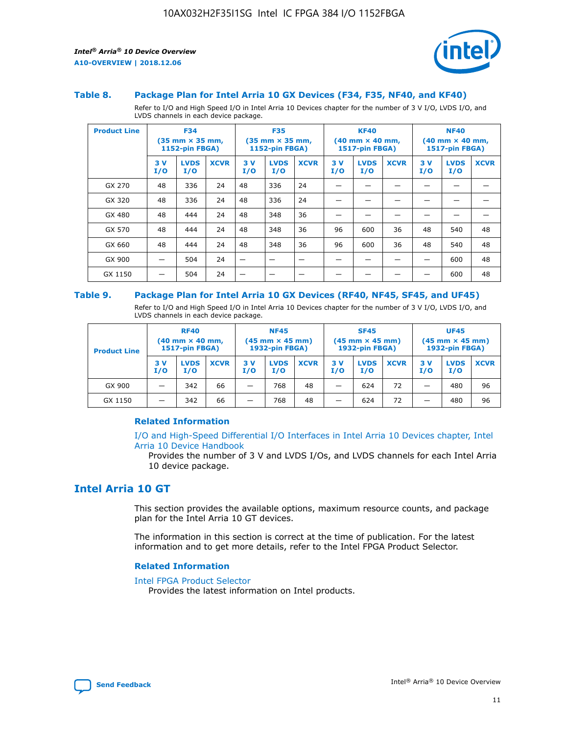### Table 8. Package Plan for Intel Arria 10 GX Devices (F34, F35, NF40, and KF40)

Refer to I/O and High Speed I/O in Intel Arria 10 Devices chapter for the number of 3 V I/O, LVDS I/O, and LVDS channels in each device package.

| Product Line | F34 (35 mm × 35 mm, 1152-pin FBGA) | | | F35 (35 mm × 35 mm, 1152-pin FBGA) | | | KF40 (40 mm × 40 mm, 1517-pin FBGA) | | | NF40 (40 mm × 40 mm, 1517-pin FBGA) | | |
|---|---|---|---|---|---|---|---|---|---|---|---|---|
| | 3 V I/O | LVDS I/O | XCVR | 3 V I/O | LVDS I/O | XCVR | 3 V I/O | LVDS I/O | XCVR | 3 V I/O | LVDS I/O | XCVR |
| GX 270 | 48 | 336 | 24 | 48 | 336 | 24 | — | — | — | — | — | — |
| GX 320 | 48 | 336 | 24 | 48 | 336 | 24 | — | — | — | — | — | — |
| GX 480 | 48 | 444 | 24 | 48 | 348 | 36 | — | — | — | — | — | — |
| GX 570 | 48 | 444 | 24 | 48 | 348 | 36 | 96 | 600 | 36 | 48 | 540 | 48 |
| GX 660 | 48 | 444 | 24 | 48 | 348 | 36 | 96 | 600 | 36 | 48 | 540 | 48 |
| GX 900 | — | 504 | 24 | — | — | — | — | — | — | — | 600 | 48 |
| GX 1150 | — | 504 | 24 | — | — | — | — | — | — | — | 600 | 48 |

### Table 9. Package Plan for Intel Arria 10 GX Devices (RF40, NF45, SF45, and UF45)

Refer to I/O and High Speed I/O in Intel Arria 10 Devices chapter for the number of 3 V I/O, LVDS I/O, and LVDS channels in each device package.

| Product Line | RF40 (40 mm × 40 mm, 1517-pin FBGA) | | | NF45 (45 mm × 45 mm) 1932-pin FBGA) | | | SF45 (45 mm × 45 mm) 1932-pin FBGA) | | | UF45 (45 mm × 45 mm) 1932-pin FBGA) | | |
|---|---|---|---|---|---|---|---|---|---|---|---|---|
| | 3 V I/O | LVDS I/O | XCVR | 3 V I/O | LVDS I/O | XCVR | 3 V I/O | LVDS I/O | XCVR | 3 V I/O | LVDS I/O | XCVR |
| GX 900 | — | 342 | 66 | — | 768 | 48 | — | 624 | 72 | — | 480 | 96 |
| GX 1150 | — | 342 | 66 | — | 768 | 48 | — | 624 | 72 | — | 480 | 96 |

#### Related Information

I/O and High-Speed Differential I/O Interfaces in Intel Arria 10 Devices chapter, Intel Arria 10 Device Handbook

Provides the number of 3 V and LVDS I/Os, and LVDS channels for each Intel Arria 10 device package.

## Intel Arria 10 GT

This section provides the available options, maximum resource counts, and package plan for the Intel Arria 10 GT devices.

The information in this section is correct at the time of publication. For the latest information and to get more details, refer to the Intel FPGA Product Selector.

#### Related Information

Intel FPGA Product Selector

Provides the latest information on Intel products.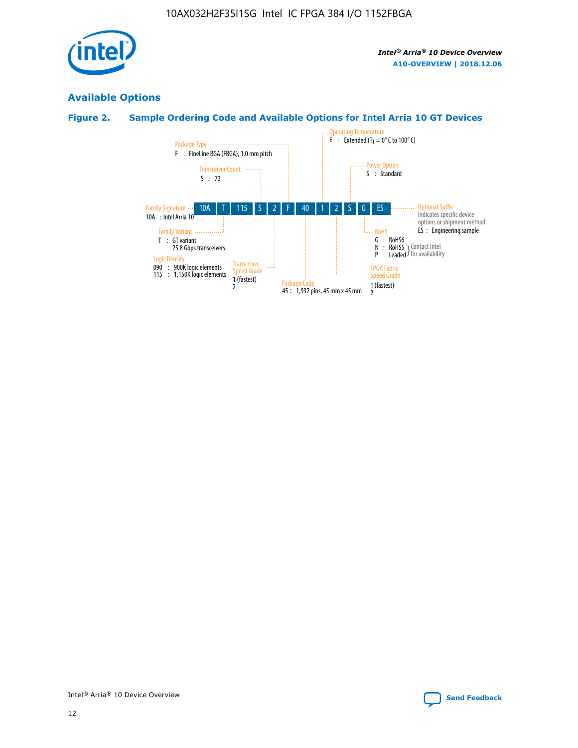## Available Options

### Figure 2. Sample Ordering Code and Available Options for Intel Arria 10 GT Devices

10A T 115 S 2 F 40 I 2 S G ES

Family Signature
10A : Intel Arria 10

Family Variant
T : GT variant
25.8 Gbps transceivers

Logic Density
090 : 900K logic elements
115 : 1,150K logic elements

Transceiver Count
S : 72

Transceiver Speed Grade
1 (fastest)
2

Package Type
F : FineLine BGA (FBGA), 1.0 mm pitch

Package Code
45 : 1,932 pins, 45 mm x 45 mm

Operating Temperature
E : Extended ($T_J$ = 0° C to 100° C)

FPGA Fabric Speed Grade
1 (fastest)
2

Power Option
S : Standard

RoHS
G : RoHS6
N : RoHS5
P : Leaded
} Contact Intel for availability

Optional Suffix
Indicates specific device options or shipment method
ES : Engineering sample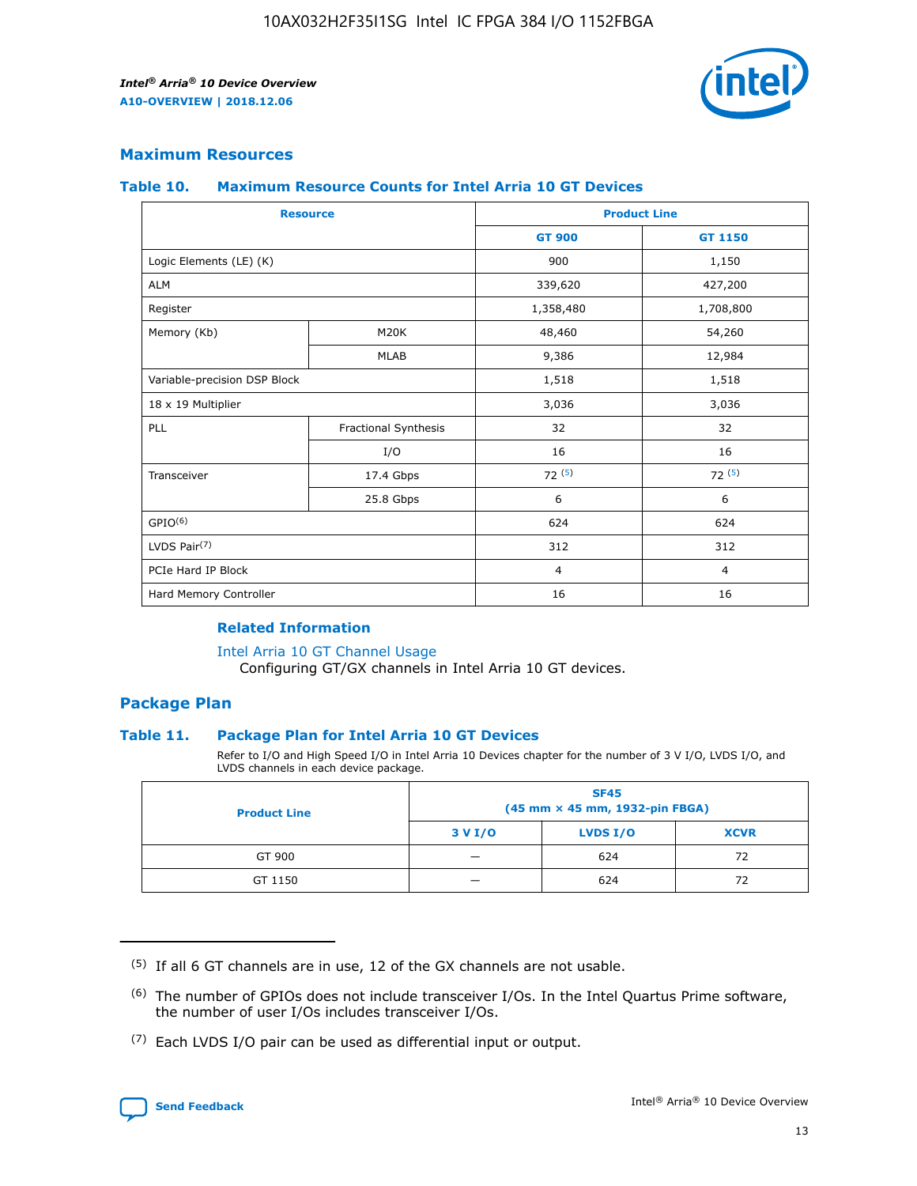## Maximum Resources

### Table 10. Maximum Resource Counts for Intel Arria 10 GT Devices

| Resource | | Product Line | |
|---|---|---|---|
| | | GT 900 | GT 1150 |
| Logic Elements (LE) (K) | | 900 | 1,150 |
| ALM | | 339,620 | 427,200 |
| Register | | 1,358,480 | 1,708,800 |
| Memory (Kb) | M20K | 48,460 | 54,260 |
| | MLAB | 9,386 | 12,984 |
| Variable-precision DSP Block | | 1,518 | 1,518 |
| 18 x 19 Multiplier | | 3,036 | 3,036 |
| PLL | Fractional Synthesis | 32 | 32 |
| | I/O | 16 | 16 |
| Transceiver | 17.4 Gbps | 72 (5) | 72 (5) |
| | 25.8 Gbps | 6 | 6 |
| GPIO(6) | | 624 | 624 |
| LVDS Pair(7) | | 312 | 312 |
| PCIe Hard IP Block | | 4 | 4 |
| Hard Memory Controller | | 16 | 16 |

#### Related Information

Intel Arria 10 GT Channel Usage
Configuring GT/GX channels in Intel Arria 10 GT devices.

## Package Plan

### Table 11. Package Plan for Intel Arria 10 GT Devices

Refer to I/O and High Speed I/O in Intel Arria 10 Devices chapter for the number of 3 V I/O, LVDS I/O, and LVDS channels in each device package.

| Product Line | SF45 (45 mm × 45 mm, 1932-pin FBGA) | | |
|---|---|---|---|
| | 3 V I/O | LVDS I/O | XCVR |
| GT 900 | — | 624 | 72 |
| GT 1150 | — | 624 | 72 |

(5) If all 6 GT channels are in use, 12 of the GX channels are not usable.

(6) The number of GPIOs does not include transceiver I/Os. In the Intel Quartus Prime software, the number of user I/Os includes transceiver I/Os.

(7) Each LVDS I/O pair can be used as differential input or output.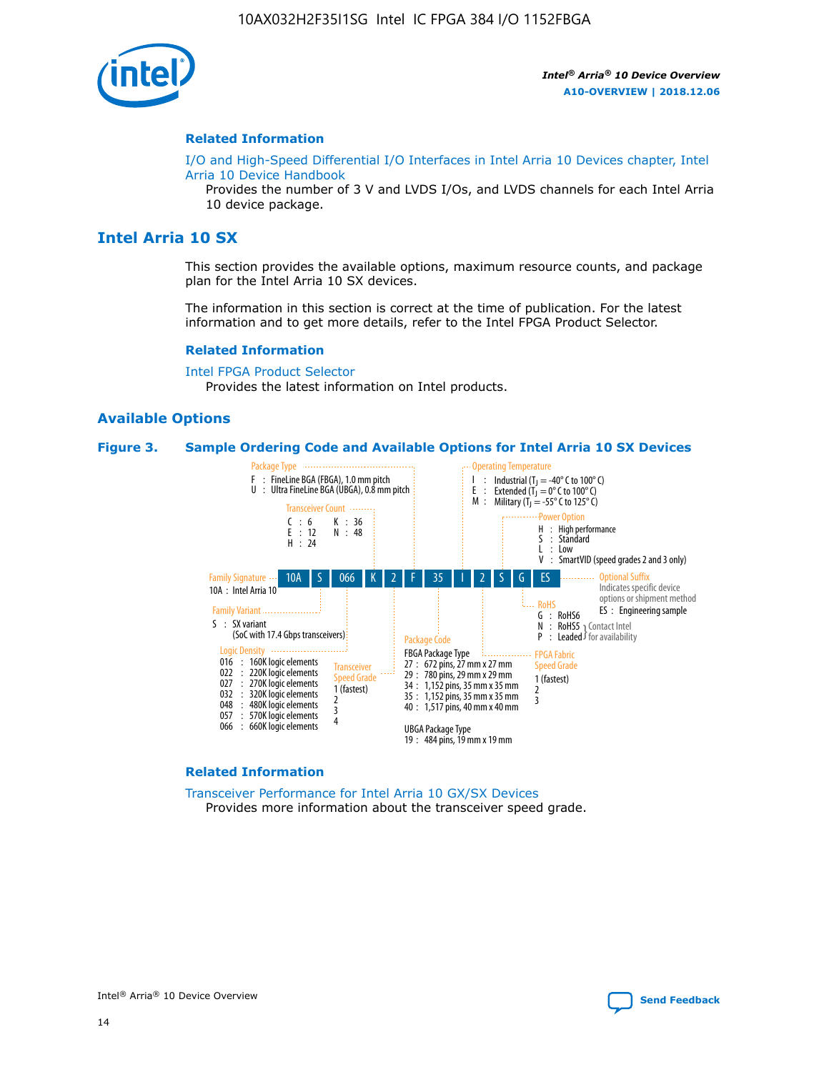## Related Information

I/O and High-Speed Differential I/O Interfaces in Intel Arria 10 Devices chapter, Intel Arria 10 Device Handbook

Provides the number of 3 V and LVDS I/Os, and LVDS channels for each Intel Arria 10 device package.

# Intel Arria 10 SX

This section provides the available options, maximum resource counts, and package plan for the Intel Arria 10 SX devices.

The information in this section is correct at the time of publication. For the latest information and to get more details, refer to the Intel FPGA Product Selector.

## Related Information

Intel FPGA Product Selector

Provides the latest information on Intel products.

## Available Options

**Figure 3. Sample Ordering Code and Available Options for Intel Arria 10 SX Devices**

10A S 066 K 2 F 35 I 2 S G ES

Family Signature
10A : Intel Arria 10

Family Variant
S : SX variant
(SoC with 17.4 Gbps transceivers)

Logic Density
016 : 160K logic elements
022 : 220K logic elements
027 : 270K logic elements
032 : 320K logic elements
048 : 480K logic elements
057 : 570K logic elements
066 : 660K logic elements

Transceiver Count
C : 6
E : 12
H : 24
K : 36
N : 48

Transceiver Speed Grade
1 (fastest)
2
3
4

Package Type
F : FineLine BGA (FBGA), 1.0 mm pitch
U : Ultra FineLine BGA (UBGA), 0.8 mm pitch

Package Code
FBGA Package Type
27 : 672 pins, 27 mm x 27 mm
29 : 780 pins, 29 mm x 29 mm
34 : 1,152 pins, 35 mm x 35 mm
35 : 1,152 pins, 35 mm x 35 mm
40 : 1,517 pins, 40 mm x 40 mm

UBGA Package Type
19 : 484 pins, 19 mm x 19 mm

Operating Temperature
I : Industrial ($T_J$ = -40° C to 100° C)
E : Extended ($T_J$ = 0° C to 100° C)
M : Military ($T_J$ = -55° C to 125° C)

FPGA Fabric Speed Grade
1 (fastest)
2
3

Power Option
H : High performance
S : Standard
L : Low
V : SmartVID (speed grades 2 and 3 only)

RoHS
G : RoHS6
N : RoHS5
P : Leaded
Contact Intel for availability

Optional Suffix
Indicates specific device options or shipment method
ES : Engineering sample

## Related Information

Transceiver Performance for Intel Arria 10 GX/SX Devices

Provides more information about the transceiver speed grade.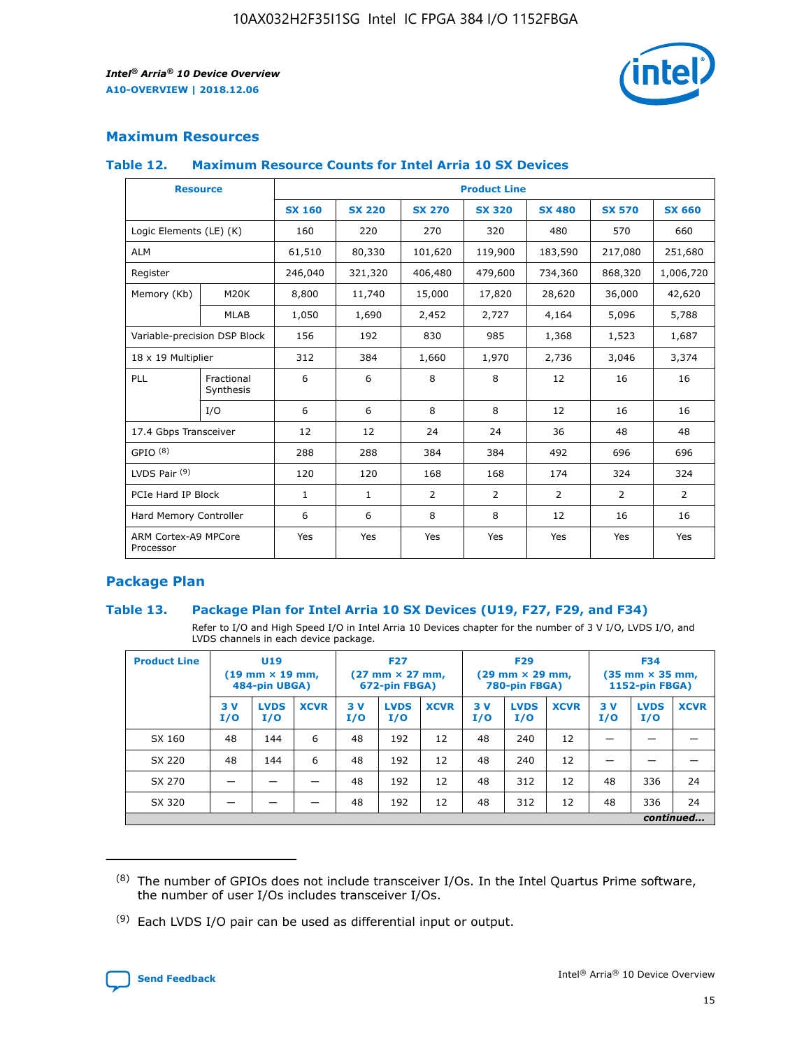## Maximum Resources

### Table 12. Maximum Resource Counts for Intel Arria 10 SX Devices

| Resource | | Product Line | | | | | | |
|---|---|---|---|---|---|---|---|---|
| | | SX 160 | SX 220 | SX 270 | SX 320 | SX 480 | SX 570 | SX 660 |
| Logic Elements (LE) (K) | | 160 | 220 | 270 | 320 | 480 | 570 | 660 |
| ALM | | 61,510 | 80,330 | 101,620 | 119,900 | 183,590 | 217,080 | 251,680 |
| Register | | 246,040 | 321,320 | 406,480 | 479,600 | 734,360 | 868,320 | 1,006,720 |
| Memory (Kb) | M20K | 8,800 | 11,740 | 15,000 | 17,820 | 28,620 | 36,000 | 42,620 |
| | MLAB | 1,050 | 1,690 | 2,452 | 2,727 | 4,164 | 5,096 | 5,788 |
| Variable-precision DSP Block | | 156 | 192 | 830 | 985 | 1,368 | 1,523 | 1,687 |
| 18 x 19 Multiplier | | 312 | 384 | 1,660 | 1,970 | 2,736 | 3,046 | 3,374 |
| PLL | Fractional Synthesis | 6 | 6 | 8 | 8 | 12 | 16 | 16 |
| | I/O | 6 | 6 | 8 | 8 | 12 | 16 | 16 |
| 17.4 Gbps Transceiver | | 12 | 12 | 24 | 24 | 36 | 48 | 48 |
| GPIO [8] | | 288 | 288 | 384 | 384 | 492 | 696 | 696 |
| LVDS Pair [9] | | 120 | 120 | 168 | 168 | 174 | 324 | 324 |
| PCIe Hard IP Block | | 1 | 1 | 2 | 2 | 2 | 2 | 2 |
| Hard Memory Controller | | 6 | 6 | 8 | 8 | 12 | 16 | 16 |
| ARM Cortex-A9 MPCore Processor | | Yes | Yes | Yes | Yes | Yes | Yes | Yes |

## Package Plan

### Table 13. Package Plan for Intel Arria 10 SX Devices (U19, F27, F29, and F34)

Refer to I/O and High Speed I/O in Intel Arria 10 Devices chapter for the number of 3 V I/O, LVDS I/O, and LVDS channels in each device package.

| Product Line | U19 (19 mm × 19 mm, 484-pin UBGA) | | | F27 (27 mm × 27 mm, 672-pin FBGA) | | | F29 (29 mm × 29 mm, 780-pin FBGA) | | | F34 (35 mm × 35 mm, 1152-pin FBGA) | | |
|---|---|---|---|---|---|---|---|---|---|---|---|---|
| | 3 V I/O | LVDS I/O | XCVR | 3 V I/O | LVDS I/O | XCVR | 3 V I/O | LVDS I/O | XCVR | 3 V I/O | LVDS I/O | XCVR |
| SX 160 | 48 | 144 | 6 | 48 | 192 | 12 | 48 | 240 | 12 | — | — | — |
| SX 220 | 48 | 144 | 6 | 48 | 192 | 12 | 48 | 240 | 12 | — | — | — |
| SX 270 | — | — | — | 48 | 192 | 12 | 48 | 312 | 12 | 48 | 336 | 24 |
| SX 320 | — | — | — | 48 | 192 | 12 | 48 | 312 | 12 | 48 | 336 | 24 |

*continued...*

(8) The number of GPIOs does not include transceiver I/Os. In the Intel Quartus Prime software, the number of user I/Os includes transceiver I/Os.

(9) Each LVDS I/O pair can be used as differential input or output.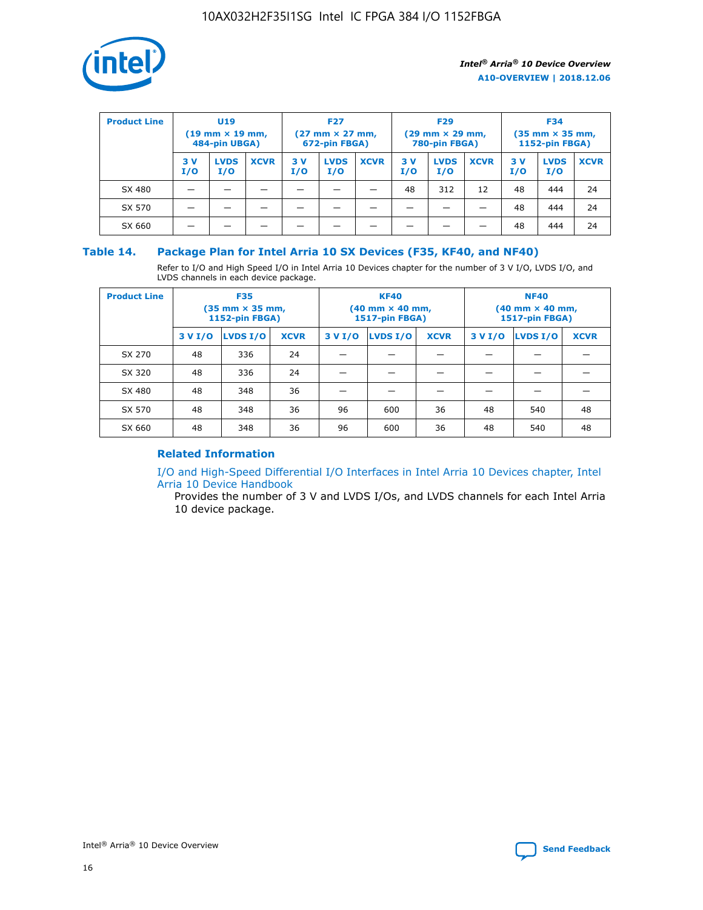| Product Line | U19 (19 mm × 19 mm, 484-pin UBGA) | | | F27 (27 mm × 27 mm, 672-pin FBGA) | | | F29 (29 mm × 29 mm, 780-pin FBGA) | | | F34 (35 mm × 35 mm, 1152-pin FBGA) | | |
|---|---|---|---|---|---|---|---|---|---|---|---|---|
| | 3 V I/O | LVDS I/O | XCVR | 3 V I/O | LVDS I/O | XCVR | 3 V I/O | LVDS I/O | XCVR | 3 V I/O | LVDS I/O | XCVR |
| SX 480 | — | — | — | — | — | — | 48 | 312 | 12 | 48 | 444 | 24 |
| SX 570 | — | — | — | — | — | — | — | — | — | 48 | 444 | 24 |
| SX 660 | — | — | — | — | — | — | — | — | — | 48 | 444 | 24 |

## Table 14. Package Plan for Intel Arria 10 SX Devices (F35, KF40, and NF40)

Refer to I/O and High Speed I/O in Intel Arria 10 Devices chapter for the number of 3 V I/O, LVDS I/O, and LVDS channels in each device package.

| Product Line | F35 (35 mm × 35 mm, 1152-pin FBGA) | | | KF40 (40 mm × 40 mm, 1517-pin FBGA) | | | NF40 (40 mm × 40 mm, 1517-pin FBGA) | | |
|---|---|---|---|---|---|---|---|---|---|
| | 3 V I/O | LVDS I/O | XCVR | 3 V I/O | LVDS I/O | XCVR | 3 V I/O | LVDS I/O | XCVR |
| SX 270 | 48 | 336 | 24 | — | — | — | — | — | — |
| SX 320 | 48 | 336 | 24 | — | — | — | — | — | — |
| SX 480 | 48 | 348 | 36 | — | — | — | — | — | — |
| SX 570 | 48 | 348 | 36 | 96 | 600 | 36 | 48 | 540 | 48 |
| SX 660 | 48 | 348 | 36 | 96 | 600 | 36 | 48 | 540 | 48 |

### Related Information

I/O and High-Speed Differential I/O Interfaces in Intel Arria 10 Devices chapter, Intel Arria 10 Device Handbook

Provides the number of 3 V and LVDS I/Os, and LVDS channels for each Intel Arria 10 device package.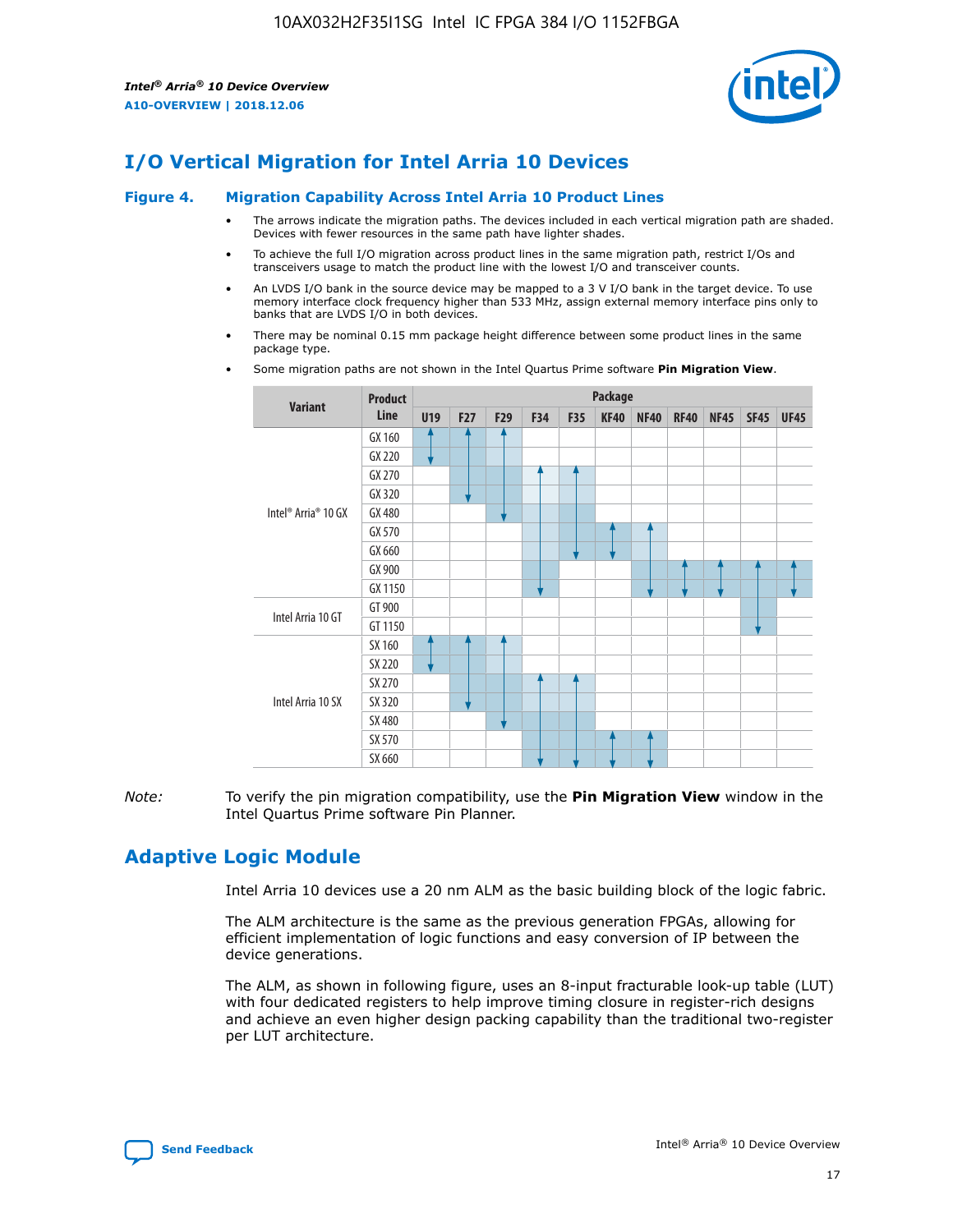# I/O Vertical Migration for Intel Arria 10 Devices

**Figure 4. Migration Capability Across Intel Arria 10 Product Lines**

- The arrows indicate the migration paths. The devices included in each vertical migration path are shaded. Devices with fewer resources in the same path have lighter shades.
- To achieve the full I/O migration across product lines in the same migration path, restrict I/Os and transceivers usage to match the product line with the lowest I/O and transceiver counts.
- An LVDS I/O bank in the source device may be mapped to a 3 V I/O bank in the target device. To use memory interface clock frequency higher than 533 MHz, assign external memory interface pins only to banks that are LVDS I/O in both devices.
- There may be nominal 0.15 mm package height difference between some product lines in the same package type.
- Some migration paths are not shown in the Intel Quartus Prime software **Pin Migration View**.

Variant
Product Line
Package
U19
F27
F29
F34
F35
KF40
NF40
RF40
NF45
SF45
UF45

Intel® Arria® 10 GX
GX 160
GX 220
GX 270
GX 320
GX 480
GX 570
GX 660
GX 900
GX 1150

Intel Arria 10 GT
GT 900
GT 1150

Intel Arria 10 SX
SX 160
SX 220
SX 270
SX 320
SX 480
SX 570
SX 660

*Note:* To verify the pin migration compatibility, use the **Pin Migration View** window in the Intel Quartus Prime software Pin Planner.

# Adaptive Logic Module

Intel Arria 10 devices use a 20 nm ALM as the basic building block of the logic fabric.

The ALM architecture is the same as the previous generation FPGAs, allowing for efficient implementation of logic functions and easy conversion of IP between the device generations.

The ALM, as shown in following figure, uses an 8-input fracturable look-up table (LUT) with four dedicated registers to help improve timing closure in register-rich designs and achieve an even higher design packing capability than the traditional two-register per LUT architecture.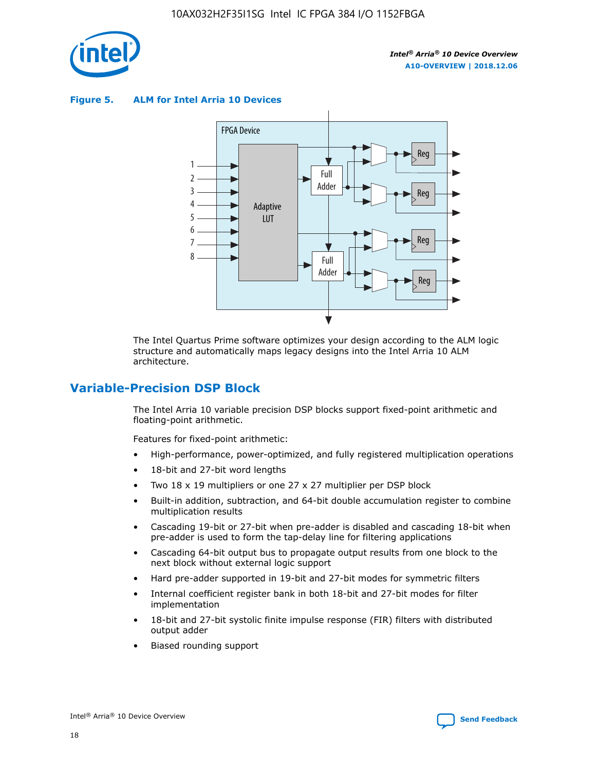**Figure 5. ALM for Intel Arria 10 Devices**

FPGA Device

1
2
3
4
5
6
7
8

Adaptive LUT

Full Adder

Full Adder

Reg

Reg

Reg

Reg

The Intel Quartus Prime software optimizes your design according to the ALM logic structure and automatically maps legacy designs into the Intel Arria 10 ALM architecture.

## Variable-Precision DSP Block

The Intel Arria 10 variable precision DSP blocks support fixed-point arithmetic and floating-point arithmetic.

Features for fixed-point arithmetic:

- High-performance, power-optimized, and fully registered multiplication operations
- 18-bit and 27-bit word lengths
- Two 18 x 19 multipliers or one 27 x 27 multiplier per DSP block
- Built-in addition, subtraction, and 64-bit double accumulation register to combine multiplication results
- Cascading 19-bit or 27-bit when pre-adder is disabled and cascading 18-bit when pre-adder is used to form the tap-delay line for filtering applications
- Cascading 64-bit output bus to propagate output results from one block to the next block without external logic support
- Hard pre-adder supported in 19-bit and 27-bit modes for symmetric filters
- Internal coefficient register bank in both 18-bit and 27-bit modes for filter implementation
- 18-bit and 27-bit systolic finite impulse response (FIR) filters with distributed output adder
- Biased rounding support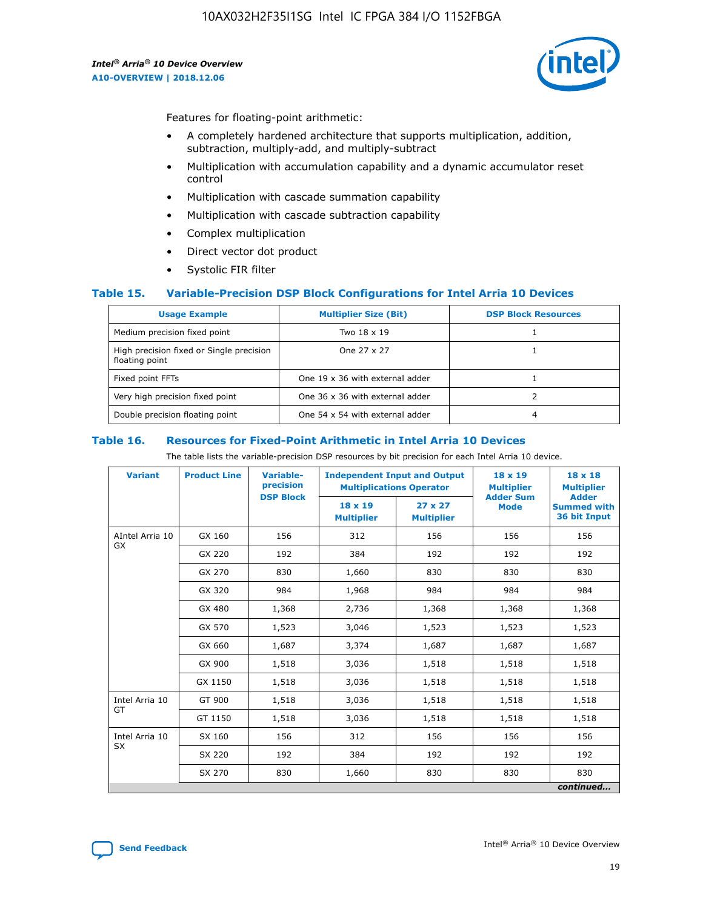Features for floating-point arithmetic:

- A completely hardened architecture that supports multiplication, addition, subtraction, multiply-add, and multiply-subtract
- Multiplication with accumulation capability and a dynamic accumulator reset control
- Multiplication with cascade summation capability
- Multiplication with cascade subtraction capability
- Complex multiplication
- Direct vector dot product
- Systolic FIR filter

## Table 15. Variable-Precision DSP Block Configurations for Intel Arria 10 Devices

| Usage Example | Multiplier Size (Bit) | DSP Block Resources |
|---|---|---|
| Medium precision fixed point | Two 18 x 19 | 1 |
| High precision fixed or Single precision floating point | One 27 x 27 | 1 |
| Fixed point FFTs | One 19 x 36 with external adder | 1 |
| Very high precision fixed point | One 36 x 36 with external adder | 2 |
| Double precision floating point | One 54 x 54 with external adder | 4 |

## Table 16. Resources for Fixed-Point Arithmetic in Intel Arria 10 Devices

The table lists the variable-precision DSP resources by bit precision for each Intel Arria 10 device.

| Variant | Product Line | Variable-precision DSP Block | Independent Input and Output Multiplications Operator | | 18 x 19 Multiplier Adder Sum Mode | 18 x 18 Multiplier Adder Summed with 36 bit Input |
|---|---|---|---|---|---|---|
| | | | 18 x 19 Multiplier | 27 x 27 Multiplier | | |
| AIntel Arria 10 GX | GX 160 | 156 | 312 | 156 | 156 | 156 |
| | GX 220 | 192 | 384 | 192 | 192 | 192 |
| | GX 270 | 830 | 1,660 | 830 | 830 | 830 |
| | GX 320 | 984 | 1,968 | 984 | 984 | 984 |
| | GX 480 | 1,368 | 2,736 | 1,368 | 1,368 | 1,368 |
| | GX 570 | 1,523 | 3,046 | 1,523 | 1,523 | 1,523 |
| | GX 660 | 1,687 | 3,374 | 1,687 | 1,687 | 1,687 |
| | GX 900 | 1,518 | 3,036 | 1,518 | 1,518 | 1,518 |
| | GX 1150 | 1,518 | 3,036 | 1,518 | 1,518 | 1,518 |
| Intel Arria 10 GT | GT 900 | 1,518 | 3,036 | 1,518 | 1,518 | 1,518 |
| | GT 1150 | 1,518 | 3,036 | 1,518 | 1,518 | 1,518 |
| Intel Arria 10 SX | SX 160 | 156 | 312 | 156 | 156 | 156 |
| | SX 220 | 192 | 384 | 192 | 192 | 192 |
| | SX 270 | 830 | 1,660 | 830 | 830 | 830 |

*continued...*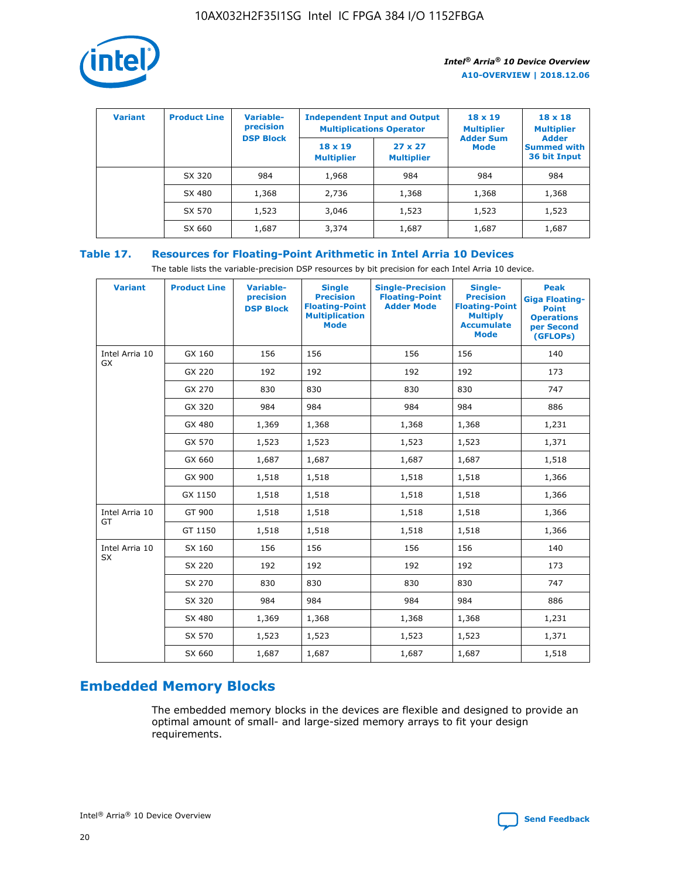| Variant | Product Line | Variable-precision DSP Block | Independent Input and Output Multiplications Operator | | 18 x 19 Multiplier Adder Sum Mode | 18 x 18 Multiplier Adder Summed with 36 bit Input |
|---|---|---|---|---|---|---|
| | | | 18 x 19 Multiplier | 27 x 27 Multiplier | | |
| | SX 320 | 984 | 1,968 | 984 | 984 | 984 |
| | SX 480 | 1,368 | 2,736 | 1,368 | 1,368 | 1,368 |
| | SX 570 | 1,523 | 3,046 | 1,523 | 1,523 | 1,523 |
| | SX 660 | 1,687 | 3,374 | 1,687 | 1,687 | 1,687 |

**Table 17. Resources for Floating-Point Arithmetic in Intel Arria 10 Devices**

The table lists the variable-precision DSP resources by bit precision for each Intel Arria 10 device.

| Variant | Product Line | Variable-precision DSP Block | Single Precision Floating-Point Multiplication Mode | Single-Precision Floating-Point Adder Mode | Single-Precision Floating-Point Multiply Accumulate Mode | Peak Giga Floating-Point Operations per Second (GFLOPs) |
|---|---|---|---|---|---|---|
| Intel Arria 10 GX | GX 160 | 156 | 156 | 156 | 156 | 140 |
| | GX 220 | 192 | 192 | 192 | 192 | 173 |
| | GX 270 | 830 | 830 | 830 | 830 | 747 |
| | GX 320 | 984 | 984 | 984 | 984 | 886 |
| | GX 480 | 1,369 | 1,368 | 1,368 | 1,368 | 1,231 |
| | GX 570 | 1,523 | 1,523 | 1,523 | 1,523 | 1,371 |
| | GX 660 | 1,687 | 1,687 | 1,687 | 1,687 | 1,518 |
| | GX 900 | 1,518 | 1,518 | 1,518 | 1,518 | 1,366 |
| | GX 1150 | 1,518 | 1,518 | 1,518 | 1,518 | 1,366 |
| Intel Arria 10 GT | GT 900 | 1,518 | 1,518 | 1,518 | 1,518 | 1,366 |
| | GT 1150 | 1,518 | 1,518 | 1,518 | 1,518 | 1,366 |
| Intel Arria 10 SX | SX 160 | 156 | 156 | 156 | 156 | 140 |
| | SX 220 | 192 | 192 | 192 | 192 | 173 |
| | SX 270 | 830 | 830 | 830 | 830 | 747 |
| | SX 320 | 984 | 984 | 984 | 984 | 886 |
| | SX 480 | 1,369 | 1,368 | 1,368 | 1,368 | 1,231 |
| | SX 570 | 1,523 | 1,523 | 1,523 | 1,523 | 1,371 |
| | SX 660 | 1,687 | 1,687 | 1,687 | 1,687 | 1,518 |

## Embedded Memory Blocks

The embedded memory blocks in the devices are flexible and designed to provide an optimal amount of small- and large-sized memory arrays to fit your design requirements.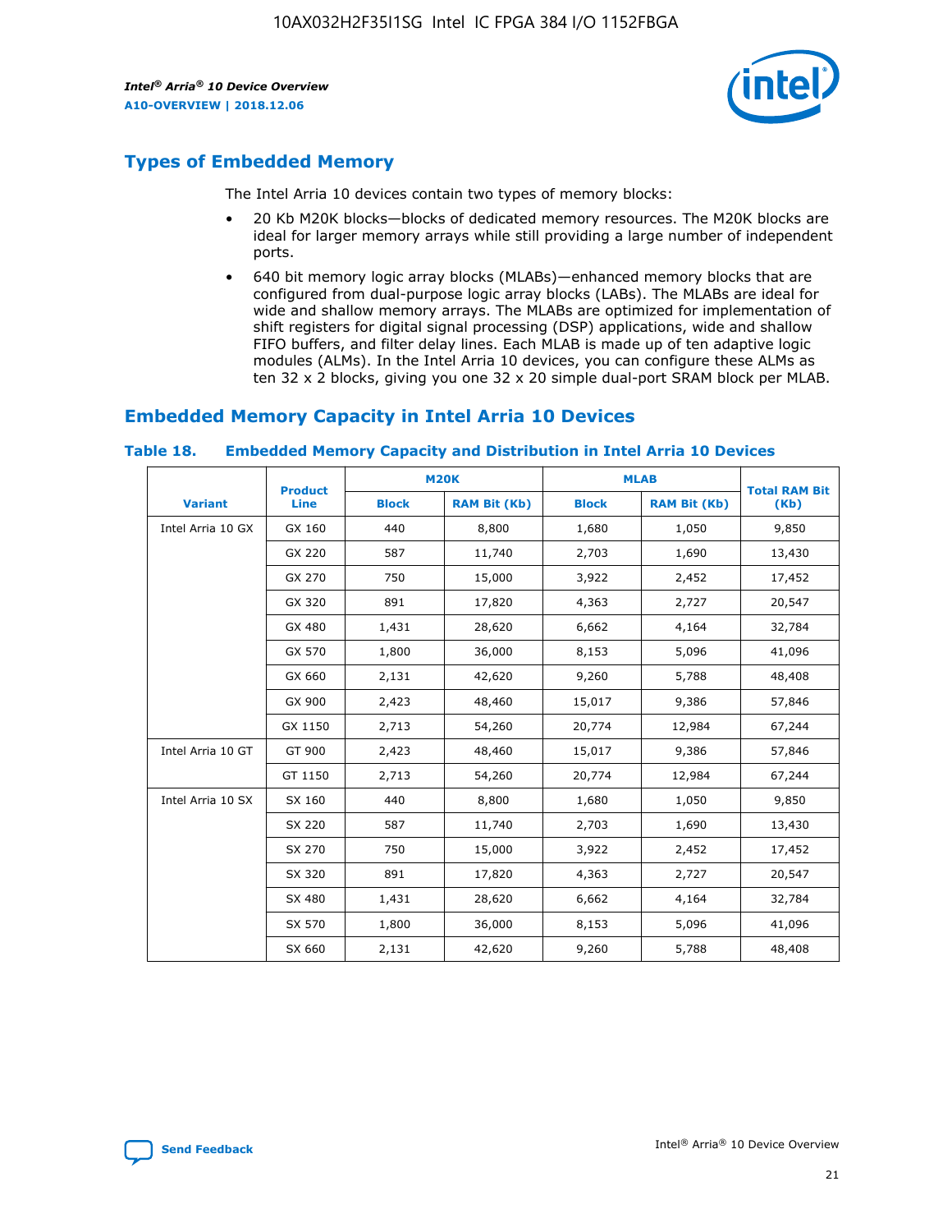## Types of Embedded Memory

The Intel Arria 10 devices contain two types of memory blocks:

- 20 Kb M20K blocks—blocks of dedicated memory resources. The M20K blocks are ideal for larger memory arrays while still providing a large number of independent ports.
- 640 bit memory logic array blocks (MLABs)—enhanced memory blocks that are configured from dual-purpose logic array blocks (LABs). The MLABs are ideal for wide and shallow memory arrays. The MLABs are optimized for implementation of shift registers for digital signal processing (DSP) applications, wide and shallow FIFO buffers, and filter delay lines. Each MLAB is made up of ten adaptive logic modules (ALMs). In the Intel Arria 10 devices, you can configure these ALMs as ten 32 x 2 blocks, giving you one 32 x 20 simple dual-port SRAM block per MLAB.

## Embedded Memory Capacity in Intel Arria 10 Devices

**Table 18. Embedded Memory Capacity and Distribution in Intel Arria 10 Devices**

| Variant | Product Line | M20K | | MLAB | | Total RAM Bit (Kb) |
|---|---|---|---|---|---|---|
| | | Block | RAM Bit (Kb) | Block | RAM Bit (Kb) | |
| Intel Arria 10 GX | GX 160 | 440 | 8,800 | 1,680 | 1,050 | 9,850 |
| | GX 220 | 587 | 11,740 | 2,703 | 1,690 | 13,430 |
| | GX 270 | 750 | 15,000 | 3,922 | 2,452 | 17,452 |
| | GX 320 | 891 | 17,820 | 4,363 | 2,727 | 20,547 |
| | GX 480 | 1,431 | 28,620 | 6,662 | 4,164 | 32,784 |
| | GX 570 | 1,800 | 36,000 | 8,153 | 5,096 | 41,096 |
| | GX 660 | 2,131 | 42,620 | 9,260 | 5,788 | 48,408 |
| | GX 900 | 2,423 | 48,460 | 15,017 | 9,386 | 57,846 |
| | GX 1150 | 2,713 | 54,260 | 20,774 | 12,984 | 67,244 |
| Intel Arria 10 GT | GT 900 | 2,423 | 48,460 | 15,017 | 9,386 | 57,846 |
| | GT 1150 | 2,713 | 54,260 | 20,774 | 12,984 | 67,244 |
| Intel Arria 10 SX | SX 160 | 440 | 8,800 | 1,680 | 1,050 | 9,850 |
| | SX 220 | 587 | 11,740 | 2,703 | 1,690 | 13,430 |
| | SX 270 | 750 | 15,000 | 3,922 | 2,452 | 17,452 |
| | SX 320 | 891 | 17,820 | 4,363 | 2,727 | 20,547 |
| | SX 480 | 1,431 | 28,620 | 6,662 | 4,164 | 32,784 |
| | SX 570 | 1,800 | 36,000 | 8,153 | 5,096 | 41,096 |
| | SX 660 | 2,131 | 42,620 | 9,260 | 5,788 | 48,408 |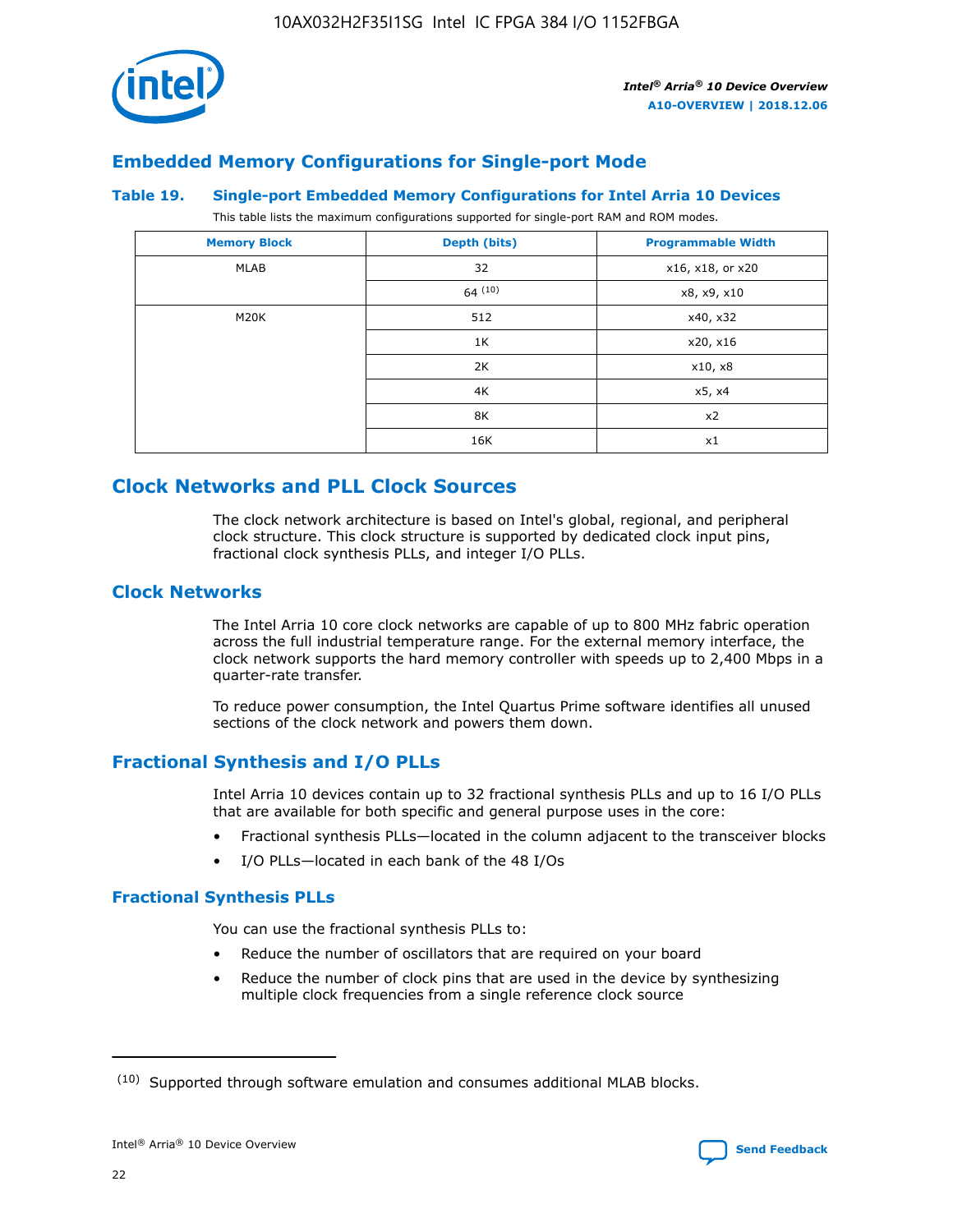## Embedded Memory Configurations for Single-port Mode

### Table 19. Single-port Embedded Memory Configurations for Intel Arria 10 Devices

This table lists the maximum configurations supported for single-port RAM and ROM modes.

| Memory Block | Depth (bits) | Programmable Width |
| --- | --- | --- |
| MLAB | 32 | x16, x18, or x20 |
| | 64 [10] | x8, x9, x10 |
| M20K | 512 | x40, x32 |
| | 1K | x20, x16 |
| | 2K | x10, x8 |
| | 4K | x5, x4 |
| | 8K | x2 |
| | 16K | x1 |

# Clock Networks and PLL Clock Sources

The clock network architecture is based on Intel's global, regional, and peripheral clock structure. This clock structure is supported by dedicated clock input pins, fractional clock synthesis PLLs, and integer I/O PLLs.

## Clock Networks

The Intel Arria 10 core clock networks are capable of up to 800 MHz fabric operation across the full industrial temperature range. For the external memory interface, the clock network supports the hard memory controller with speeds up to 2,400 Mbps in a quarter-rate transfer.

To reduce power consumption, the Intel Quartus Prime software identifies all unused sections of the clock network and powers them down.

## Fractional Synthesis and I/O PLLs

Intel Arria 10 devices contain up to 32 fractional synthesis PLLs and up to 16 I/O PLLs that are available for both specific and general purpose uses in the core:

- Fractional synthesis PLLs—located in the column adjacent to the transceiver blocks
- I/O PLLs—located in each bank of the 48 I/Os

### Fractional Synthesis PLLs

You can use the fractional synthesis PLLs to:

- Reduce the number of oscillators that are required on your board
- Reduce the number of clock pins that are used in the device by synthesizing multiple clock frequencies from a single reference clock source

(10) Supported through software emulation and consumes additional MLAB blocks.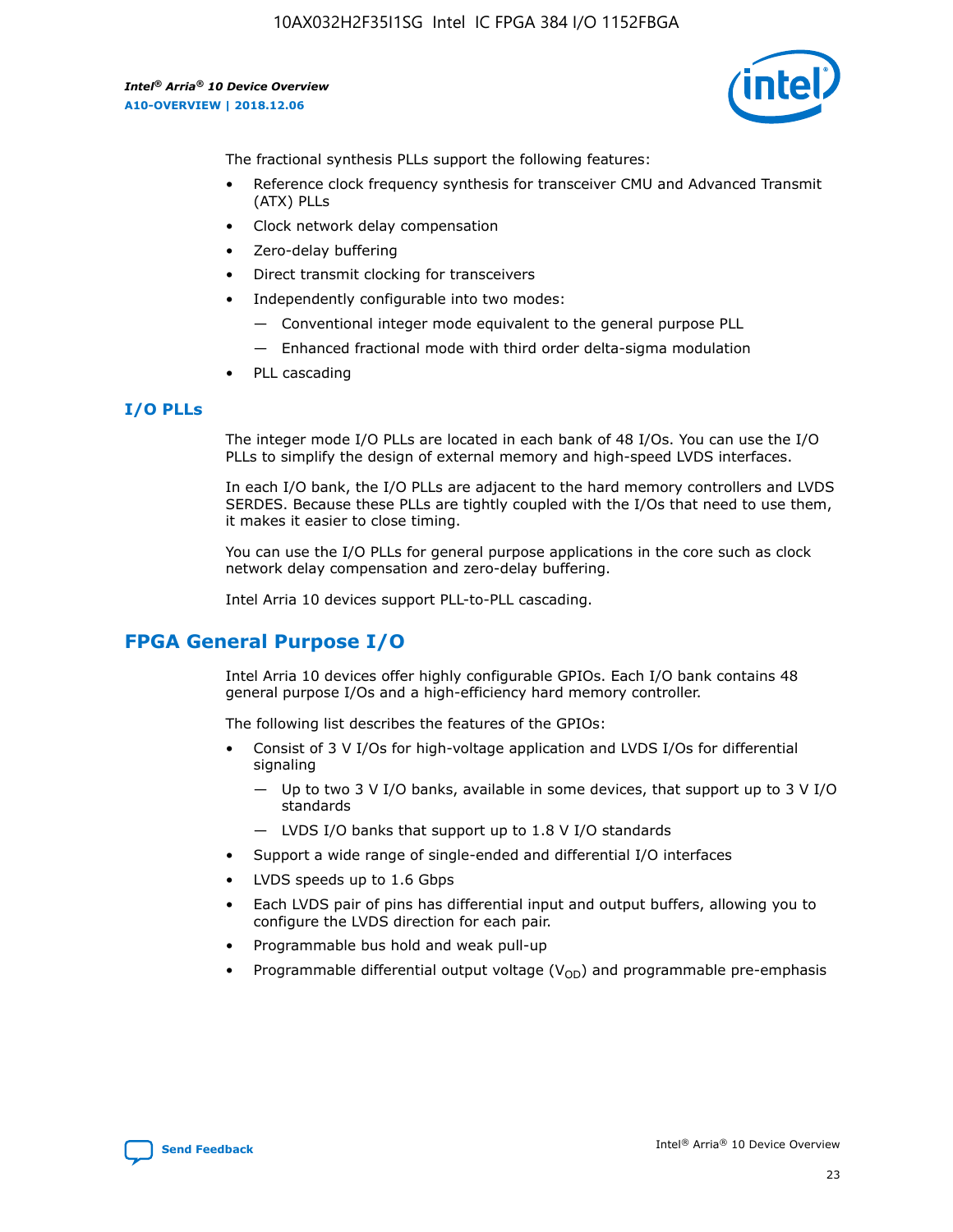The fractional synthesis PLLs support the following features:

- Reference clock frequency synthesis for transceiver CMU and Advanced Transmit (ATX) PLLs
- Clock network delay compensation
- Zero-delay buffering
- Direct transmit clocking for transceivers
- Independently configurable into two modes:
  - — Conventional integer mode equivalent to the general purpose PLL
  - — Enhanced fractional mode with third order delta-sigma modulation
- PLL cascading

### I/O PLLs

The integer mode I/O PLLs are located in each bank of 48 I/Os. You can use the I/O PLLs to simplify the design of external memory and high-speed LVDS interfaces.

In each I/O bank, the I/O PLLs are adjacent to the hard memory controllers and LVDS SERDES. Because these PLLs are tightly coupled with the I/Os that need to use them, it makes it easier to close timing.

You can use the I/O PLLs for general purpose applications in the core such as clock network delay compensation and zero-delay buffering.

Intel Arria 10 devices support PLL-to-PLL cascading.

## FPGA General Purpose I/O

Intel Arria 10 devices offer highly configurable GPIOs. Each I/O bank contains 48 general purpose I/Os and a high-efficiency hard memory controller.

The following list describes the features of the GPIOs:

- Consist of 3 V I/Os for high-voltage application and LVDS I/Os for differential signaling
  - — Up to two 3 V I/O banks, available in some devices, that support up to 3 V I/O standards
  - — LVDS I/O banks that support up to 1.8 V I/O standards
- Support a wide range of single-ended and differential I/O interfaces
- LVDS speeds up to 1.6 Gbps
- Each LVDS pair of pins has differential input and output buffers, allowing you to configure the LVDS direction for each pair.
- Programmable bus hold and weak pull-up
- Programmable differential output voltage ($V_{OD}$) and programmable pre-emphasis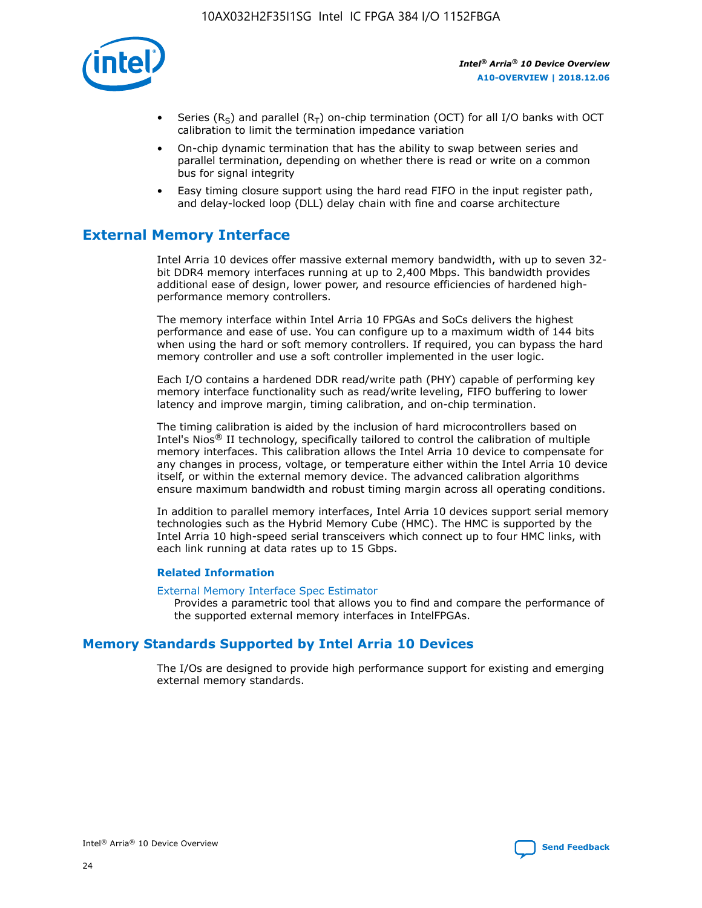- Series ($R_S$) and parallel ($R_T$) on-chip termination (OCT) for all I/O banks with OCT calibration to limit the termination impedance variation
- On-chip dynamic termination that has the ability to swap between series and parallel termination, depending on whether there is read or write on a common bus for signal integrity
- Easy timing closure support using the hard read FIFO in the input register path, and delay-locked loop (DLL) delay chain with fine and coarse architecture

## External Memory Interface

Intel Arria 10 devices offer massive external memory bandwidth, with up to seven 32-bit DDR4 memory interfaces running at up to 2,400 Mbps. This bandwidth provides additional ease of design, lower power, and resource efficiencies of hardened high-performance memory controllers.

The memory interface within Intel Arria 10 FPGAs and SoCs delivers the highest performance and ease of use. You can configure up to a maximum width of 144 bits when using the hard or soft memory controllers. If required, you can bypass the hard memory controller and use a soft controller implemented in the user logic.

Each I/O contains a hardened DDR read/write path (PHY) capable of performing key memory interface functionality such as read/write leveling, FIFO buffering to lower latency and improve margin, timing calibration, and on-chip termination.

The timing calibration is aided by the inclusion of hard microcontrollers based on Intel's Nios® II technology, specifically tailored to control the calibration of multiple memory interfaces. This calibration allows the Intel Arria 10 device to compensate for any changes in process, voltage, or temperature either within the Intel Arria 10 device itself, or within the external memory device. The advanced calibration algorithms ensure maximum bandwidth and robust timing margin across all operating conditions.

In addition to parallel memory interfaces, Intel Arria 10 devices support serial memory technologies such as the Hybrid Memory Cube (HMC). The HMC is supported by the Intel Arria 10 high-speed serial transceivers which connect up to four HMC links, with each link running at data rates up to 15 Gbps.

### Related Information

External Memory Interface Spec Estimator

Provides a parametric tool that allows you to find and compare the performance of the supported external memory interfaces in IntelFPGAs.

## Memory Standards Supported by Intel Arria 10 Devices

The I/Os are designed to provide high performance support for existing and emerging external memory standards.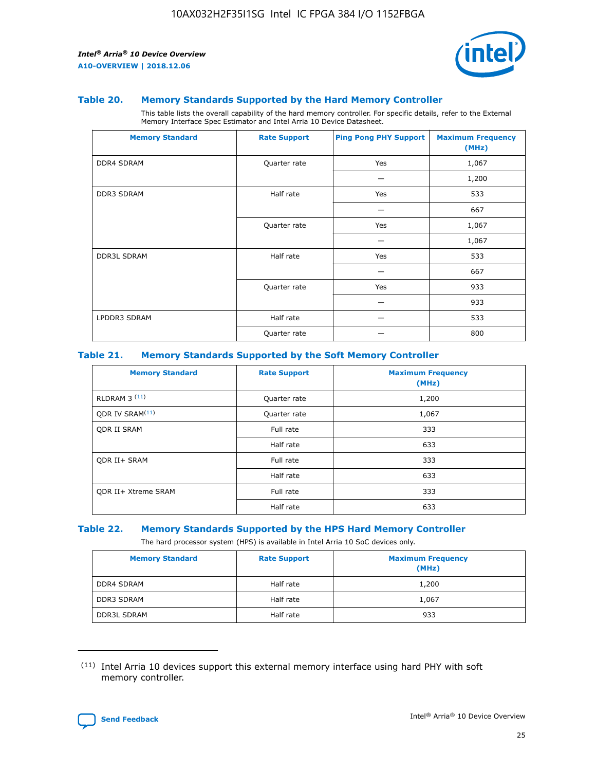### Table 20. Memory Standards Supported by the Hard Memory Controller

This table lists the overall capability of the hard memory controller. For specific details, refer to the External Memory Interface Spec Estimator and Intel Arria 10 Device Datasheet.

| Memory Standard | Rate Support | Ping Pong PHY Support | Maximum Frequency (MHz) |
|---|---|---|---|
| DDR4 SDRAM | Quarter rate | Yes | 1,067 |
| | | — | 1,200 |
| DDR3 SDRAM | Half rate | Yes | 533 |
| | | — | 667 |
| | Quarter rate | Yes | 1,067 |
| | | — | 1,067 |
| DDR3L SDRAM | Half rate | Yes | 533 |
| | | — | 667 |
| | Quarter rate | Yes | 933 |
| | | — | 933 |
| LPDDR3 SDRAM | Half rate | — | 533 |
| | Quarter rate | — | 800 |

### Table 21. Memory Standards Supported by the Soft Memory Controller

| Memory Standard | Rate Support | Maximum Frequency (MHz) |
|---|---|---|
| RLDRAM 3 (11) | Quarter rate | 1,200 |
| QDR IV SRAM(11) | Quarter rate | 1,067 |
| QDR II SRAM | Full rate | 333 |
| | Half rate | 633 |
| QDR II+ SRAM | Full rate | 333 |
| | Half rate | 633 |
| QDR II+ Xtreme SRAM | Full rate | 333 |
| | Half rate | 633 |

### Table 22. Memory Standards Supported by the HPS Hard Memory Controller

The hard processor system (HPS) is available in Intel Arria 10 SoC devices only.

| Memory Standard | Rate Support | Maximum Frequency (MHz) |
|---|---|---|
| DDR4 SDRAM | Half rate | 1,200 |
| DDR3 SDRAM | Half rate | 1,067 |
| DDR3L SDRAM | Half rate | 933 |

(11) Intel Arria 10 devices support this external memory interface using hard PHY with soft memory controller.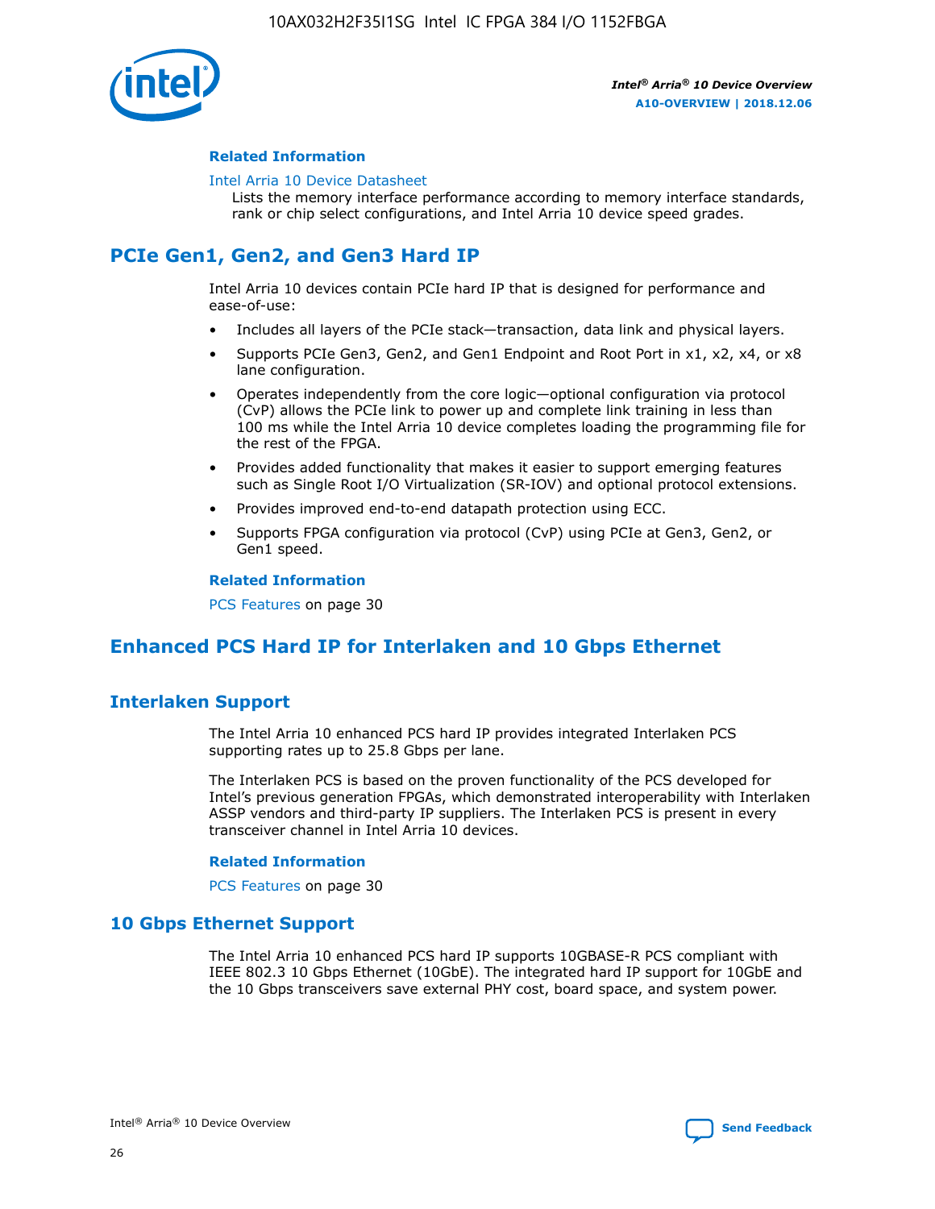#### Related Information

Intel Arria 10 Device Datasheet

Lists the memory interface performance according to memory interface standards, rank or chip select configurations, and Intel Arria 10 device speed grades.

## PCIe Gen1, Gen2, and Gen3 Hard IP

Intel Arria 10 devices contain PCIe hard IP that is designed for performance and ease-of-use:

- Includes all layers of the PCIe stack—transaction, data link and physical layers.
- Supports PCIe Gen3, Gen2, and Gen1 Endpoint and Root Port in x1, x2, x4, or x8 lane configuration.
- Operates independently from the core logic—optional configuration via protocol (CvP) allows the PCIe link to power up and complete link training in less than 100 ms while the Intel Arria 10 device completes loading the programming file for the rest of the FPGA.
- Provides added functionality that makes it easier to support emerging features such as Single Root I/O Virtualization (SR-IOV) and optional protocol extensions.
- Provides improved end-to-end datapath protection using ECC.
- Supports FPGA configuration via protocol (CvP) using PCIe at Gen3, Gen2, or Gen1 speed.

#### Related Information

PCS Features on page 30

## Enhanced PCS Hard IP for Interlaken and 10 Gbps Ethernet

### Interlaken Support

The Intel Arria 10 enhanced PCS hard IP provides integrated Interlaken PCS supporting rates up to 25.8 Gbps per lane.

The Interlaken PCS is based on the proven functionality of the PCS developed for Intel's previous generation FPGAs, which demonstrated interoperability with Interlaken ASSP vendors and third-party IP suppliers. The Interlaken PCS is present in every transceiver channel in Intel Arria 10 devices.

#### Related Information

PCS Features on page 30

### 10 Gbps Ethernet Support

The Intel Arria 10 enhanced PCS hard IP supports 10GBASE-R PCS compliant with IEEE 802.3 10 Gbps Ethernet (10GbE). The integrated hard IP support for 10GbE and the 10 Gbps transceivers save external PHY cost, board space, and system power.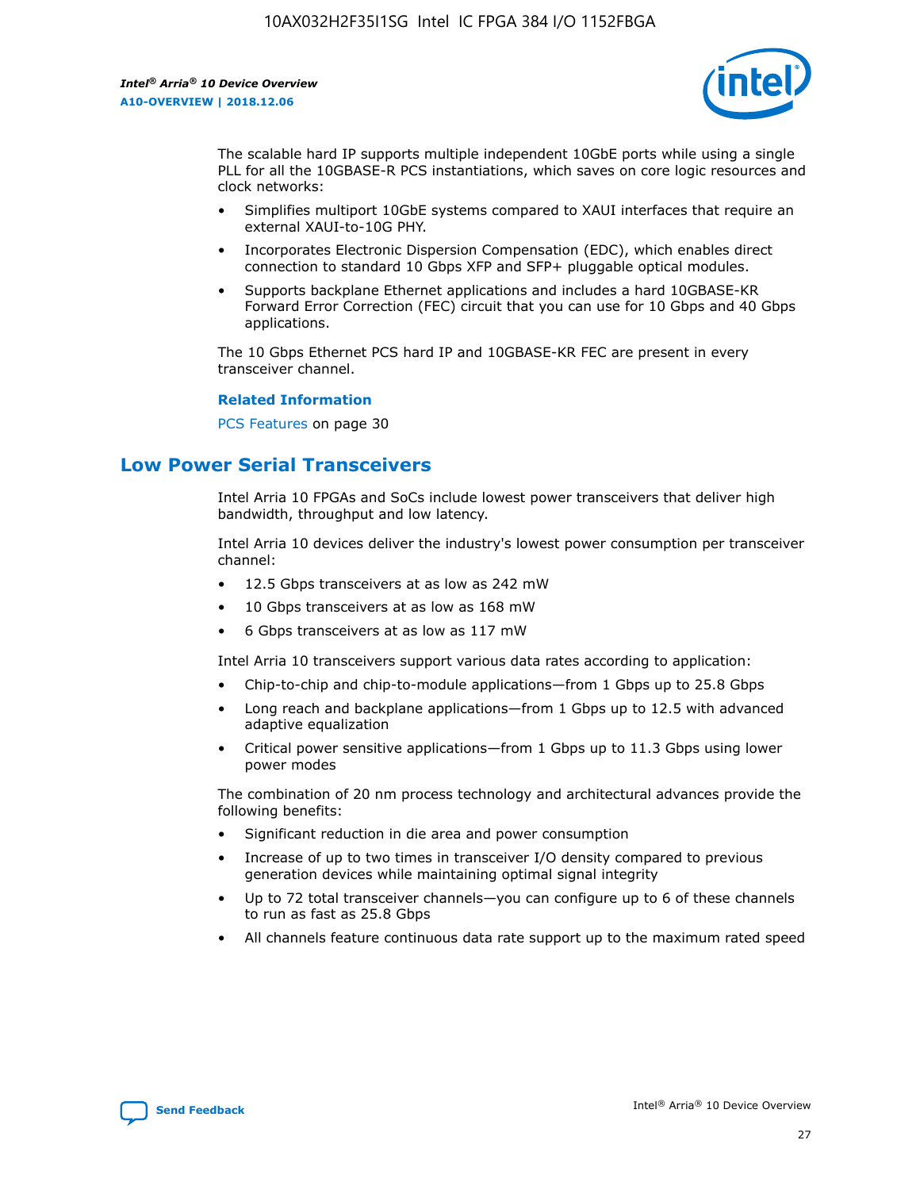The scalable hard IP supports multiple independent 10GbE ports while using a single PLL for all the 10GBASE-R PCS instantiations, which saves on core logic resources and clock networks:

- Simplifies multiport 10GbE systems compared to XAUI interfaces that require an external XAUI-to-10G PHY.
- Incorporates Electronic Dispersion Compensation (EDC), which enables direct connection to standard 10 Gbps XFP and SFP+ pluggable optical modules.
- Supports backplane Ethernet applications and includes a hard 10GBASE-KR Forward Error Correction (FEC) circuit that you can use for 10 Gbps and 40 Gbps applications.

The 10 Gbps Ethernet PCS hard IP and 10GBASE-KR FEC are present in every transceiver channel.

**Related Information**

PCS Features on page 30

## Low Power Serial Transceivers

Intel Arria 10 FPGAs and SoCs include lowest power transceivers that deliver high bandwidth, throughput and low latency.

Intel Arria 10 devices deliver the industry's lowest power consumption per transceiver channel:

- 12.5 Gbps transceivers at as low as 242 mW
- 10 Gbps transceivers at as low as 168 mW
- 6 Gbps transceivers at as low as 117 mW

Intel Arria 10 transceivers support various data rates according to application:

- Chip-to-chip and chip-to-module applications—from 1 Gbps up to 25.8 Gbps
- Long reach and backplane applications—from 1 Gbps up to 12.5 with advanced adaptive equalization
- Critical power sensitive applications—from 1 Gbps up to 11.3 Gbps using lower power modes

The combination of 20 nm process technology and architectural advances provide the following benefits:

- Significant reduction in die area and power consumption
- Increase of up to two times in transceiver I/O density compared to previous generation devices while maintaining optimal signal integrity
- Up to 72 total transceiver channels—you can configure up to 6 of these channels to run as fast as 25.8 Gbps
- All channels feature continuous data rate support up to the maximum rated speed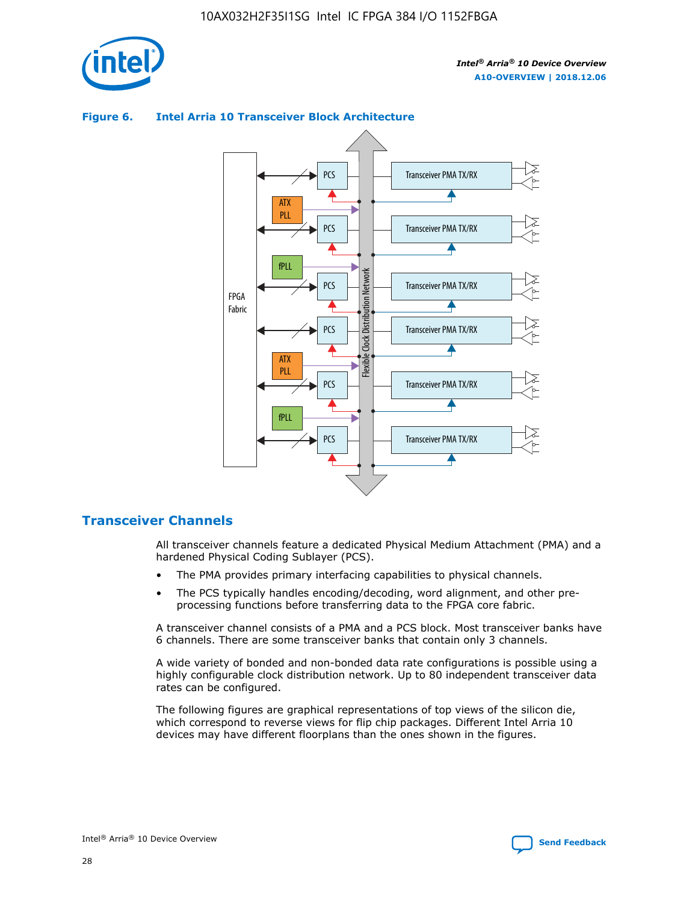**Figure 6. Intel Arria 10 Transceiver Block Architecture**

FPGA Fabric

ATX PLL

fPLL

ATX PLL

fPLL

PCS

PCS

PCS

PCS

PCS

PCS

Flexible Clock Distribution Network

Transceiver PMA TX/RX

Transceiver PMA TX/RX

Transceiver PMA TX/RX

Transceiver PMA TX/RX

Transceiver PMA TX/RX

Transceiver PMA TX/RX

## Transceiver Channels

All transceiver channels feature a dedicated Physical Medium Attachment (PMA) and a hardened Physical Coding Sublayer (PCS).

- The PMA provides primary interfacing capabilities to physical channels.
- The PCS typically handles encoding/decoding, word alignment, and other pre-processing functions before transferring data to the FPGA core fabric.

A transceiver channel consists of a PMA and a PCS block. Most transceiver banks have 6 channels. There are some transceiver banks that contain only 3 channels.

A wide variety of bonded and non-bonded data rate configurations is possible using a highly configurable clock distribution network. Up to 80 independent transceiver data rates can be configured.

The following figures are graphical representations of top views of the silicon die, which correspond to reverse views for flip chip packages. Different Intel Arria 10 devices may have different floorplans than the ones shown in the figures.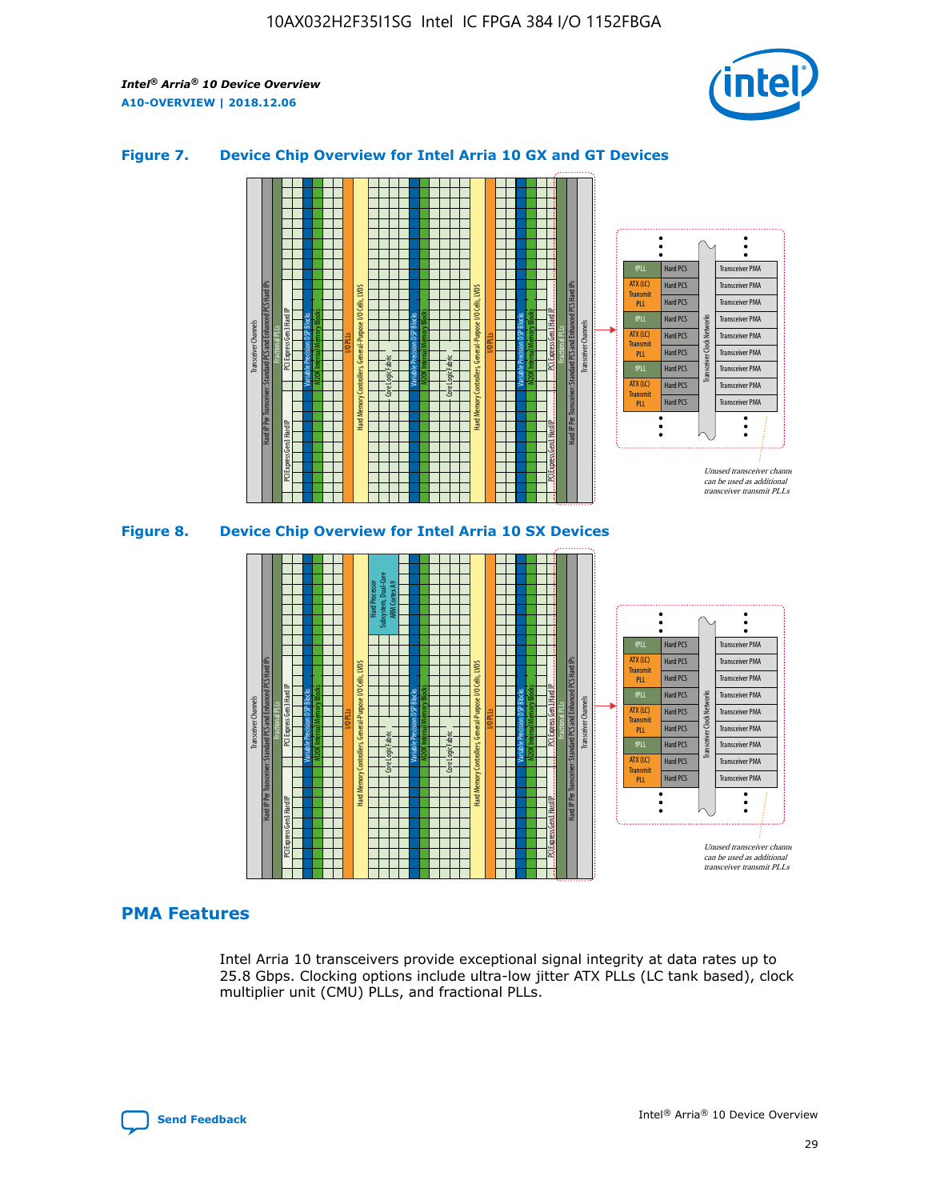### Figure 7. Device Chip Overview for Intel Arria 10 GX and GT Devices

Transceiver Channels
Hard IP Per Transceiver: Standard PCS and Enhanced PCS Hard IPs
Fractional PLLs
PCI Express Gen3 Hard IP
Variable Precision DSP Blocks
M20K Internal Memory Blocks
I/O PLLs
Hard Memory Controllers General-Purpose I/O Cells, LVDS
Core Logic Fabric

fPLL
ATX (LC) Transmit PLL
Hard PCS
Transceiver PMA
Transceiver Clock Networks

Unused transceiver channels can be used as additional transceiver transmit PLLs

### Figure 8. Device Chip Overview for Intel Arria 10 SX Devices

Hard Processor Subsystem, Dual-Core ARM Cortex A9
Transceiver Channels
Hard IP Per Transceiver: Standard PCS and Enhanced PCS Hard IPs
Fractional PLLs
PCI Express Gen3 Hard IP
Variable Precision DSP Blocks
M20K Internal Memory Blocks
I/O PLLs
Hard Memory Controllers General-Purpose I/O Cells, LVDS
Core Logic Fabric

fPLL
ATX (LC) Transmit PLL
Hard PCS
Transceiver PMA
Transceiver Clock Networks

Unused transceiver channels can be used as additional transceiver transmit PLLs

## PMA Features

Intel Arria 10 transceivers provide exceptional signal integrity at data rates up to 25.8 Gbps. Clocking options include ultra-low jitter ATX PLLs (LC tank based), clock multiplier unit (CMU) PLLs, and fractional PLLs.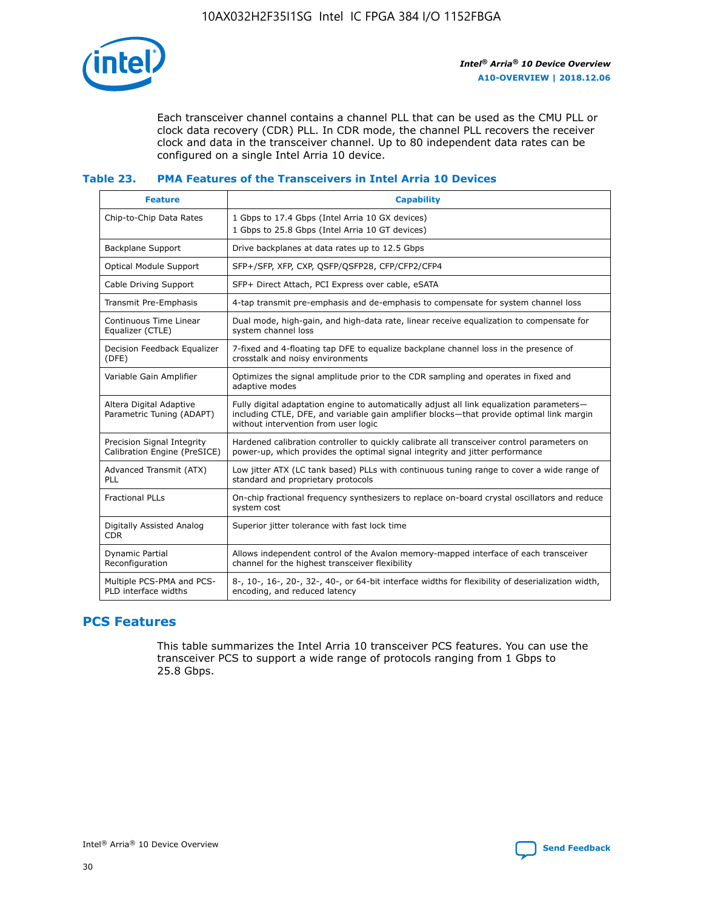Each transceiver channel contains a channel PLL that can be used as the CMU PLL or clock data recovery (CDR) PLL. In CDR mode, the channel PLL recovers the receiver clock and data in the transceiver channel. Up to 80 independent data rates can be configured on a single Intel Arria 10 device.

### Table 23. PMA Features of the Transceivers in Intel Arria 10 Devices

| Feature | Capability |
|---|---|
| Chip-to-Chip Data Rates | 1 Gbps to 17.4 Gbps (Intel Arria 10 GX devices)<br>1 Gbps to 25.8 Gbps (Intel Arria 10 GT devices) |
| Backplane Support | Drive backplanes at data rates up to 12.5 Gbps |
| Optical Module Support | SFP+/SFP, XFP, CXP, QSFP/QSFP28, CFP/CFP2/CFP4 |
| Cable Driving Support | SFP+ Direct Attach, PCI Express over cable, eSATA |
| Transmit Pre-Emphasis | 4-tap transmit pre-emphasis and de-emphasis to compensate for system channel loss |
| Continuous Time Linear Equalizer (CTLE) | Dual mode, high-gain, and high-data rate, linear receive equalization to compensate for system channel loss |
| Decision Feedback Equalizer (DFE) | 7-fixed and 4-floating tap DFE to equalize backplane channel loss in the presence of crosstalk and noisy environments |
| Variable Gain Amplifier | Optimizes the signal amplitude prior to the CDR sampling and operates in fixed and adaptive modes |
| Altera Digital Adaptive Parametric Tuning (ADAPT) | Fully digital adaptation engine to automatically adjust all link equalization parameters—including CTLE, DFE, and variable gain amplifier blocks—that provide optimal link margin without intervention from user logic |
| Precision Signal Integrity Calibration Engine (PreSICE) | Hardened calibration controller to quickly calibrate all transceiver control parameters on power-up, which provides the optimal signal integrity and jitter performance |
| Advanced Transmit (ATX) PLL | Low jitter ATX (LC tank based) PLLs with continuous tuning range to cover a wide range of standard and proprietary protocols |
| Fractional PLLs | On-chip fractional frequency synthesizers to replace on-board crystal oscillators and reduce system cost |
| Digitally Assisted Analog CDR | Superior jitter tolerance with fast lock time |
| Dynamic Partial Reconfiguration | Allows independent control of the Avalon memory-mapped interface of each transceiver channel for the highest transceiver flexibility |
| Multiple PCS-PMA and PCS-PLD interface widths | 8-, 10-, 16-, 20-, 32-, 40-, or 64-bit interface widths for flexibility of deserialization width, encoding, and reduced latency |

## PCS Features

This table summarizes the Intel Arria 10 transceiver PCS features. You can use the transceiver PCS to support a wide range of protocols ranging from 1 Gbps to 25.8 Gbps.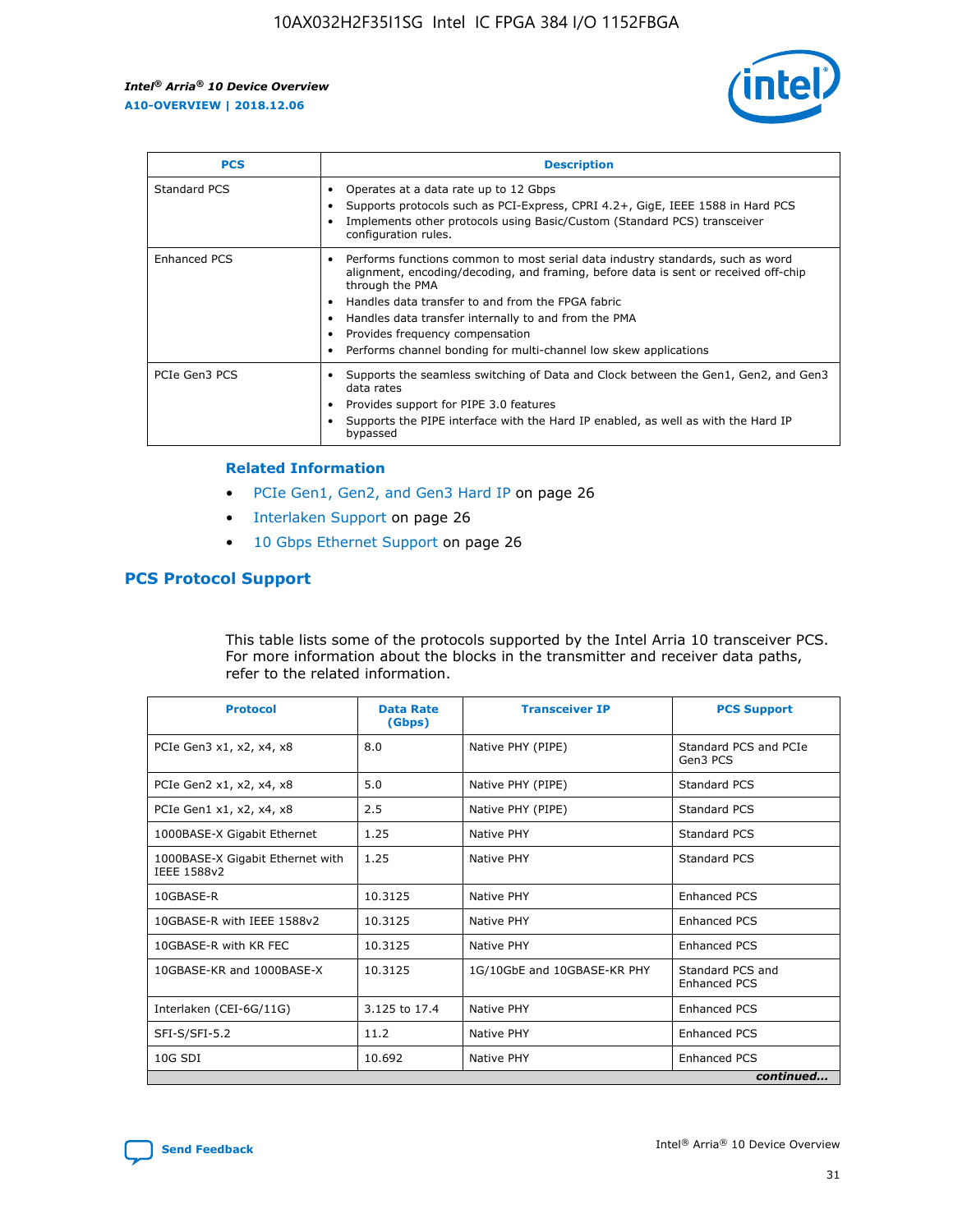| PCS | Description |
| --- | --- |
| Standard PCS | • Operates at a data rate up to 12 Gbps<br>• Supports protocols such as PCI-Express, CPRI 4.2+, GigE, IEEE 1588 in Hard PCS<br>• Implements other protocols using Basic/Custom (Standard PCS) transceiver configuration rules. |
| Enhanced PCS | • Performs functions common to most serial data industry standards, such as word alignment, encoding/decoding, and framing, before data is sent or received off-chip through the PMA<br>• Handles data transfer to and from the FPGA fabric<br>• Handles data transfer internally to and from the PMA<br>• Provides frequency compensation<br>• Performs channel bonding for multi-channel low skew applications |
| PCIe Gen3 PCS | • Supports the seamless switching of Data and Clock between the Gen1, Gen2, and Gen3 data rates<br>• Provides support for PIPE 3.0 features<br>• Supports the PIPE interface with the Hard IP enabled, as well as with the Hard IP bypassed |

**Related Information**

- PCIe Gen1, Gen2, and Gen3 Hard IP on page 26
- Interlaken Support on page 26
- 10 Gbps Ethernet Support on page 26

## PCS Protocol Support

This table lists some of the protocols supported by the Intel Arria 10 transceiver PCS. For more information about the blocks in the transmitter and receiver data paths, refer to the related information.

| Protocol | Data Rate (Gbps) | Transceiver IP | PCS Support |
| --- | --- | --- | --- |
| PCIe Gen3 x1, x2, x4, x8 | 8.0 | Native PHY (PIPE) | Standard PCS and PCIe Gen3 PCS |
| PCIe Gen2 x1, x2, x4, x8 | 5.0 | Native PHY (PIPE) | Standard PCS |
| PCIe Gen1 x1, x2, x4, x8 | 2.5 | Native PHY (PIPE) | Standard PCS |
| 1000BASE-X Gigabit Ethernet | 1.25 | Native PHY | Standard PCS |
| 1000BASE-X Gigabit Ethernet with IEEE 1588v2 | 1.25 | Native PHY | Standard PCS |
| 10GBASE-R | 10.3125 | Native PHY | Enhanced PCS |
| 10GBASE-R with IEEE 1588v2 | 10.3125 | Native PHY | Enhanced PCS |
| 10GBASE-R with KR FEC | 10.3125 | Native PHY | Enhanced PCS |
| 10GBASE-KR and 1000BASE-X | 10.3125 | 1G/10GbE and 10GBASE-KR PHY | Standard PCS and Enhanced PCS |
| Interlaken (CEI-6G/11G) | 3.125 to 17.4 | Native PHY | Enhanced PCS |
| SFI-S/SFI-5.2 | 11.2 | Native PHY | Enhanced PCS |
| 10G SDI | 10.692 | Native PHY | Enhanced PCS |

*continued...*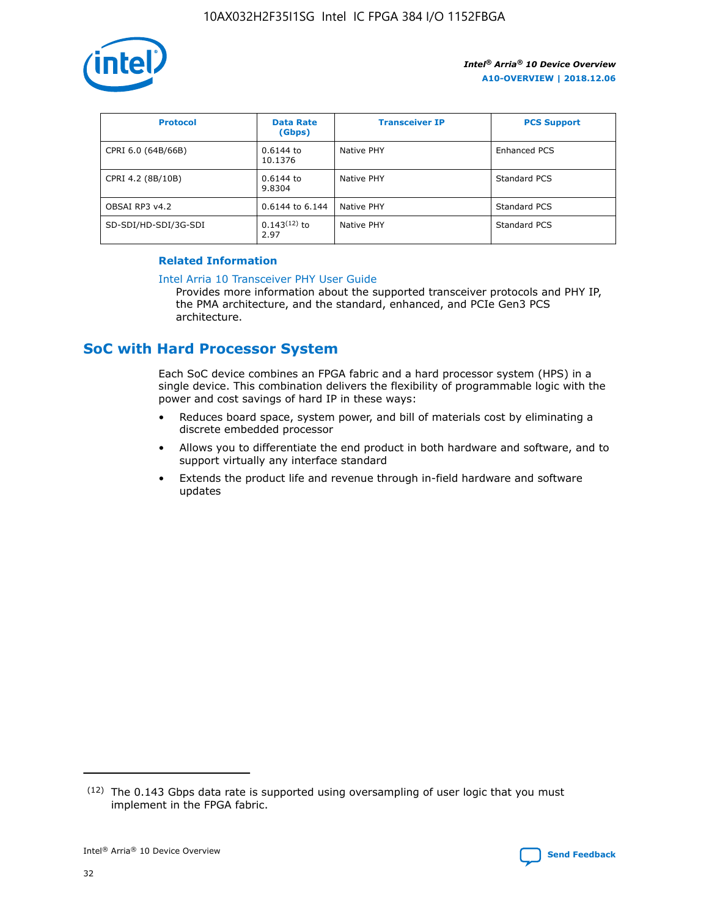| Protocol | Data Rate (Gbps) | Transceiver IP | PCS Support |
| --- | --- | --- | --- |
| CPRI 6.0 (64B/66B) | 0.6144 to 10.1376 | Native PHY | Enhanced PCS |
| CPRI 4.2 (8B/10B) | 0.6144 to 9.8304 | Native PHY | Standard PCS |
| OBSAI RP3 v4.2 | 0.6144 to 6.144 | Native PHY | Standard PCS |
| SD-SDI/HD-SDI/3G-SDI | 0.143[12] to 2.97 | Native PHY | Standard PCS |

#### Related Information

Intel Arria 10 Transceiver PHY User Guide

Provides more information about the supported transceiver protocols and PHY IP, the PMA architecture, and the standard, enhanced, and PCIe Gen3 PCS architecture.

## SoC with Hard Processor System

Each SoC device combines an FPGA fabric and a hard processor system (HPS) in a single device. This combination delivers the flexibility of programmable logic with the power and cost savings of hard IP in these ways:

- Reduces board space, system power, and bill of materials cost by eliminating a discrete embedded processor
- Allows you to differentiate the end product in both hardware and software, and to support virtually any interface standard
- Extends the product life and revenue through in-field hardware and software updates

(12) The 0.143 Gbps data rate is supported using oversampling of user logic that you must implement in the FPGA fabric.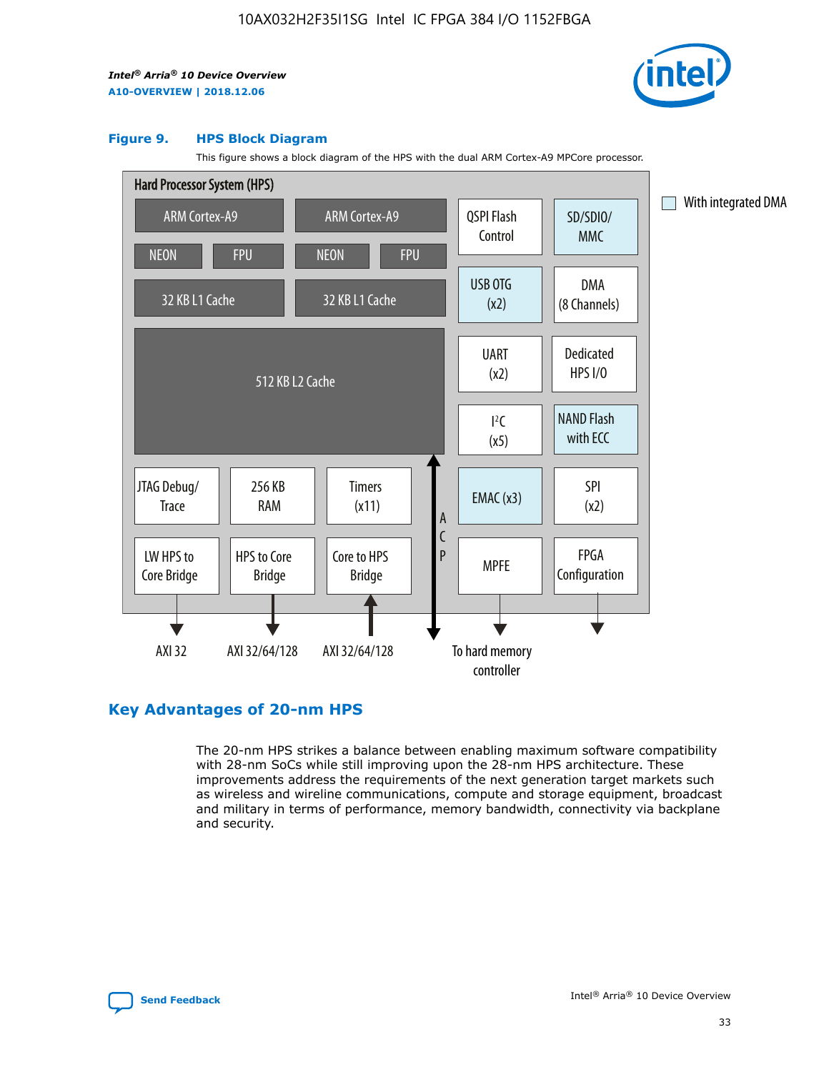### Figure 9. HPS Block Diagram

This figure shows a block diagram of the HPS with the dual ARM Cortex-A9 MPCore processor.

Hard Processor System (HPS)

ARM Cortex-A9
NEON
FPU
32 KB L1 Cache

ARM Cortex-A9
NEON
FPU
32 KB L1 Cache

512 KB L2 Cache

JTAG Debug/ Trace
256 KB RAM
Timers (x11)
LW HPS to Core Bridge
HPS to Core Bridge
Core to HPS Bridge

ACP

QSPI Flash Control
SD/SDIO/ MMC
USB OTG (x2)
DMA (8 Channels)
UART (x2)
Dedicated HPS I/O
I²C (x5)
NAND Flash with ECC
EMAC (x3)
SPI (x2)
MPFE
FPGA Configuration

With integrated DMA

AXI 32
AXI 32/64/128
AXI 32/64/128
To hard memory controller

## Key Advantages of 20-nm HPS

The 20-nm HPS strikes a balance between enabling maximum software compatibility with 28-nm SoCs while still improving upon the 28-nm HPS architecture. These improvements address the requirements of the next generation target markets such as wireless and wireline communications, compute and storage equipment, broadcast and military in terms of performance, memory bandwidth, connectivity via backplane and security.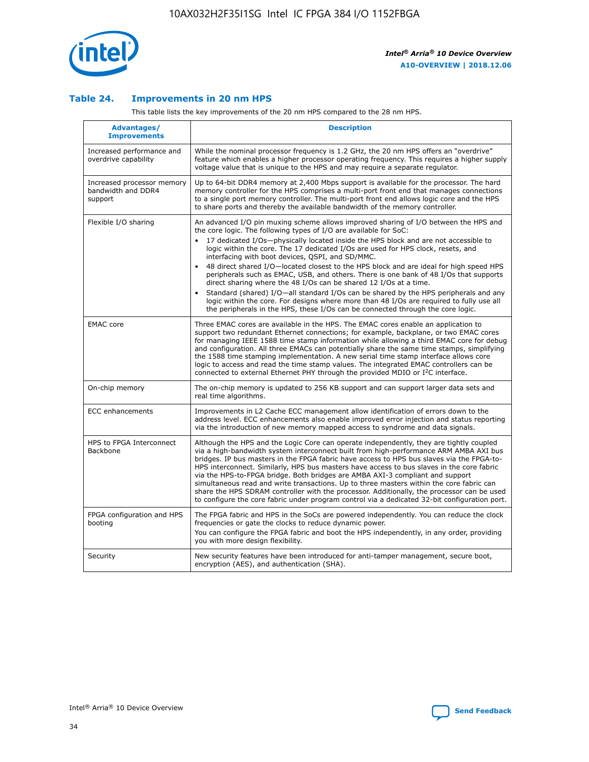### Table 24. Improvements in 20 nm HPS

This table lists the key improvements of the 20 nm HPS compared to the 28 nm HPS.

| Advantages/ Improvements | Description |
|---|---|
| Increased performance and overdrive capability | While the nominal processor frequency is 1.2 GHz, the 20 nm HPS offers an "overdrive" feature which enables a higher processor operating frequency. This requires a higher supply voltage value that is unique to the HPS and may require a separate regulator. |
| Increased processor memory bandwidth and DDR4 support | Up to 64-bit DDR4 memory at 2,400 Mbps support is available for the processor. The hard memory controller for the HPS comprises a multi-port front end that manages connections to a single port memory controller. The multi-port front end allows logic core and the HPS to share ports and thereby the available bandwidth of the memory controller. |
| Flexible I/O sharing | An advanced I/O pin muxing scheme allows improved sharing of I/O between the HPS and the core logic. The following types of I/O are available for SoC: <br>• 17 dedicated I/Os—physically located inside the HPS block and are not accessible to logic within the core. The 17 dedicated I/Os are used for HPS clock, resets, and interfacing with boot devices, QSPI, and SD/MMC. <br>• 48 direct shared I/O—located closest to the HPS block and are ideal for high speed HPS peripherals such as EMAC, USB, and others. There is one bank of 48 I/Os that supports direct sharing where the 48 I/Os can be shared 12 I/Os at a time. <br>• Standard (shared) I/O—all standard I/Os can be shared by the HPS peripherals and any logic within the core. For designs where more than 48 I/Os are required to fully use all the peripherals in the HPS, these I/Os can be connected through the core logic. |
| EMAC core | Three EMAC cores are available in the HPS. The EMAC cores enable an application to support two redundant Ethernet connections; for example, backplane, or two EMAC cores for managing IEEE 1588 time stamp information while allowing a third EMAC core for debug and configuration. All three EMACs can potentially share the same time stamps, simplifying the 1588 time stamping implementation. A new serial time stamp interface allows core logic to access and read the time stamp values. The integrated EMAC controllers can be connected to external Ethernet PHY through the provided MDIO or I²C interface. |
| On-chip memory | The on-chip memory is updated to 256 KB support and can support larger data sets and real time algorithms. |
| ECC enhancements | Improvements in L2 Cache ECC management allow identification of errors down to the address level. ECC enhancements also enable improved error injection and status reporting via the introduction of new memory mapped access to syndrome and data signals. |
| HPS to FPGA Interconnect Backbone | Although the HPS and the Logic Core can operate independently, they are tightly coupled via a high-bandwidth system interconnect built from high-performance ARM AMBA AXI bus bridges. IP bus masters in the FPGA fabric have access to HPS bus slaves via the FPGA-to-HPS interconnect. Similarly, HPS bus masters have access to bus slaves in the core fabric via the HPS-to-FPGA bridge. Both bridges are AMBA AXI-3 compliant and support simultaneous read and write transactions. Up to three masters within the core fabric can share the HPS SDRAM controller with the processor. Additionally, the processor can be used to configure the core fabric under program control via a dedicated 32-bit configuration port. |
| FPGA configuration and HPS booting | The FPGA fabric and HPS in the SoCs are powered independently. You can reduce the clock frequencies or gate the clocks to reduce dynamic power. <br>You can configure the FPGA fabric and boot the HPS independently, in any order, providing you with more design flexibility. |
| Security | New security features have been introduced for anti-tamper management, secure boot, encryption (AES), and authentication (SHA). |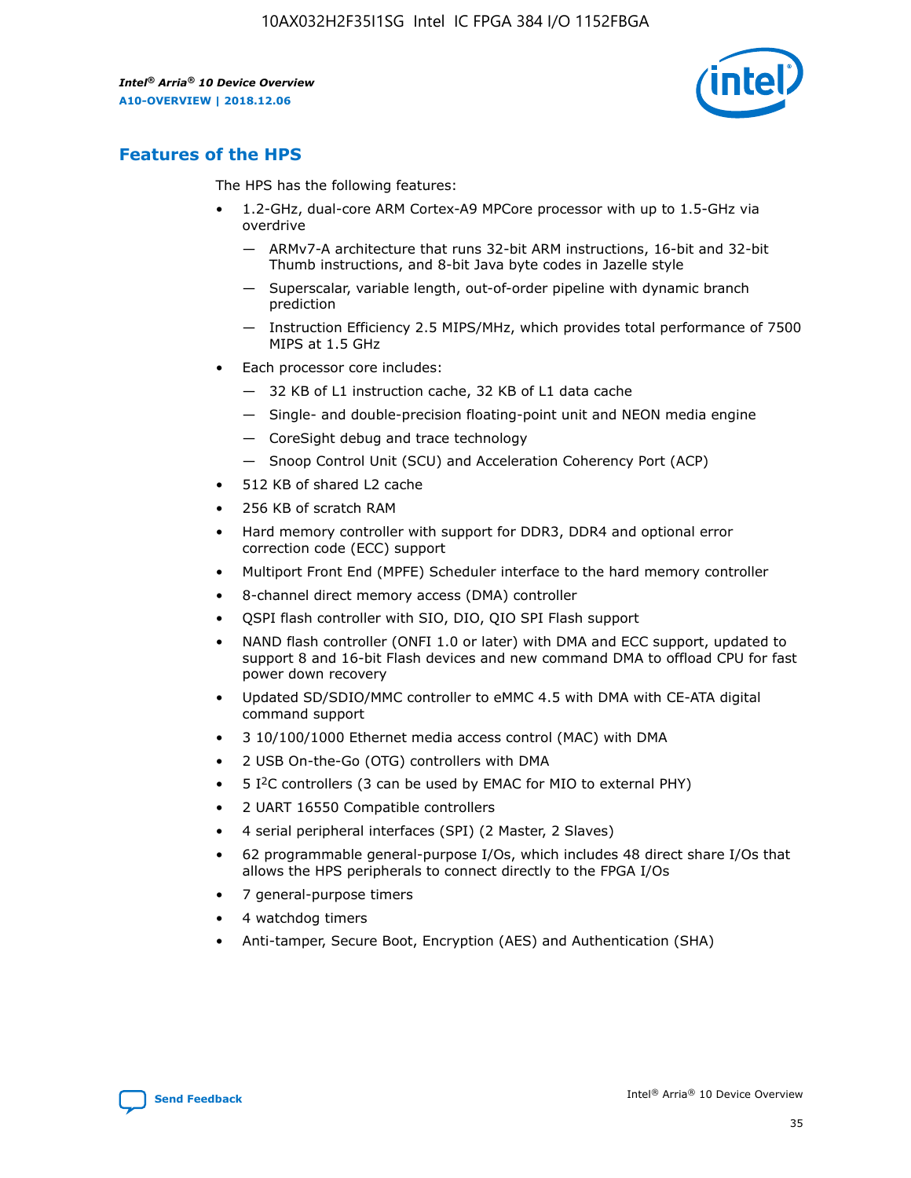## Features of the HPS

The HPS has the following features:

- 1.2-GHz, dual-core ARM Cortex-A9 MPCore processor with up to 1.5-GHz via overdrive
  - — ARMv7-A architecture that runs 32-bit ARM instructions, 16-bit and 32-bit Thumb instructions, and 8-bit Java byte codes in Jazelle style
  - — Superscalar, variable length, out-of-order pipeline with dynamic branch prediction
  - — Instruction Efficiency 2.5 MIPS/MHz, which provides total performance of 7500 MIPS at 1.5 GHz
- Each processor core includes:
  - — 32 KB of L1 instruction cache, 32 KB of L1 data cache
  - — Single- and double-precision floating-point unit and NEON media engine
  - — CoreSight debug and trace technology
  - — Snoop Control Unit (SCU) and Acceleration Coherency Port (ACP)
- 512 KB of shared L2 cache
- 256 KB of scratch RAM
- Hard memory controller with support for DDR3, DDR4 and optional error correction code (ECC) support
- Multiport Front End (MPFE) Scheduler interface to the hard memory controller
- 8-channel direct memory access (DMA) controller
- QSPI flash controller with SIO, DIO, QIO SPI Flash support
- NAND flash controller (ONFI 1.0 or later) with DMA and ECC support, updated to support 8 and 16-bit Flash devices and new command DMA to offload CPU for fast power down recovery
- Updated SD/SDIO/MMC controller to eMMC 4.5 with DMA with CE-ATA digital command support
- 3 10/100/1000 Ethernet media access control (MAC) with DMA
- 2 USB On-the-Go (OTG) controllers with DMA
- 5 I$^2$C controllers (3 can be used by EMAC for MIO to external PHY)
- 2 UART 16550 Compatible controllers
- 4 serial peripheral interfaces (SPI) (2 Master, 2 Slaves)
- 62 programmable general-purpose I/Os, which includes 48 direct share I/Os that allows the HPS peripherals to connect directly to the FPGA I/Os
- 7 general-purpose timers
- 4 watchdog timers
- Anti-tamper, Secure Boot, Encryption (AES) and Authentication (SHA)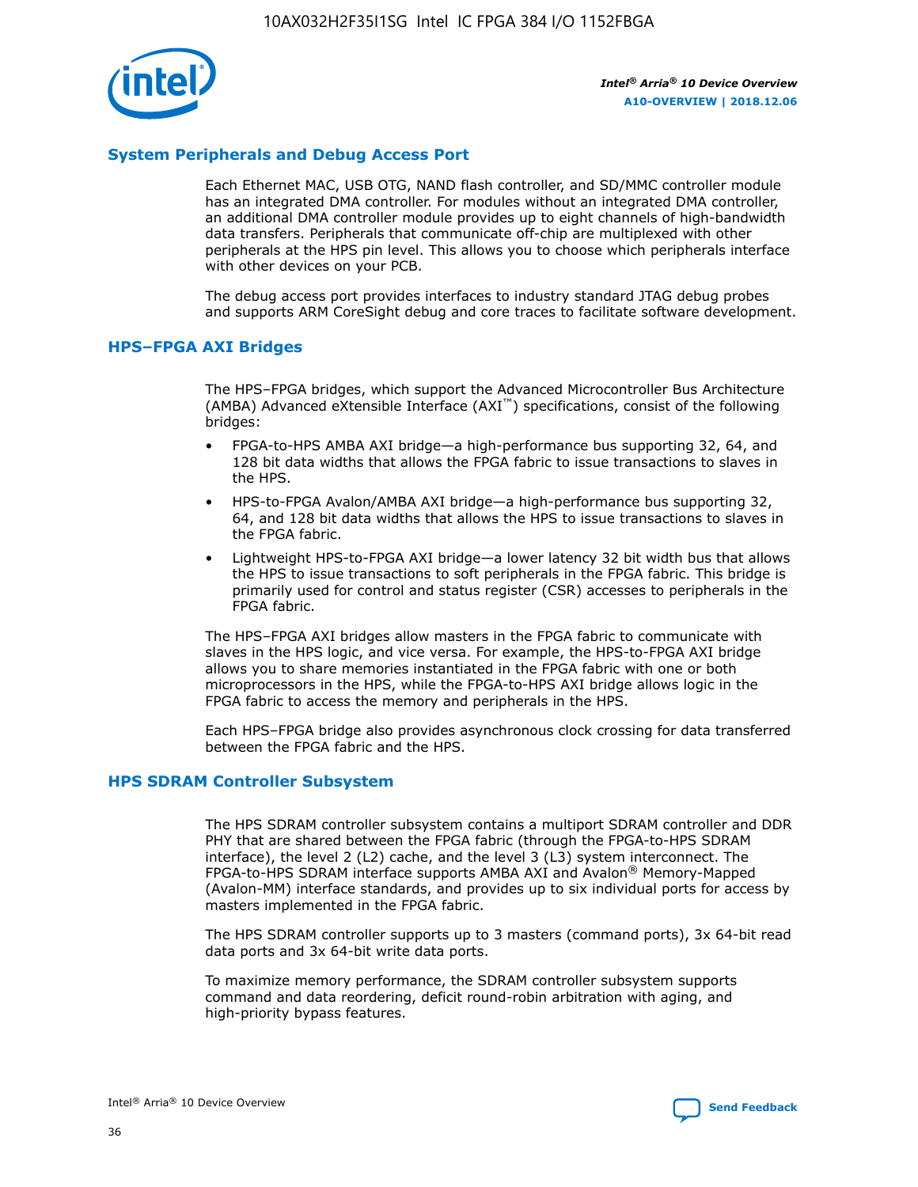## System Peripherals and Debug Access Port

Each Ethernet MAC, USB OTG, NAND flash controller, and SD/MMC controller module has an integrated DMA controller. For modules without an integrated DMA controller, an additional DMA controller module provides up to eight channels of high-bandwidth data transfers. Peripherals that communicate off-chip are multiplexed with other peripherals at the HPS pin level. This allows you to choose which peripherals interface with other devices on your PCB.

The debug access port provides interfaces to industry standard JTAG debug probes and supports ARM CoreSight debug and core traces to facilitate software development.

## HPS–FPGA AXI Bridges

The HPS–FPGA bridges, which support the Advanced Microcontroller Bus Architecture (AMBA) Advanced eXtensible Interface (AXI™) specifications, consist of the following bridges:

- FPGA-to-HPS AMBA AXI bridge—a high-performance bus supporting 32, 64, and 128 bit data widths that allows the FPGA fabric to issue transactions to slaves in the HPS.
- HPS-to-FPGA Avalon/AMBA AXI bridge—a high-performance bus supporting 32, 64, and 128 bit data widths that allows the HPS to issue transactions to slaves in the FPGA fabric.
- Lightweight HPS-to-FPGA AXI bridge—a lower latency 32 bit width bus that allows the HPS to issue transactions to soft peripherals in the FPGA fabric. This bridge is primarily used for control and status register (CSR) accesses to peripherals in the FPGA fabric.

The HPS–FPGA AXI bridges allow masters in the FPGA fabric to communicate with slaves in the HPS logic, and vice versa. For example, the HPS-to-FPGA AXI bridge allows you to share memories instantiated in the FPGA fabric with one or both microprocessors in the HPS, while the FPGA-to-HPS AXI bridge allows logic in the FPGA fabric to access the memory and peripherals in the HPS.

Each HPS–FPGA bridge also provides asynchronous clock crossing for data transferred between the FPGA fabric and the HPS.

## HPS SDRAM Controller Subsystem

The HPS SDRAM controller subsystem contains a multiport SDRAM controller and DDR PHY that are shared between the FPGA fabric (through the FPGA-to-HPS SDRAM interface), the level 2 (L2) cache, and the level 3 (L3) system interconnect. The FPGA-to-HPS SDRAM interface supports AMBA AXI and Avalon® Memory-Mapped (Avalon-MM) interface standards, and provides up to six individual ports for access by masters implemented in the FPGA fabric.

The HPS SDRAM controller supports up to 3 masters (command ports), 3x 64-bit read data ports and 3x 64-bit write data ports.

To maximize memory performance, the SDRAM controller subsystem supports command and data reordering, deficit round-robin arbitration with aging, and high-priority bypass features.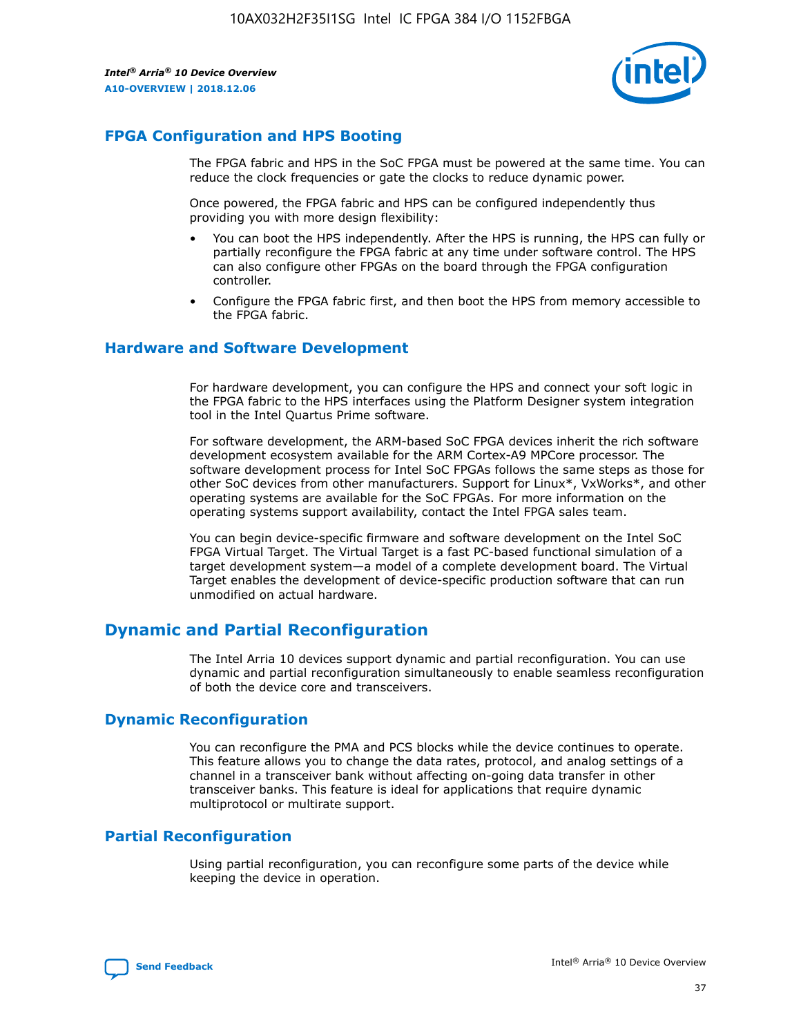## FPGA Configuration and HPS Booting

The FPGA fabric and HPS in the SoC FPGA must be powered at the same time. You can reduce the clock frequencies or gate the clocks to reduce dynamic power.

Once powered, the FPGA fabric and HPS can be configured independently thus providing you with more design flexibility:

- You can boot the HPS independently. After the HPS is running, the HPS can fully or partially reconfigure the FPGA fabric at any time under software control. The HPS can also configure other FPGAs on the board through the FPGA configuration controller.
- Configure the FPGA fabric first, and then boot the HPS from memory accessible to the FPGA fabric.

## Hardware and Software Development

For hardware development, you can configure the HPS and connect your soft logic in the FPGA fabric to the HPS interfaces using the Platform Designer system integration tool in the Intel Quartus Prime software.

For software development, the ARM-based SoC FPGA devices inherit the rich software development ecosystem available for the ARM Cortex-A9 MPCore processor. The software development process for Intel SoC FPGAs follows the same steps as those for other SoC devices from other manufacturers. Support for Linux*, VxWorks*, and other operating systems are available for the SoC FPGAs. For more information on the operating systems support availability, contact the Intel FPGA sales team.

You can begin device-specific firmware and software development on the Intel SoC FPGA Virtual Target. The Virtual Target is a fast PC-based functional simulation of a target development system—a model of a complete development board. The Virtual Target enables the development of device-specific production software that can run unmodified on actual hardware.

# Dynamic and Partial Reconfiguration

The Intel Arria 10 devices support dynamic and partial reconfiguration. You can use dynamic and partial reconfiguration simultaneously to enable seamless reconfiguration of both the device core and transceivers.

## Dynamic Reconfiguration

You can reconfigure the PMA and PCS blocks while the device continues to operate. This feature allows you to change the data rates, protocol, and analog settings of a channel in a transceiver bank without affecting on-going data transfer in other transceiver banks. This feature is ideal for applications that require dynamic multiprotocol or multirate support.

## Partial Reconfiguration

Using partial reconfiguration, you can reconfigure some parts of the device while keeping the device in operation.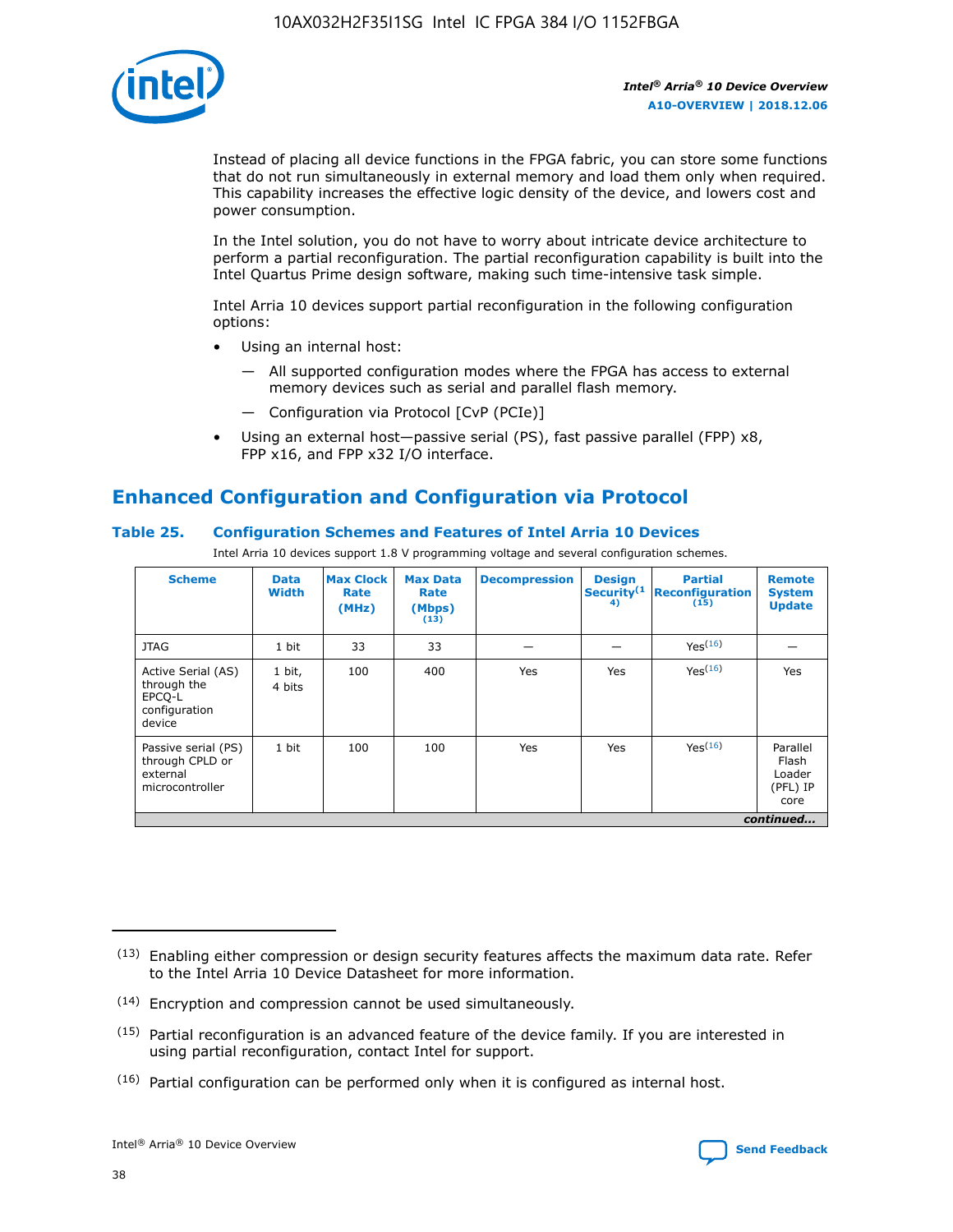Instead of placing all device functions in the FPGA fabric, you can store some functions that do not run simultaneously in external memory and load them only when required. This capability increases the effective logic density of the device, and lowers cost and power consumption.

In the Intel solution, you do not have to worry about intricate device architecture to perform a partial reconfiguration. The partial reconfiguration capability is built into the Intel Quartus Prime design software, making such time-intensive task simple.

Intel Arria 10 devices support partial reconfiguration in the following configuration options:

- Using an internal host:
  - All supported configuration modes where the FPGA has access to external memory devices such as serial and parallel flash memory.
  - Configuration via Protocol [CvP (PCIe)]
- Using an external host—passive serial (PS), fast passive parallel (FPP) x8, FPP x16, and FPP x32 I/O interface.

## Enhanced Configuration and Configuration via Protocol

### Table 25. Configuration Schemes and Features of Intel Arria 10 Devices

Intel Arria 10 devices support 1.8 V programming voltage and several configuration schemes.

| Scheme | Data Width | Max Clock Rate (MHz) | Max Data Rate (Mbps) (13) | Decompression | Design Security(14) | Partial Reconfiguration (15) | Remote System Update |
|---|---|---|---|---|---|---|---|
| JTAG | 1 bit | 33 | 33 | — | — | Yes(16) | — |
| Active Serial (AS) through the EPCQ-L configuration device | 1 bit, 4 bits | 100 | 400 | Yes | Yes | Yes(16) | Yes |
| Passive serial (PS) through CPLD or external microcontroller | 1 bit | 100 | 100 | Yes | Yes | Yes(16) | Parallel Flash Loader (PFL) IP core |

*continued...*

(13) Enabling either compression or design security features affects the maximum data rate. Refer to the Intel Arria 10 Device Datasheet for more information.

(14) Encryption and compression cannot be used simultaneously.

(15) Partial reconfiguration is an advanced feature of the device family. If you are interested in using partial reconfiguration, contact Intel for support.

(16) Partial configuration can be performed only when it is configured as internal host.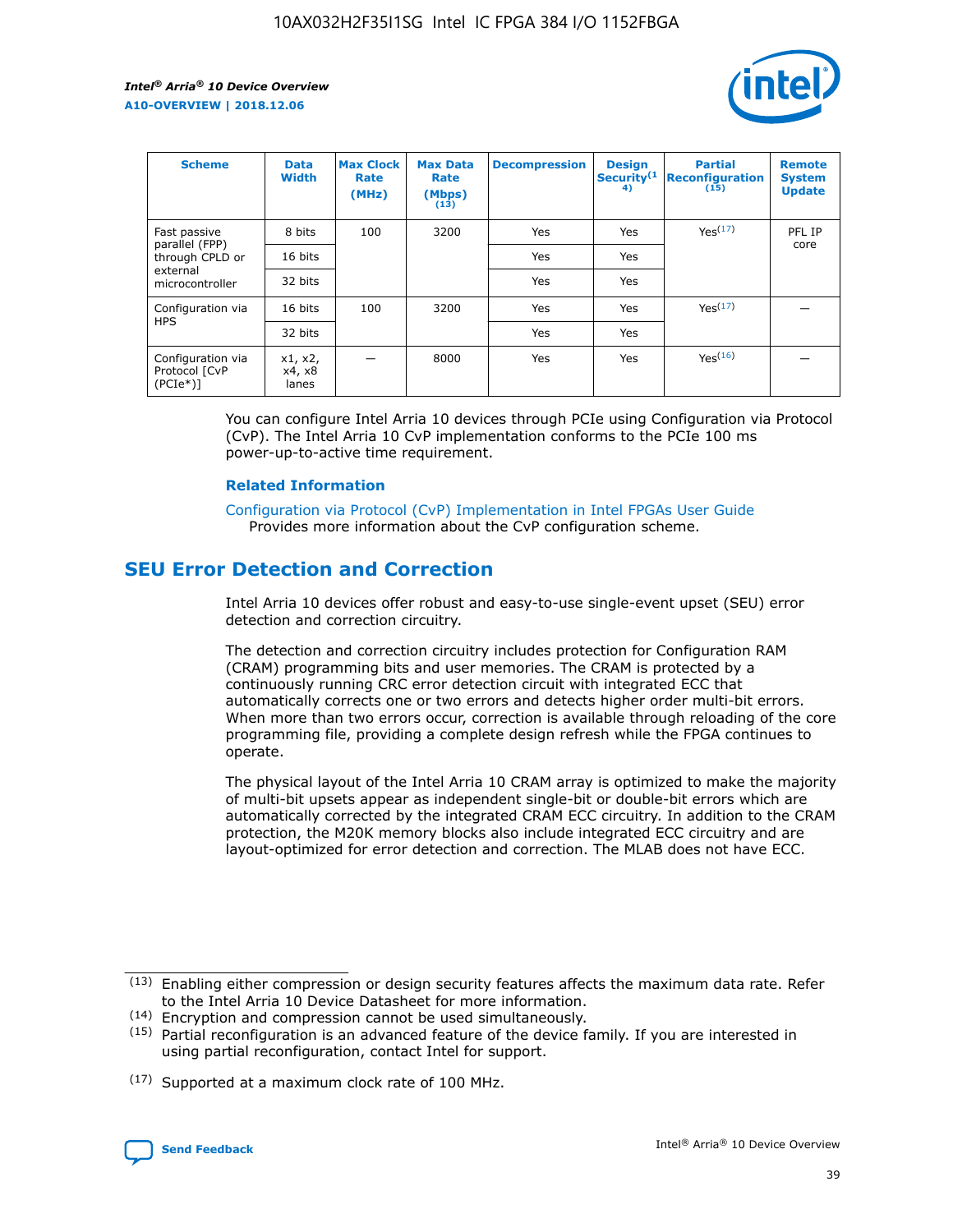| Scheme | Data Width | Max Clock Rate (MHz) | Max Data Rate (Mbps) (13) | Decompression | Design Security(14) | Partial Reconfiguration (15) | Remote System Update |
|---|---|---|---|---|---|---|---|
| Fast passive parallel (FPP) through CPLD or external microcontroller | 8 bits | 100 | 3200 | Yes | Yes | Yes(17) | PFL IP core |
| | 16 bits | | | Yes | Yes | | |
| | 32 bits | | | Yes | Yes | | |
| Configuration via HPS | 16 bits | 100 | 3200 | Yes | Yes | Yes(17) | — |
| | 32 bits | | | Yes | Yes | | |
| Configuration via Protocol [CvP (PCIe*)] | x1, x2, x4, x8 lanes | — | 8000 | Yes | Yes | Yes(16) | — |

You can configure Intel Arria 10 devices through PCIe using Configuration via Protocol (CvP). The Intel Arria 10 CvP implementation conforms to the PCIe 100 ms power-up-to-active time requirement.

### Related Information

Configuration via Protocol (CvP) Implementation in Intel FPGAs User Guide
Provides more information about the CvP configuration scheme.

## SEU Error Detection and Correction

Intel Arria 10 devices offer robust and easy-to-use single-event upset (SEU) error detection and correction circuitry.

The detection and correction circuitry includes protection for Configuration RAM (CRAM) programming bits and user memories. The CRAM is protected by a continuously running CRC error detection circuit with integrated ECC that automatically corrects one or two errors and detects higher order multi-bit errors. When more than two errors occur, correction is available through reloading of the core programming file, providing a complete design refresh while the FPGA continues to operate.

The physical layout of the Intel Arria 10 CRAM array is optimized to make the majority of multi-bit upsets appear as independent single-bit or double-bit errors which are automatically corrected by the integrated CRAM ECC circuitry. In addition to the CRAM protection, the M20K memory blocks also include integrated ECC circuitry and are layout-optimized for error detection and correction. The MLAB does not have ECC.

(13) Enabling either compression or design security features affects the maximum data rate. Refer to the Intel Arria 10 Device Datasheet for more information.

(14) Encryption and compression cannot be used simultaneously.

(15) Partial reconfiguration is an advanced feature of the device family. If you are interested in using partial reconfiguration, contact Intel for support.

(17) Supported at a maximum clock rate of 100 MHz.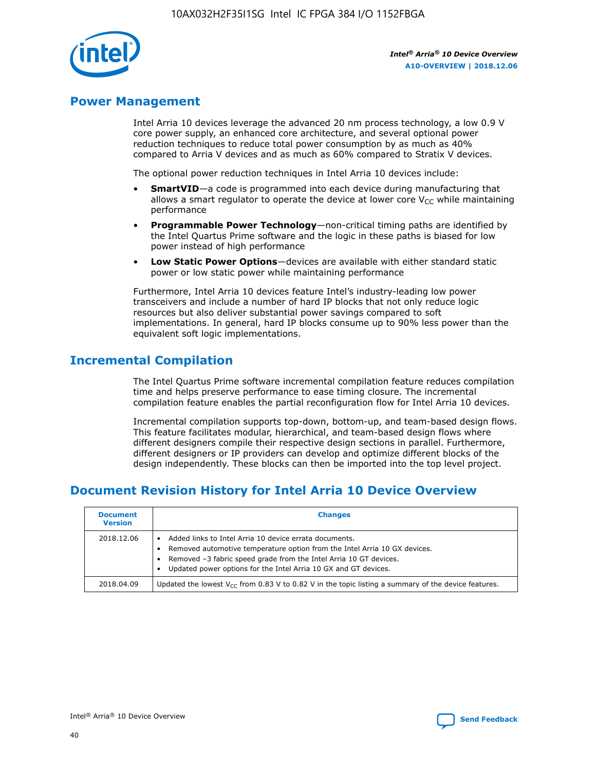## Power Management

Intel Arria 10 devices leverage the advanced 20 nm process technology, a low 0.9 V core power supply, an enhanced core architecture, and several optional power reduction techniques to reduce total power consumption by as much as 40% compared to Arria V devices and as much as 60% compared to Stratix V devices.

The optional power reduction techniques in Intel Arria 10 devices include:

- **SmartVID**—a code is programmed into each device during manufacturing that allows a smart regulator to operate the device at lower core $V_{CC}$ while maintaining performance
- **Programmable Power Technology**—non-critical timing paths are identified by the Intel Quartus Prime software and the logic in these paths is biased for low power instead of high performance
- **Low Static Power Options**—devices are available with either standard static power or low static power while maintaining performance

Furthermore, Intel Arria 10 devices feature Intel's industry-leading low power transceivers and include a number of hard IP blocks that not only reduce logic resources but also deliver substantial power savings compared to soft implementations. In general, hard IP blocks consume up to 90% less power than the equivalent soft logic implementations.

## Incremental Compilation

The Intel Quartus Prime software incremental compilation feature reduces compilation time and helps preserve performance to ease timing closure. The incremental compilation feature enables the partial reconfiguration flow for Intel Arria 10 devices.

Incremental compilation supports top-down, bottom-up, and team-based design flows. This feature facilitates modular, hierarchical, and team-based design flows where different designers compile their respective design sections in parallel. Furthermore, different designers or IP providers can develop and optimize different blocks of the design independently. These blocks can then be imported into the top level project.

## Document Revision History for Intel Arria 10 Device Overview

| Document Version | Changes |
|---|---|
| 2018.12.06 | • Added links to Intel Arria 10 device errata documents.<br>• Removed automotive temperature option from the Intel Arria 10 GX devices.<br>• Removed –3 fabric speed grade from the Intel Arria 10 GT devices.<br>• Updated power options for the Intel Arria 10 GX and GT devices. |
| 2018.04.09 | Updated the lowest $V_{CC}$ from 0.83 V to 0.82 V in the topic listing a summary of the device features. |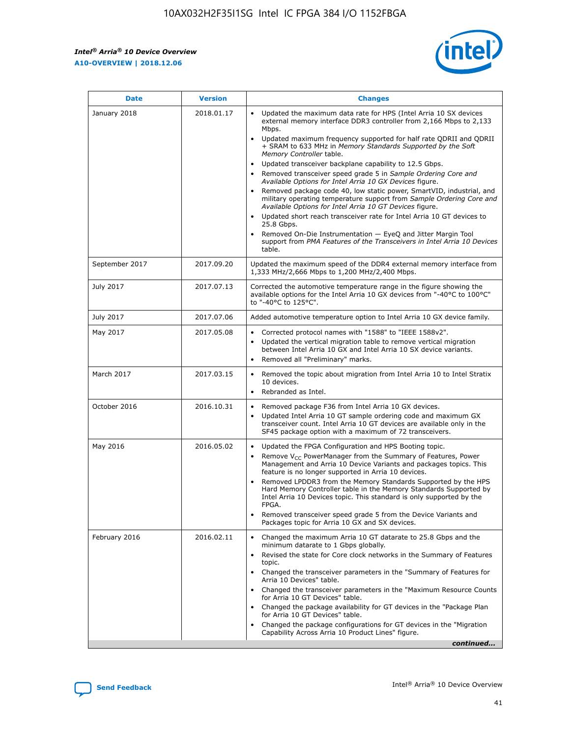| Date | Version | Changes |
| --- | --- | --- |
| January 2018 | 2018.01.17 | • Updated the maximum data rate for HPS (Intel Arria 10 SX devices external memory interface DDR3 controller from 2,166 Mbps to 2,133 Mbps.<br>• Updated maximum frequency supported for half rate QDRII and QDRII + SRAM to 633 MHz in *Memory Standards Supported by the Soft Memory Controller* table.<br>• Updated transceiver backplane capability to 12.5 Gbps.<br>• Removed transceiver speed grade 5 in *Sample Ordering Core and Available Options for Intel Arria 10 GX Devices* figure.<br>• Removed package code 40, low static power, SmartVID, industrial, and military operating temperature support from *Sample Ordering Core and Available Options for Intel Arria 10 GT Devices* figure.<br>• Updated short reach transceiver rate for Intel Arria 10 GT devices to 25.8 Gbps.<br>• Removed On-Die Instrumentation — EyeQ and Jitter Margin Tool support from *PMA Features of the Transceivers in Intel Arria 10 Devices* table. |
| September 2017 | 2017.09.20 | Updated the maximum speed of the DDR4 external memory interface from 1,333 MHz/2,666 Mbps to 1,200 MHz/2,400 Mbps. |
| July 2017 | 2017.07.13 | Corrected the automotive temperature range in the figure showing the available options for the Intel Arria 10 GX devices from "-40°C to 100°C" to "-40°C to 125°C". |
| July 2017 | 2017.07.06 | Added automotive temperature option to Intel Arria 10 GX device family. |
| May 2017 | 2017.05.08 | • Corrected protocol names with "1588" to "IEEE 1588v2".<br>• Updated the vertical migration table to remove vertical migration between Intel Arria 10 GX and Intel Arria 10 SX device variants.<br>• Removed all "Preliminary" marks. |
| March 2017 | 2017.03.15 | • Removed the topic about migration from Intel Arria 10 to Intel Stratix 10 devices.<br>• Rebranded as Intel. |
| October 2016 | 2016.10.31 | • Removed package F36 from Intel Arria 10 GX devices.<br>• Updated Intel Arria 10 GT sample ordering code and maximum GX transceiver count. Intel Arria 10 GT devices are available only in the SF45 package option with a maximum of 72 transceivers. |
| May 2016 | 2016.05.02 | • Updated the FPGA Configuration and HPS Booting topic.<br>• Remove $V_{CC}$ PowerManager from the Summary of Features, Power Management and Arria 10 Device Variants and packages topics. This feature is no longer supported in Arria 10 devices.<br>• Removed LPDDR3 from the Memory Standards Supported by the HPS Hard Memory Controller table in the Memory Standards Supported by Intel Arria 10 Devices topic. This standard is only supported by the FPGA.<br>• Removed transceiver speed grade 5 from the Device Variants and Packages topic for Arria 10 GX and SX devices. |
| February 2016 | 2016.02.11 | • Changed the maximum Arria 10 GT datarate to 25.8 Gbps and the minimum datarate to 1 Gbps globally.<br>• Revised the state for Core clock networks in the Summary of Features topic.<br>• Changed the transceiver parameters in the "Summary of Features for Arria 10 Devices" table.<br>• Changed the transceiver parameters in the "Maximum Resource Counts for Arria 10 GT Devices" table.<br>• Changed the package availability for GT devices in the "Package Plan for Arria 10 GT Devices" table.<br>• Changed the package configurations for GT devices in the "Migration Capability Across Arria 10 Product Lines" figure. |

*continued...*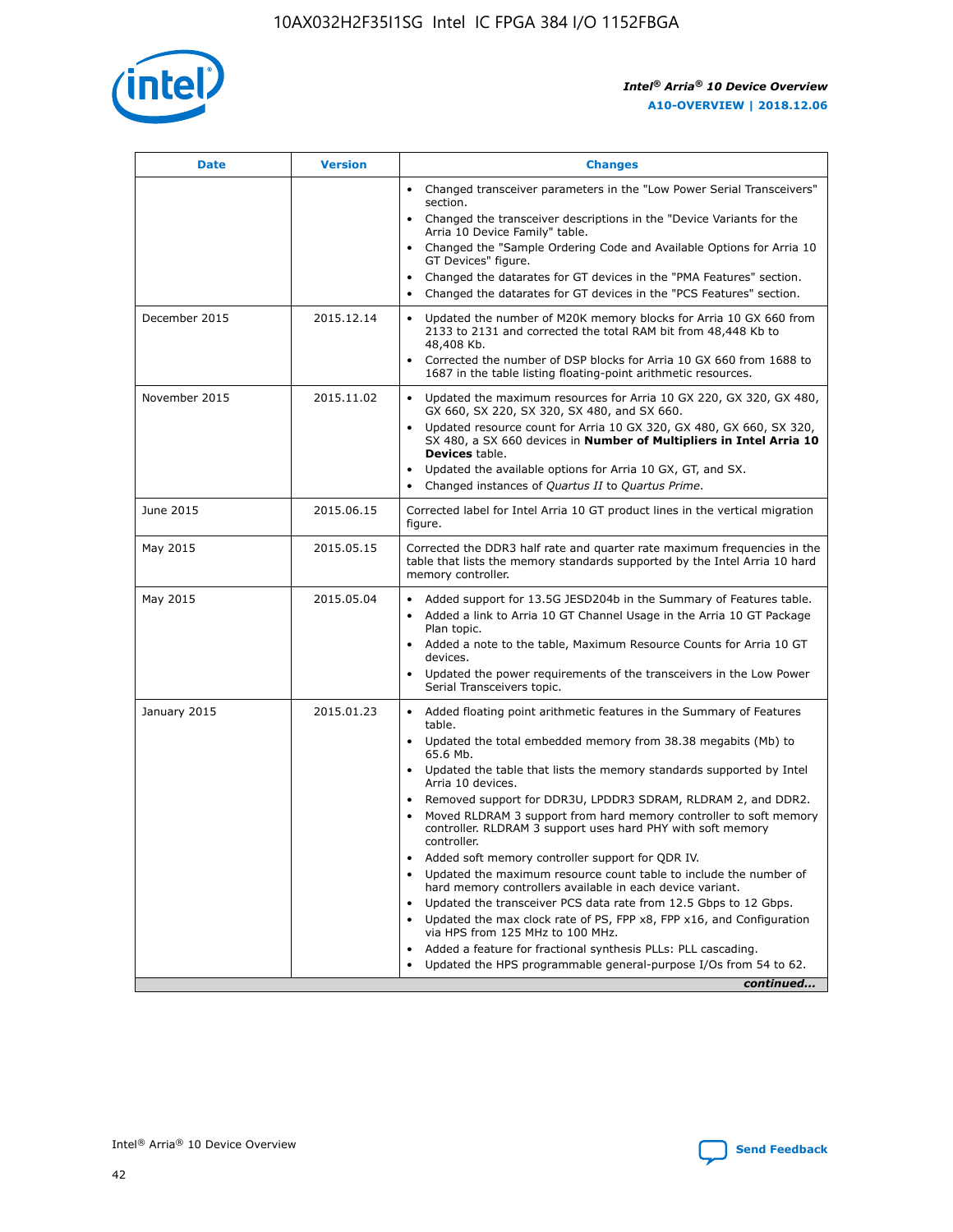| Date | Version | Changes |
| --- | --- | --- |
| | | • Changed transceiver parameters in the "Low Power Serial Transceivers" section.<br>• Changed the transceiver descriptions in the "Device Variants for the Arria 10 Device Family" table.<br>• Changed the "Sample Ordering Code and Available Options for Arria 10 GT Devices" figure.<br>• Changed the datarates for GT devices in the "PMA Features" section.<br>• Changed the datarates for GT devices in the "PCS Features" section. |
| December 2015 | 2015.12.14 | • Updated the number of M20K memory blocks for Arria 10 GX 660 from 2133 to 2131 and corrected the total RAM bit from 48,448 Kb to 48,408 Kb.<br>• Corrected the number of DSP blocks for Arria 10 GX 660 from 1688 to 1687 in the table listing floating-point arithmetic resources. |
| November 2015 | 2015.11.02 | • Updated the maximum resources for Arria 10 GX 220, GX 320, GX 480, GX 660, SX 220, SX 320, SX 480, and SX 660.<br>• Updated resource count for Arria 10 GX 320, GX 480, GX 660, SX 320, SX 480, a SX 660 devices in **Number of Multipliers in Intel Arria 10 Devices** table.<br>• Updated the available options for Arria 10 GX, GT, and SX.<br>• Changed instances of *Quartus II* to *Quartus Prime*. |
| June 2015 | 2015.06.15 | Corrected label for Intel Arria 10 GT product lines in the vertical migration figure. |
| May 2015 | 2015.05.15 | Corrected the DDR3 half rate and quarter rate maximum frequencies in the table that lists the memory standards supported by the Intel Arria 10 hard memory controller. |
| May 2015 | 2015.05.04 | • Added support for 13.5G JESD204b in the Summary of Features table.<br>• Added a link to Arria 10 GT Channel Usage in the Arria 10 GT Package Plan topic.<br>• Added a note to the table, Maximum Resource Counts for Arria 10 GT devices.<br>• Updated the power requirements of the transceivers in the Low Power Serial Transceivers topic. |
| January 2015 | 2015.01.23 | • Added floating point arithmetic features in the Summary of Features table.<br>• Updated the total embedded memory from 38.38 megabits (Mb) to 65.6 Mb.<br>• Updated the table that lists the memory standards supported by Intel Arria 10 devices.<br>• Removed support for DDR3U, LPDDR3 SDRAM, RLDRAM 2, and DDR2.<br>• Moved RLDRAM 3 support from hard memory controller to soft memory controller. RLDRAM 3 support uses hard PHY with soft memory controller.<br>• Added soft memory controller support for QDR IV.<br>• Updated the maximum resource count table to include the number of hard memory controllers available in each device variant.<br>• Updated the transceiver PCS data rate from 12.5 Gbps to 12 Gbps.<br>• Updated the max clock rate of PS, FPP x8, FPP x16, and Configuration via HPS from 125 MHz to 100 MHz.<br>• Added a feature for fractional synthesis PLLs: PLL cascading.<br>• Updated the HPS programmable general-purpose I/Os from 54 to 62. |

*continued...*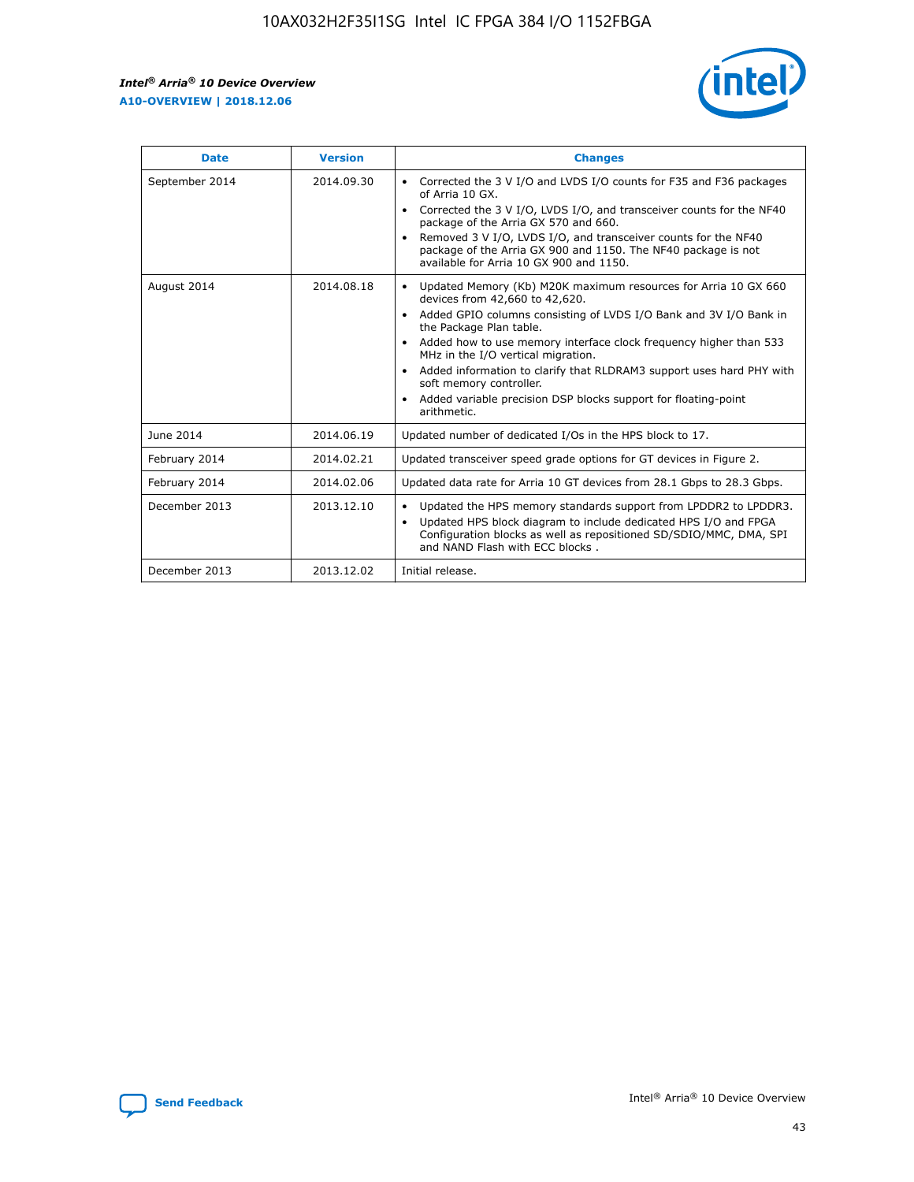| Date | Version | Changes |
| --- | --- | --- |
| September 2014 | 2014.09.30 | • Corrected the 3 V I/O and LVDS I/O counts for F35 and F36 packages of Arria 10 GX.<br>• Corrected the 3 V I/O, LVDS I/O, and transceiver counts for the NF40 package of the Arria GX 570 and 660.<br>• Removed 3 V I/O, LVDS I/O, and transceiver counts for the NF40 package of the Arria GX 900 and 1150. The NF40 package is not available for Arria 10 GX 900 and 1150. |
| August 2014 | 2014.08.18 | • Updated Memory (Kb) M20K maximum resources for Arria 10 GX 660 devices from 42,660 to 42,620.<br>• Added GPIO columns consisting of LVDS I/O Bank and 3V I/O Bank in the Package Plan table.<br>• Added how to use memory interface clock frequency higher than 533 MHz in the I/O vertical migration.<br>• Added information to clarify that RLDRAM3 support uses hard PHY with soft memory controller.<br>• Added variable precision DSP blocks support for floating-point arithmetic. |
| June 2014 | 2014.06.19 | Updated number of dedicated I/Os in the HPS block to 17. |
| February 2014 | 2014.02.21 | Updated transceiver speed grade options for GT devices in Figure 2. |
| February 2014 | 2014.02.06 | Updated data rate for Arria 10 GT devices from 28.1 Gbps to 28.3 Gbps. |
| December 2013 | 2013.12.10 | • Updated the HPS memory standards support from LPDDR2 to LPDDR3.<br>• Updated HPS block diagram to include dedicated HPS I/O and FPGA Configuration blocks as well as repositioned SD/SDIO/MMC, DMA, SPI and NAND Flash with ECC blocks . |
| December 2013 | 2013.12.02 | Initial release. |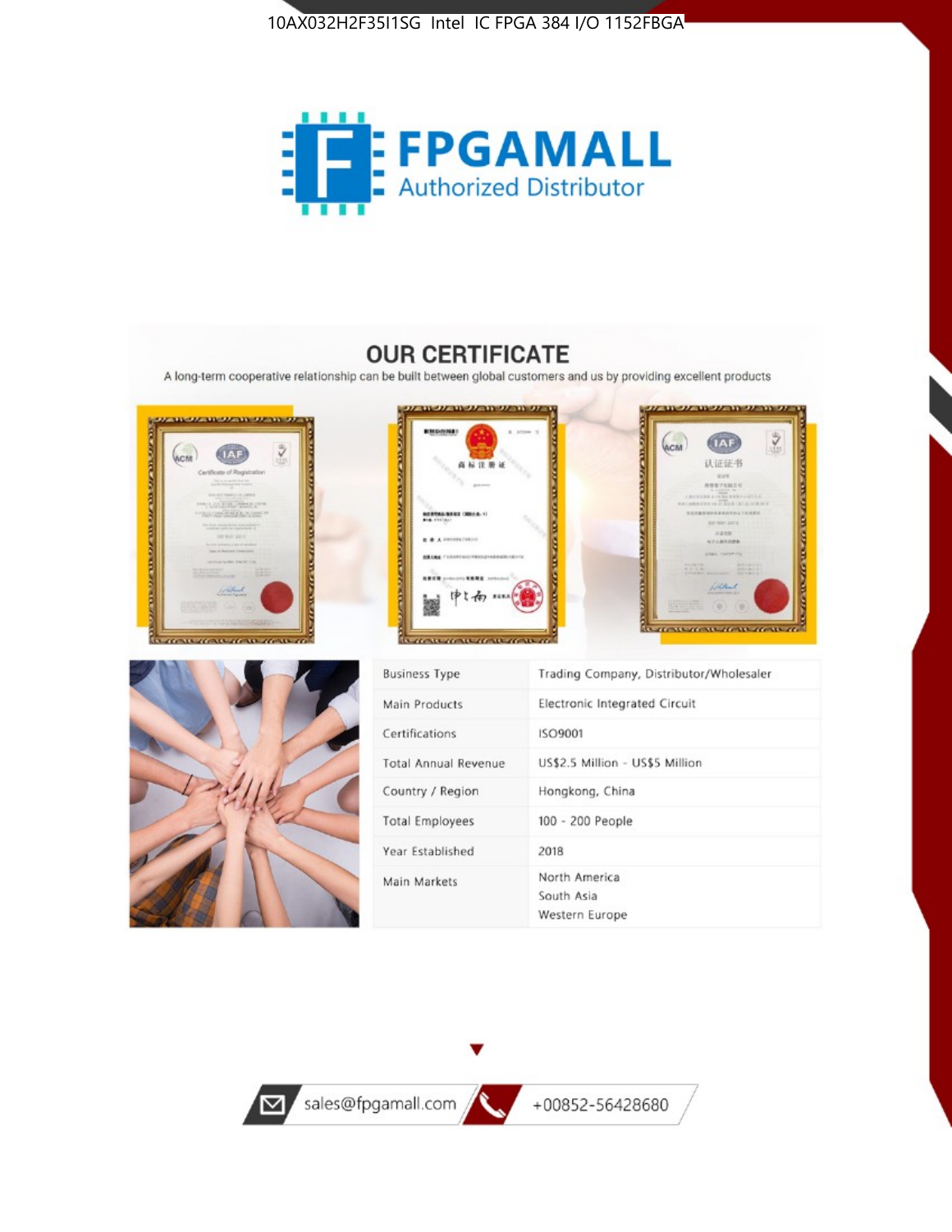FPGAMALL
Authorized Distributor

## OUR CERTIFICATE

A long-term cooperative relationship can be built between global customers and us by providing excellent products

| | |
|---|---|
| Business Type | Trading Company, Distributor/Wholesaler |
| Main Products | Electronic Integrated Circuit |
| Certifications | ISO9001 |
| Total Annual Revenue | US$2.5 Million - US$5 Million |
| Country / Region | Hongkong, China |
| Total Employees | 100 - 200 People |
| Year Established | 2018 |
| Main Markets | North America<br>South Asia<br>Western Europe |

sales@fpgamall.com

+00852-56428680